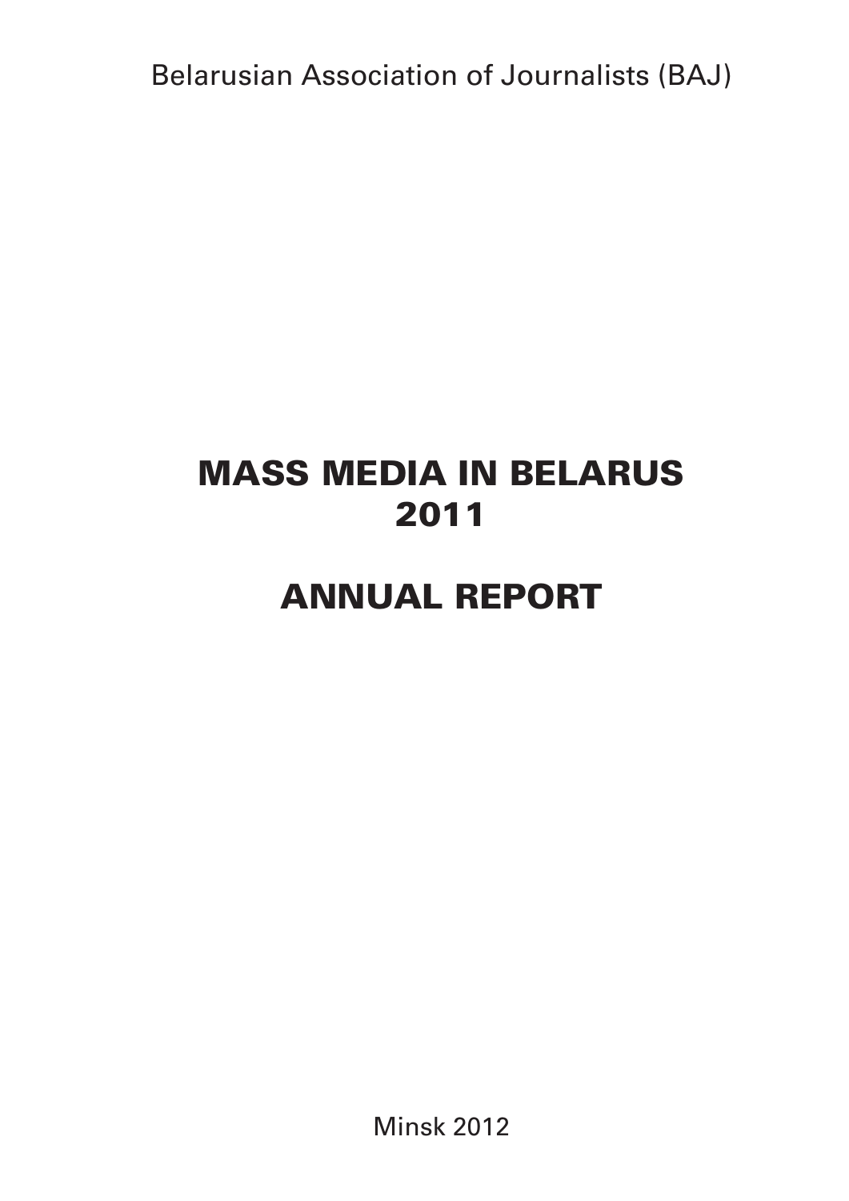Belarusian Association of Journalists (BAJ)

# MASS MEDIA IN BELARUS 2011

# ANNUAL REPORT

Minsk 2012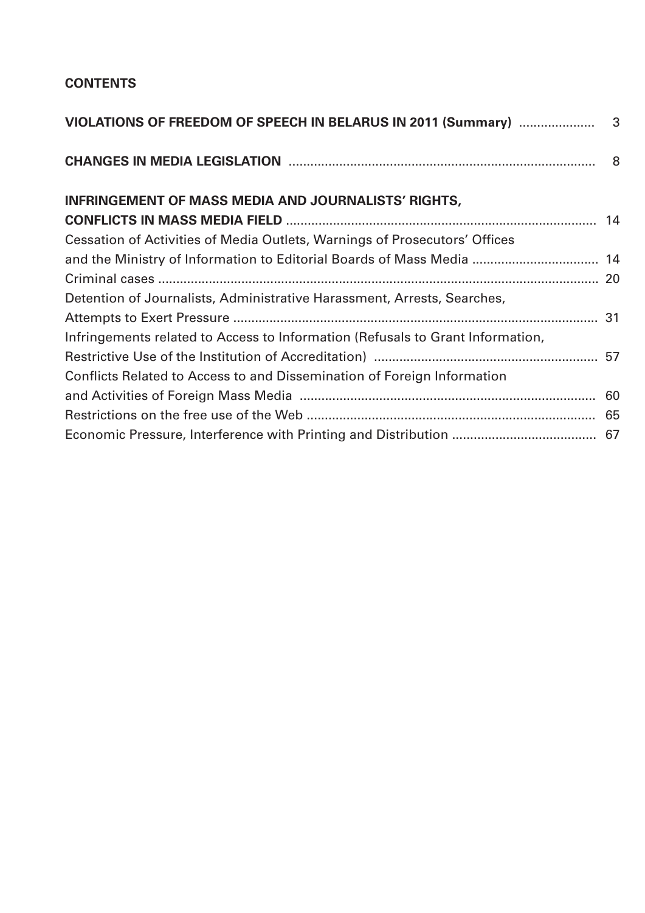**CONTENTS**

| | |
|---|---|
| **VIOLATIONS OF FREEDOM OF SPEECH IN BELARUS IN 2011 (Summary)** | 3 |
| **CHANGES IN MEDIA LEGISLATION** | 8 |
| **INFRINGEMENT OF MASS MEDIA AND JOURNALISTS' RIGHTS, CONFLICTS IN MASS MEDIA FIELD** | 14 |
| Cessation of Activities of Media Outlets, Warnings of Prosecutors' Offices and the Ministry of Information to Editorial Boards of Mass Media | 14 |
| Criminal cases | 20 |
| Detention of Journalists, Administrative Harassment, Arrests, Searches, Attempts to Exert Pressure | 31 |
| Infringements related to Access to Information (Refusals to Grant Information, Restrictive Use of the Institution of Accreditation) | 57 |
| Conflicts Related to Access to and Dissemination of Foreign Information and Activities of Foreign Mass Media | 60 |
| Restrictions on the free use of the Web | 65 |
| Economic Pressure, Interference with Printing and Distribution | 67 |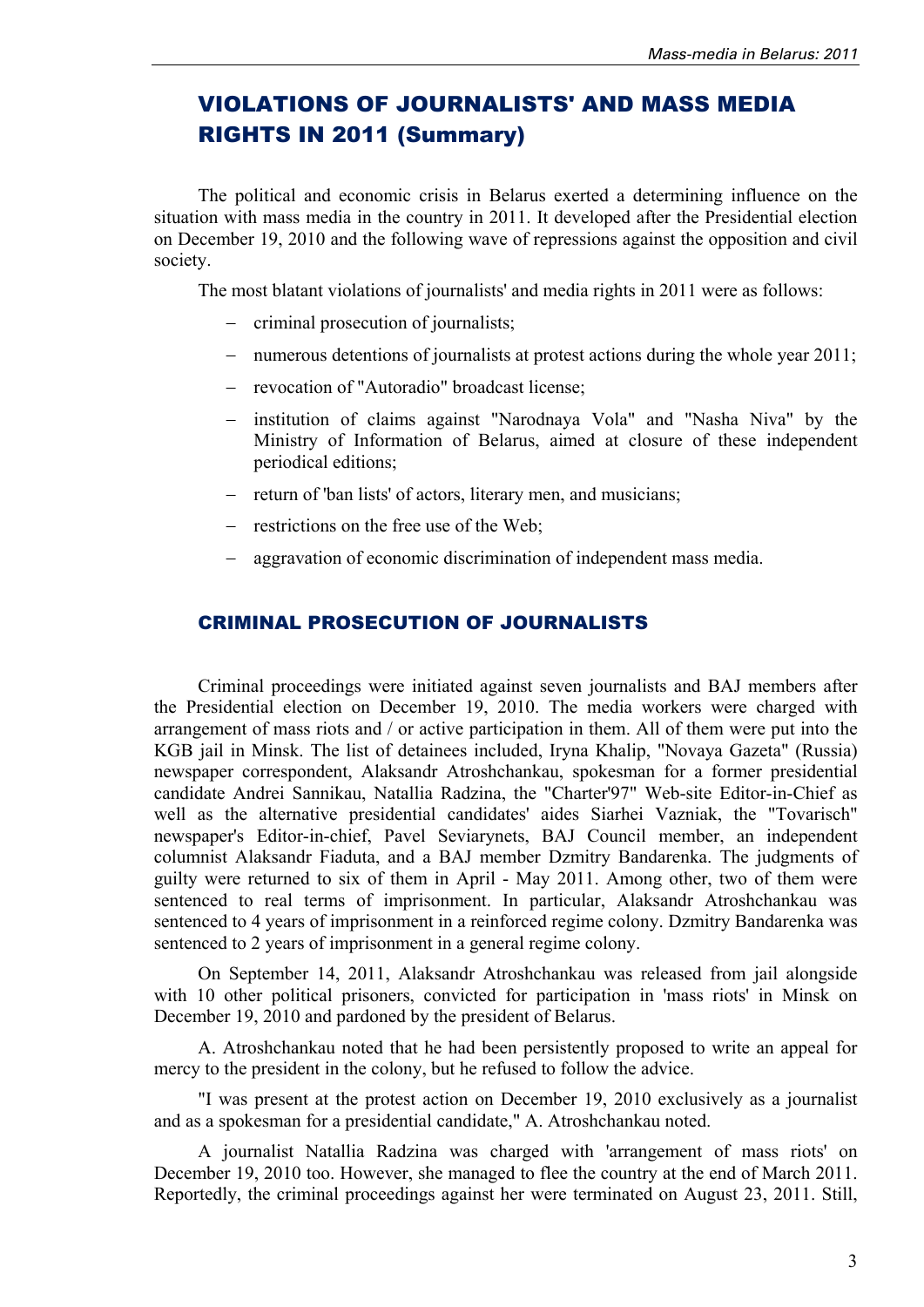# VIOLATIONS OF JOURNALISTS' AND MASS MEDIA RIGHTS IN 2011 (Summary)

The political and economic crisis in Belarus exerted a determining influence on the situation with mass media in the country in 2011. It developed after the Presidential election on December 19, 2010 and the following wave of repressions against the opposition and civil society.

The most blatant violations of journalists' and media rights in 2011 were as follows:

- criminal prosecution of journalists;
- numerous detentions of journalists at protest actions during the whole year 2011;
- revocation of "Autoradio" broadcast license;
- institution of claims against "Narodnaya Vola" and "Nasha Niva" by the Ministry of Information of Belarus, aimed at closure of these independent periodical editions;
- return of 'ban lists' of actors, literary men, and musicians;
- restrictions on the free use of the Web;
- aggravation of economic discrimination of independent mass media.

## CRIMINAL PROSECUTION OF JOURNALISTS

Criminal proceedings were initiated against seven journalists and BAJ members after the Presidential election on December 19, 2010. The media workers were charged with arrangement of mass riots and / or active participation in them. All of them were put into the KGB jail in Minsk. The list of detainees included, Iryna Khalip, "Novaya Gazeta" (Russia) newspaper correspondent, Alaksandr Atroshchankau, spokesman for a former presidential candidate Andrei Sannikau, Natallia Radzina, the "Charter'97" Web-site Editor-in-Chief as well as the alternative presidential candidates' aides Siarhei Vazniak, the "Tovarisch" newspaper's Editor-in-chief, Pavel Seviarynets, BAJ Council member, an independent columnist Alaksandr Fiaduta, and a BAJ member Dzmitry Bandarenka. The judgments of guilty were returned to six of them in April - May 2011. Among other, two of them were sentenced to real terms of imprisonment. In particular, Alaksandr Atroshchankau was sentenced to 4 years of imprisonment in a reinforced regime colony. Dzmitry Bandarenka was sentenced to 2 years of imprisonment in a general regime colony.

On September 14, 2011, Alaksandr Atroshchankau was released from jail alongside with 10 other political prisoners, convicted for participation in 'mass riots' in Minsk on December 19, 2010 and pardoned by the president of Belarus.

A. Atroshchankau noted that he had been persistently proposed to write an appeal for mercy to the president in the colony, but he refused to follow the advice.

"I was present at the protest action on December 19, 2010 exclusively as a journalist and as a spokesman for a presidential candidate," A. Atroshchankau noted.

A journalist Natallia Radzina was charged with 'arrangement of mass riots' on December 19, 2010 too. However, she managed to flee the country at the end of March 2011. Reportedly, the criminal proceedings against her were terminated on August 23, 2011. Still,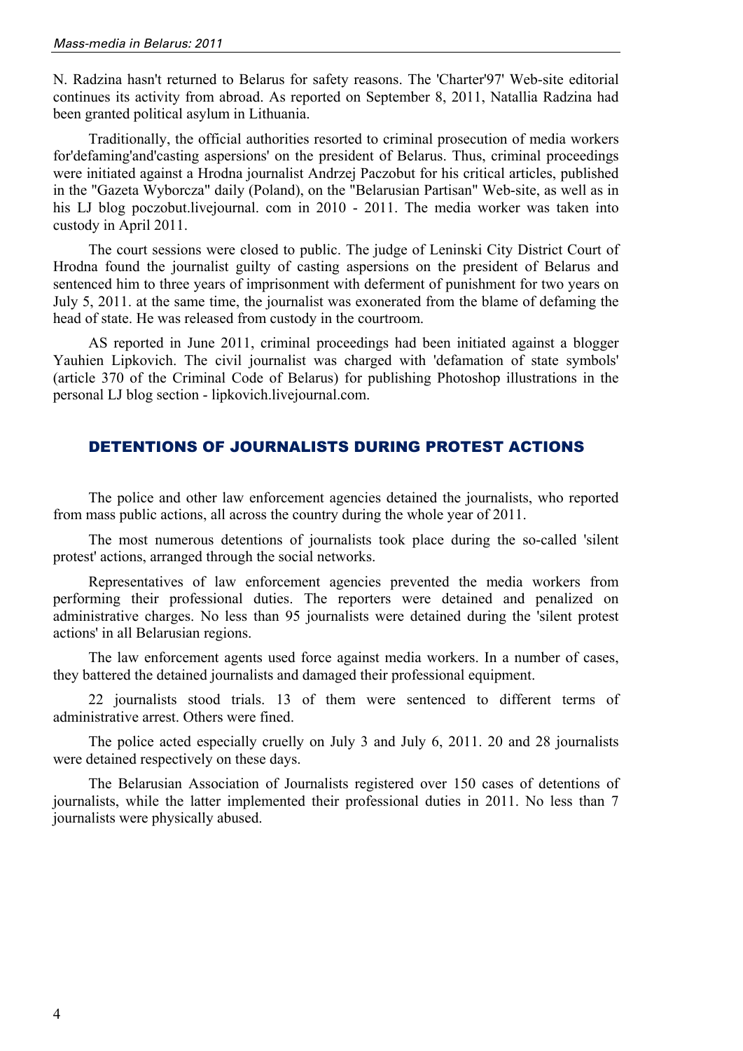N. Radzina hasn't returned to Belarus for safety reasons. The 'Charter'97' Web-site editorial continues its activity from abroad. As reported on September 8, 2011, Natallia Radzina had been granted political asylum in Lithuania.

Traditionally, the official authorities resorted to criminal prosecution of media workers for'defaming'and'casting aspersions' on the president of Belarus. Thus, criminal proceedings were initiated against a Hrodna journalist Andrzej Paczobut for his critical articles, published in the "Gazeta Wyborcza" daily (Poland), on the "Belarusian Partisan" Web-site, as well as in his LJ blog poczobut.livejournal. com in 2010 - 2011. The media worker was taken into custody in April 2011.

The court sessions were closed to public. The judge of Leninski City District Court of Hrodna found the journalist guilty of casting aspersions on the president of Belarus and sentenced him to three years of imprisonment with deferment of punishment for two years on July 5, 2011. at the same time, the journalist was exonerated from the blame of defaming the head of state. He was released from custody in the courtroom.

AS reported in June 2011, criminal proceedings had been initiated against a blogger Yauhien Lipkovich. The civil journalist was charged with 'defamation of state symbols' (article 370 of the Criminal Code of Belarus) for publishing Photoshop illustrations in the personal LJ blog section - lipkovich.livejournal.com.

## DETENTIONS OF JOURNALISTS DURING PROTEST ACTIONS

The police and other law enforcement agencies detained the journalists, who reported from mass public actions, all across the country during the whole year of 2011.

The most numerous detentions of journalists took place during the so-called 'silent protest' actions, arranged through the social networks.

Representatives of law enforcement agencies prevented the media workers from performing their professional duties. The reporters were detained and penalized on administrative charges. No less than 95 journalists were detained during the 'silent protest actions' in all Belarusian regions.

The law enforcement agents used force against media workers. In a number of cases, they battered the detained journalists and damaged their professional equipment.

22 journalists stood trials. 13 of them were sentenced to different terms of administrative arrest. Others were fined.

The police acted especially cruelly on July 3 and July 6, 2011. 20 and 28 journalists were detained respectively on these days.

The Belarusian Association of Journalists registered over 150 cases of detentions of journalists, while the latter implemented their professional duties in 2011. No less than 7 journalists were physically abused.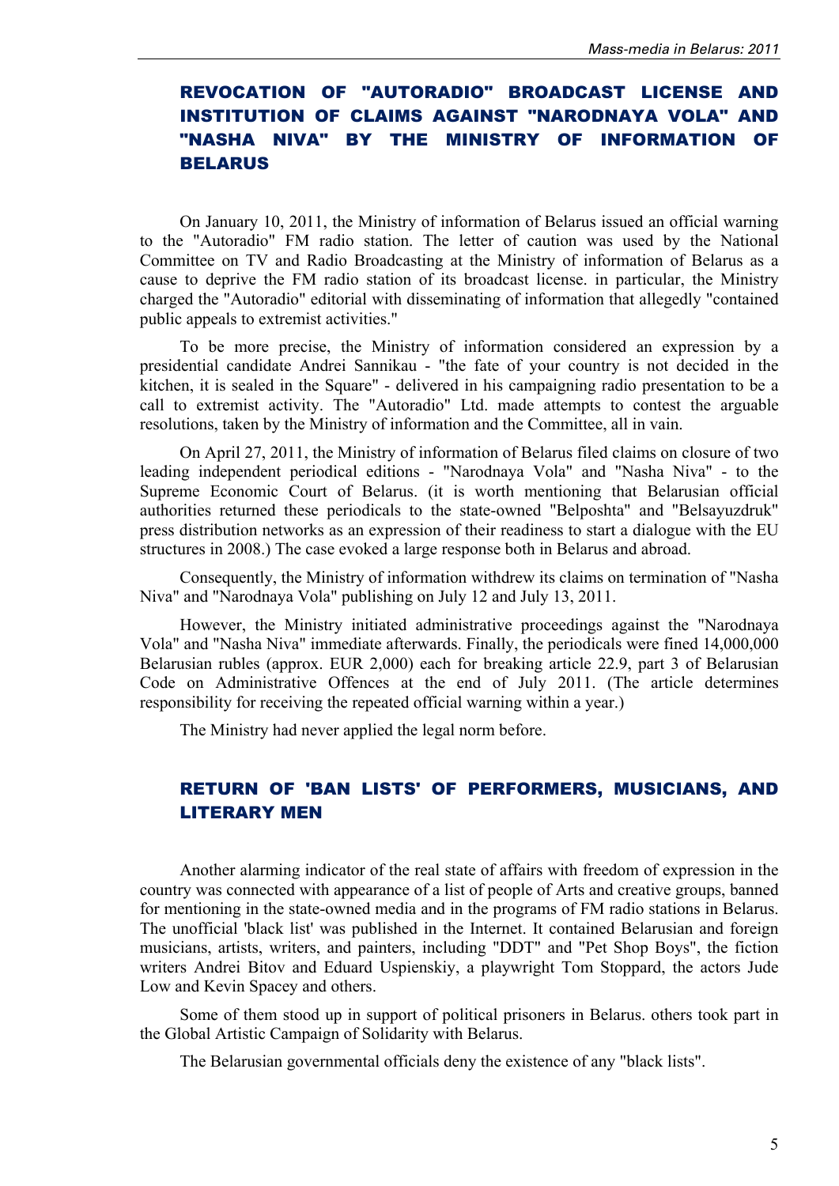## REVOCATION OF "AUTORADIO" BROADCAST LICENSE AND INSTITUTION OF CLAIMS AGAINST "NARODNAYA VOLA" AND "NASHA NIVA" BY THE MINISTRY OF INFORMATION OF BELARUS

On January 10, 2011, the Ministry of information of Belarus issued an official warning to the "Autoradio" FM radio station. The letter of caution was used by the National Committee on TV and Radio Broadcasting at the Ministry of information of Belarus as a cause to deprive the FM radio station of its broadcast license. in particular, the Ministry charged the "Autoradio" editorial with disseminating of information that allegedly "contained public appeals to extremist activities."

To be more precise, the Ministry of information considered an expression by a presidential candidate Andrei Sannikau - "the fate of your country is not decided in the kitchen, it is sealed in the Square" - delivered in his campaigning radio presentation to be a call to extremist activity. The "Autoradio" Ltd. made attempts to contest the arguable resolutions, taken by the Ministry of information and the Committee, all in vain.

On April 27, 2011, the Ministry of information of Belarus filed claims on closure of two leading independent periodical editions - "Narodnaya Vola" and "Nasha Niva" - to the Supreme Economic Court of Belarus. (it is worth mentioning that Belarusian official authorities returned these periodicals to the state-owned "Belposhta" and "Belsayuzdruk" press distribution networks as an expression of their readiness to start a dialogue with the EU structures in 2008.) The case evoked a large response both in Belarus and abroad.

Consequently, the Ministry of information withdrew its claims on termination of "Nasha Niva" and "Narodnaya Vola" publishing on July 12 and July 13, 2011.

However, the Ministry initiated administrative proceedings against the "Narodnaya Vola" and "Nasha Niva" immediate afterwards. Finally, the periodicals were fined 14,000,000 Belarusian rubles (approx. EUR 2,000) each for breaking article 22.9, part 3 of Belarusian Code on Administrative Offences at the end of July 2011. (The article determines responsibility for receiving the repeated official warning within a year.)

The Ministry had never applied the legal norm before.

## RETURN OF 'BAN LISTS' OF PERFORMERS, MUSICIANS, AND LITERARY MEN

Another alarming indicator of the real state of affairs with freedom of expression in the country was connected with appearance of a list of people of Arts and creative groups, banned for mentioning in the state-owned media and in the programs of FM radio stations in Belarus. The unofficial 'black list' was published in the Internet. It contained Belarusian and foreign musicians, artists, writers, and painters, including "DDT" and "Pet Shop Boys", the fiction writers Andrei Bitov and Eduard Uspienskiy, a playwright Tom Stoppard, the actors Jude Low and Kevin Spacey and others.

Some of them stood up in support of political prisoners in Belarus. others took part in the Global Artistic Campaign of Solidarity with Belarus.

The Belarusian governmental officials deny the existence of any "black lists".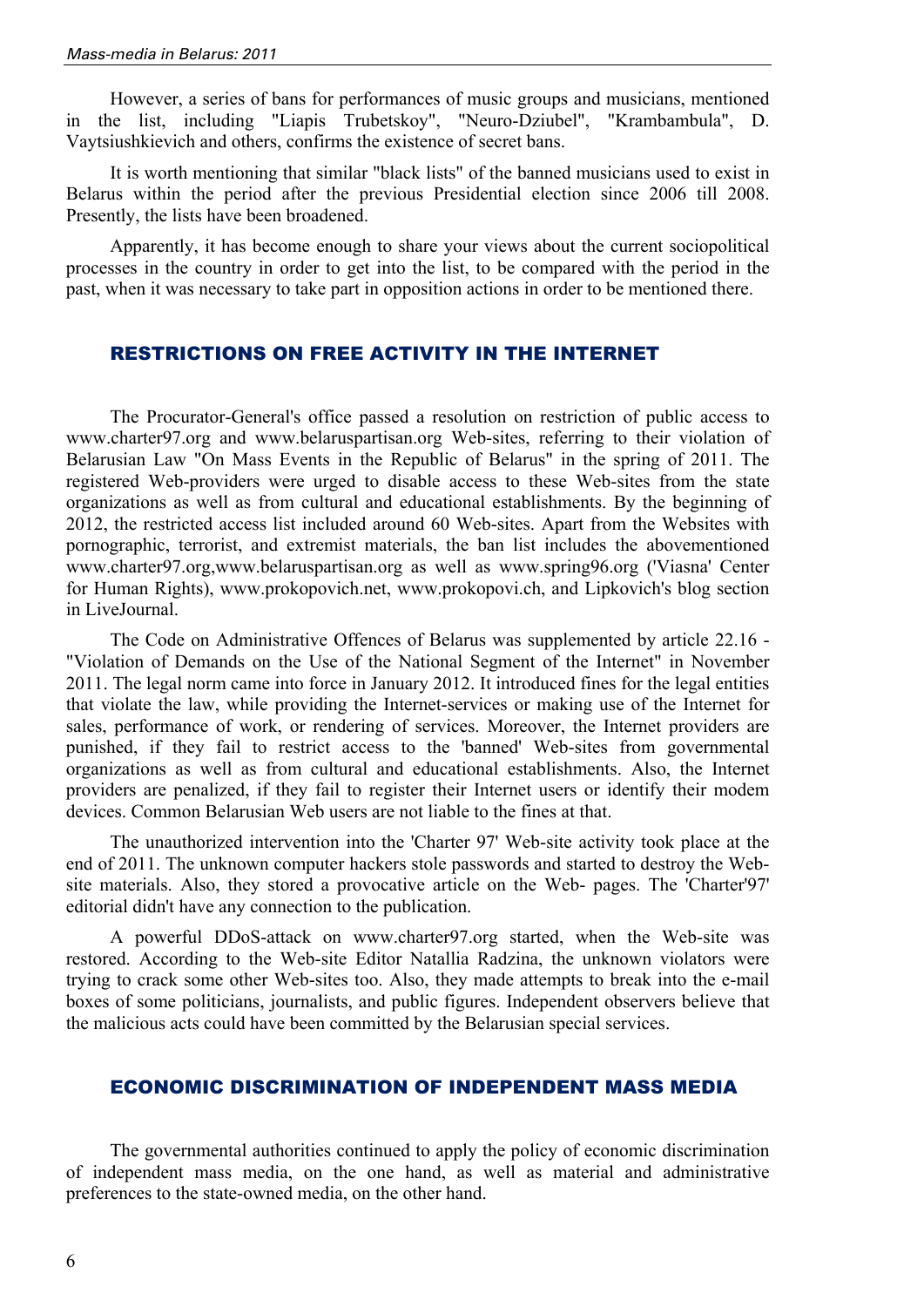However, a series of bans for performances of music groups and musicians, mentioned in the list, including "Liapis Trubetskoy", "Neuro-Dziubel", "Krambambula", D. Vaytsiushkievich and others, confirms the existence of secret bans.

It is worth mentioning that similar "black lists" of the banned musicians used to exist in Belarus within the period after the previous Presidential election since 2006 till 2008. Presently, the lists have been broadened.

Apparently, it has become enough to share your views about the current sociopolitical processes in the country in order to get into the list, to be compared with the period in the past, when it was necessary to take part in opposition actions in order to be mentioned there.

## RESTRICTIONS ON FREE ACTIVITY IN THE INTERNET

The Procurator-General's office passed a resolution on restriction of public access to www.charter97.org and www.belaruspartisan.org Web-sites, referring to their violation of Belarusian Law "On Mass Events in the Republic of Belarus" in the spring of 2011. The registered Web-providers were urged to disable access to these Web-sites from the state organizations as well as from cultural and educational establishments. By the beginning of 2012, the restricted access list included around 60 Web-sites. Apart from the Websites with pornographic, terrorist, and extremist materials, the ban list includes the abovementioned www.charter97.org,www.belaruspartisan.org as well as www.spring96.org ('Viasna' Center for Human Rights), www.prokopovich.net, www.prokopovi.ch, and Lipkovich's blog section in LiveJournal.

The Code on Administrative Offences of Belarus was supplemented by article 22.16 - "Violation of Demands on the Use of the National Segment of the Internet" in November 2011. The legal norm came into force in January 2012. It introduced fines for the legal entities that violate the law, while providing the Internet-services or making use of the Internet for sales, performance of work, or rendering of services. Moreover, the Internet providers are punished, if they fail to restrict access to the 'banned' Web-sites from governmental organizations as well as from cultural and educational establishments. Also, the Internet providers are penalized, if they fail to register their Internet users or identify their modem devices. Common Belarusian Web users are not liable to the fines at that.

The unauthorized intervention into the 'Charter 97' Web-site activity took place at the end of 2011. The unknown computer hackers stole passwords and started to destroy the Web-site materials. Also, they stored a provocative article on the Web- pages. The 'Charter'97' editorial didn't have any connection to the publication.

A powerful DDoS-attack on www.charter97.org started, when the Web-site was restored. According to the Web-site Editor Natallia Radzina, the unknown violators were trying to crack some other Web-sites too. Also, they made attempts to break into the e-mail boxes of some politicians, journalists, and public figures. Independent observers believe that the malicious acts could have been committed by the Belarusian special services.

## ECONOMIC DISCRIMINATION OF INDEPENDENT MASS MEDIA

The governmental authorities continued to apply the policy of economic discrimination of independent mass media, on the one hand, as well as material and administrative preferences to the state-owned media, on the other hand.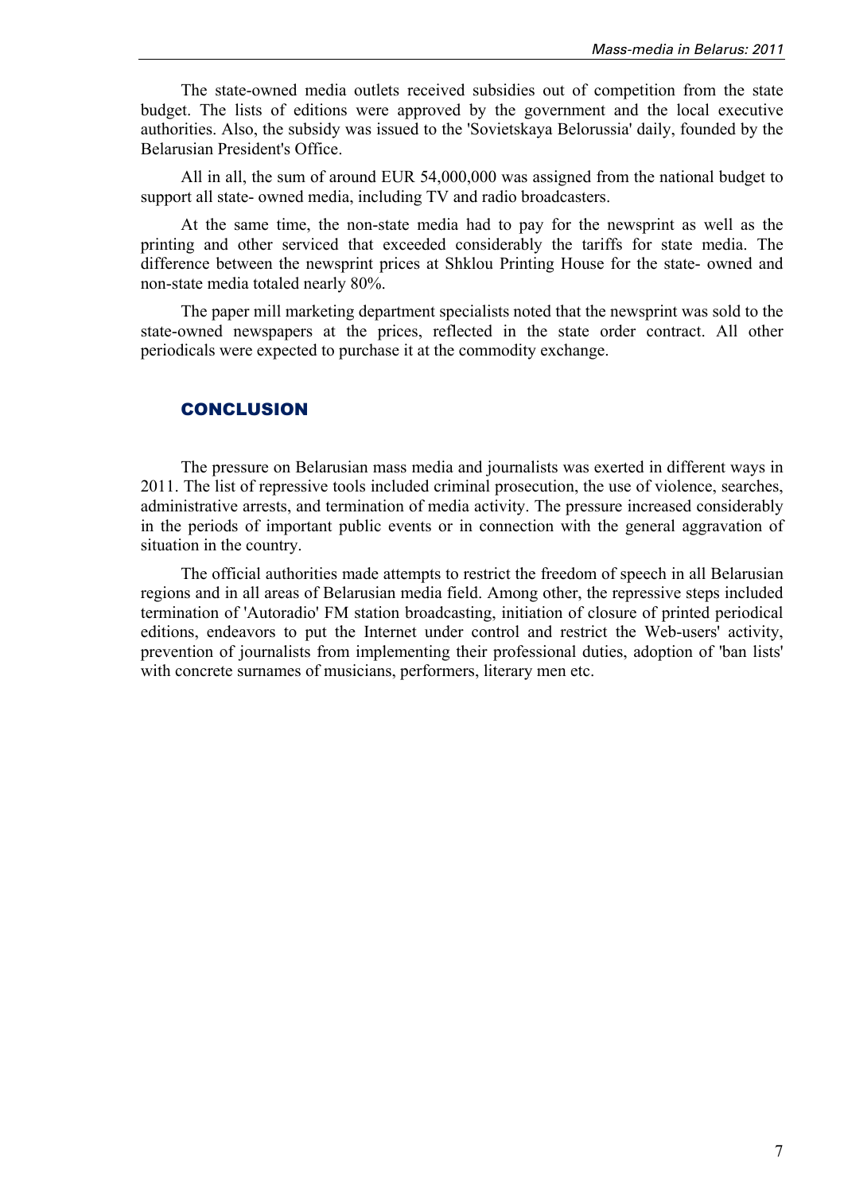The state-owned media outlets received subsidies out of competition from the state budget. The lists of editions were approved by the government and the local executive authorities. Also, the subsidy was issued to the 'Sovietskaya Belorussia' daily, founded by the Belarusian President's Office.

All in all, the sum of around EUR 54,000,000 was assigned from the national budget to support all state- owned media, including TV and radio broadcasters.

At the same time, the non-state media had to pay for the newsprint as well as the printing and other serviced that exceeded considerably the tariffs for state media. The difference between the newsprint prices at Shklou Printing House for the state- owned and non-state media totaled nearly 80%.

The paper mill marketing department specialists noted that the newsprint was sold to the state-owned newspapers at the prices, reflected in the state order contract. All other periodicals were expected to purchase it at the commodity exchange.

## CONCLUSION

The pressure on Belarusian mass media and journalists was exerted in different ways in 2011. The list of repressive tools included criminal prosecution, the use of violence, searches, administrative arrests, and termination of media activity. The pressure increased considerably in the periods of important public events or in connection with the general aggravation of situation in the country.

The official authorities made attempts to restrict the freedom of speech in all Belarusian regions and in all areas of Belarusian media field. Among other, the repressive steps included termination of 'Autoradio' FM station broadcasting, initiation of closure of printed periodical editions, endeavors to put the Internet under control and restrict the Web-users' activity, prevention of journalists from implementing their professional duties, adoption of 'ban lists' with concrete surnames of musicians, performers, literary men etc.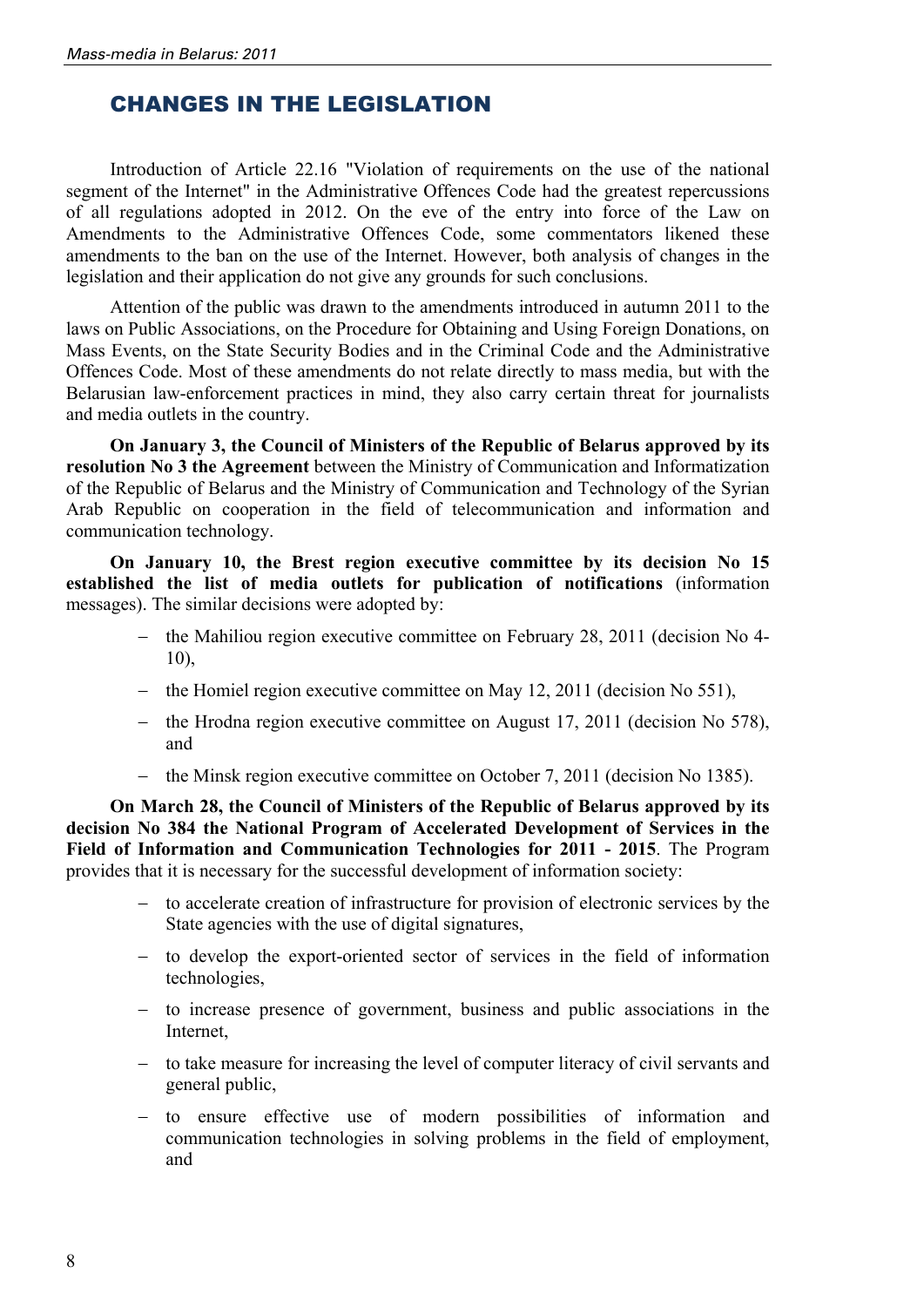## CHANGES IN THE LEGISLATION

Introduction of Article 22.16 "Violation of requirements on the use of the national segment of the Internet" in the Administrative Offences Code had the greatest repercussions of all regulations adopted in 2012. On the eve of the entry into force of the Law on Amendments to the Administrative Offences Code, some commentators likened these amendments to the ban on the use of the Internet. However, both analysis of changes in the legislation and their application do not give any grounds for such conclusions.

Attention of the public was drawn to the amendments introduced in autumn 2011 to the laws on Public Associations, on the Procedure for Obtaining and Using Foreign Donations, on Mass Events, on the State Security Bodies and in the Criminal Code and the Administrative Offences Code. Most of these amendments do not relate directly to mass media, but with the Belarusian law-enforcement practices in mind, they also carry certain threat for journalists and media outlets in the country.

**On January 3, the Council of Ministers of the Republic of Belarus approved by its resolution No 3 the Agreement** between the Ministry of Communication and Informatization of the Republic of Belarus and the Ministry of Communication and Technology of the Syrian Arab Republic on cooperation in the field of telecommunication and information and communication technology.

**On January 10, the Brest region executive committee by its decision No 15 established the list of media outlets for publication of notifications** (information messages). The similar decisions were adopted by:

- the Mahiliou region executive committee on February 28, 2011 (decision No 4-10),
- the Homiel region executive committee on May 12, 2011 (decision No 551),
- the Hrodna region executive committee on August 17, 2011 (decision No 578), and
- the Minsk region executive committee on October 7, 2011 (decision No 1385).

**On March 28, the Council of Ministers of the Republic of Belarus approved by its decision No 384 the National Program of Accelerated Development of Services in the Field of Information and Communication Technologies for 2011 - 2015**. The Program provides that it is necessary for the successful development of information society:

- to accelerate creation of infrastructure for provision of electronic services by the State agencies with the use of digital signatures,
- to develop the export-oriented sector of services in the field of information technologies,
- to increase presence of government, business and public associations in the Internet,
- to take measure for increasing the level of computer literacy of civil servants and general public,
- to ensure effective use of modern possibilities of information and communication technologies in solving problems in the field of employment, and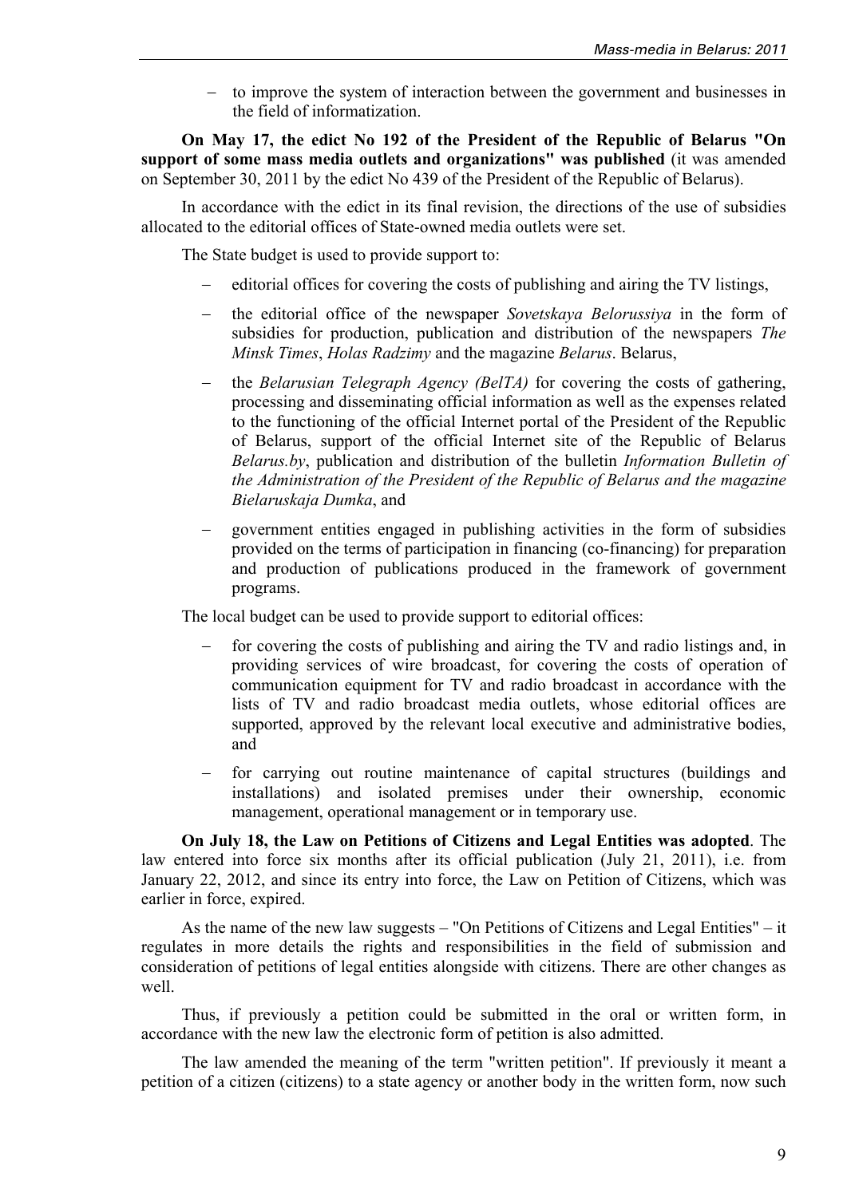- to improve the system of interaction between the government and businesses in the field of informatization.

**On May 17, the edict No 192 of the President of the Republic of Belarus "On support of some mass media outlets and organizations" was published** (it was amended on September 30, 2011 by the edict No 439 of the President of the Republic of Belarus).

In accordance with the edict in its final revision, the directions of the use of subsidies allocated to the editorial offices of State-owned media outlets were set.

The State budget is used to provide support to:

- editorial offices for covering the costs of publishing and airing the TV listings,
- the editorial office of the newspaper *Sovetskaya Belorussiya* in the form of subsidies for production, publication and distribution of the newspapers *The Minsk Times*, *Holas Radzimy* and the magazine *Belarus*. Belarus,
- the *Belarusian Telegraph Agency (BelTA)* for covering the costs of gathering, processing and disseminating official information as well as the expenses related to the functioning of the official Internet portal of the President of the Republic of Belarus, support of the official Internet site of the Republic of Belarus *Belarus.by*, publication and distribution of the bulletin *Information Bulletin of the Administration of the President of the Republic of Belarus and the magazine Bielaruskaja Dumka*, and
- government entities engaged in publishing activities in the form of subsidies provided on the terms of participation in financing (co-financing) for preparation and production of publications produced in the framework of government programs.

The local budget can be used to provide support to editorial offices:

- for covering the costs of publishing and airing the TV and radio listings and, in providing services of wire broadcast, for covering the costs of operation of communication equipment for TV and radio broadcast in accordance with the lists of TV and radio broadcast media outlets, whose editorial offices are supported, approved by the relevant local executive and administrative bodies, and
- for carrying out routine maintenance of capital structures (buildings and installations) and isolated premises under their ownership, economic management, operational management or in temporary use.

**On July 18, the Law on Petitions of Citizens and Legal Entities was adopted**. The law entered into force six months after its official publication (July 21, 2011), i.e. from January 22, 2012, and since its entry into force, the Law on Petition of Citizens, which was earlier in force, expired.

As the name of the new law suggests – "On Petitions of Citizens and Legal Entities" – it regulates in more details the rights and responsibilities in the field of submission and consideration of petitions of legal entities alongside with citizens. There are other changes as well.

Thus, if previously a petition could be submitted in the oral or written form, in accordance with the new law the electronic form of petition is also admitted.

The law amended the meaning of the term "written petition". If previously it meant a petition of a citizen (citizens) to a state agency or another body in the written form, now such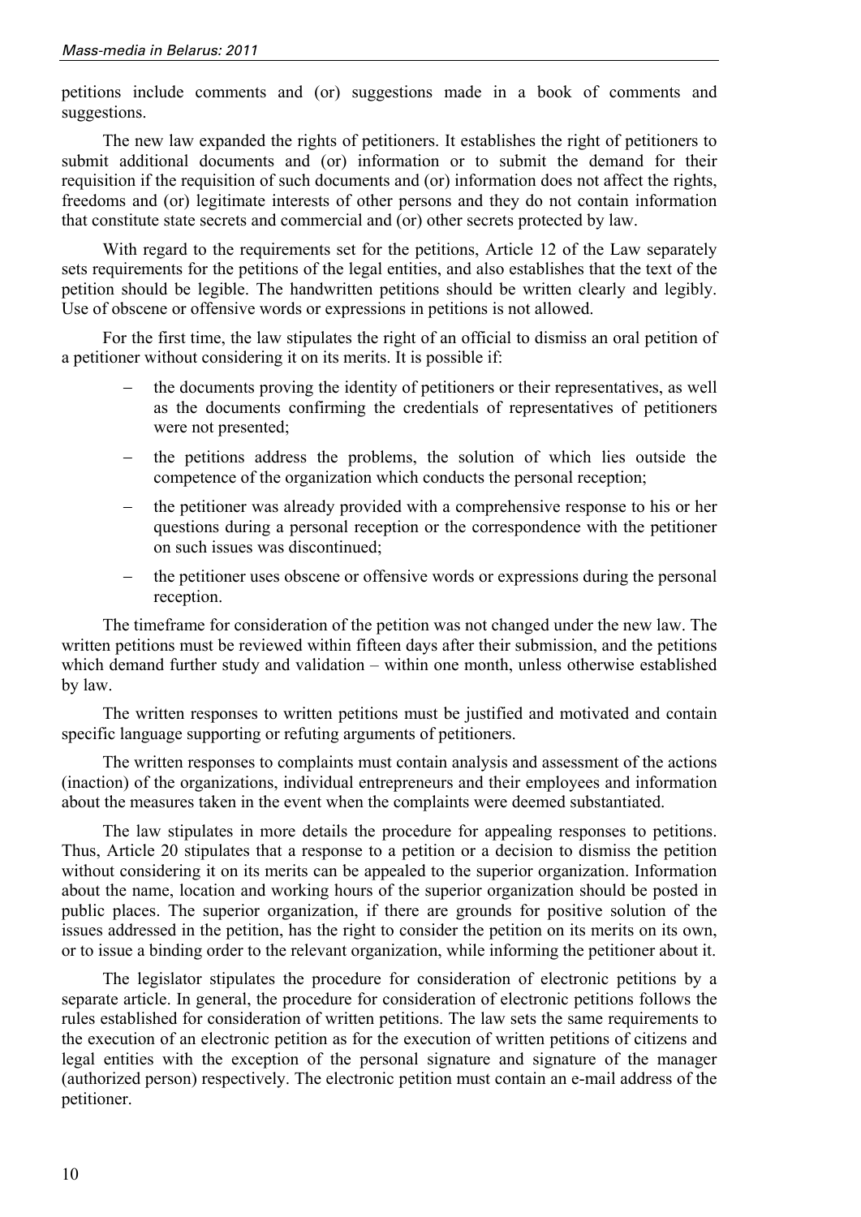petitions include comments and (or) suggestions made in a book of comments and suggestions.

The new law expanded the rights of petitioners. It establishes the right of petitioners to submit additional documents and (or) information or to submit the demand for their requisition if the requisition of such documents and (or) information does not affect the rights, freedoms and (or) legitimate interests of other persons and they do not contain information that constitute state secrets and commercial and (or) other secrets protected by law.

With regard to the requirements set for the petitions, Article 12 of the Law separately sets requirements for the petitions of the legal entities, and also establishes that the text of the petition should be legible. The handwritten petitions should be written clearly and legibly. Use of obscene or offensive words or expressions in petitions is not allowed.

For the first time, the law stipulates the right of an official to dismiss an oral petition of a petitioner without considering it on its merits. It is possible if:

- the documents proving the identity of petitioners or their representatives, as well as the documents confirming the credentials of representatives of petitioners were not presented;
- the petitions address the problems, the solution of which lies outside the competence of the organization which conducts the personal reception;
- the petitioner was already provided with a comprehensive response to his or her questions during a personal reception or the correspondence with the petitioner on such issues was discontinued;
- the petitioner uses obscene or offensive words or expressions during the personal reception.

The timeframe for consideration of the petition was not changed under the new law. The written petitions must be reviewed within fifteen days after their submission, and the petitions which demand further study and validation – within one month, unless otherwise established by law.

The written responses to written petitions must be justified and motivated and contain specific language supporting or refuting arguments of petitioners.

The written responses to complaints must contain analysis and assessment of the actions (inaction) of the organizations, individual entrepreneurs and their employees and information about the measures taken in the event when the complaints were deemed substantiated.

The law stipulates in more details the procedure for appealing responses to petitions. Thus, Article 20 stipulates that a response to a petition or a decision to dismiss the petition without considering it on its merits can be appealed to the superior organization. Information about the name, location and working hours of the superior organization should be posted in public places. The superior organization, if there are grounds for positive solution of the issues addressed in the petition, has the right to consider the petition on its merits on its own, or to issue a binding order to the relevant organization, while informing the petitioner about it.

The legislator stipulates the procedure for consideration of electronic petitions by a separate article. In general, the procedure for consideration of electronic petitions follows the rules established for consideration of written petitions. The law sets the same requirements to the execution of an electronic petition as for the execution of written petitions of citizens and legal entities with the exception of the personal signature and signature of the manager (authorized person) respectively. The electronic petition must contain an e-mail address of the petitioner.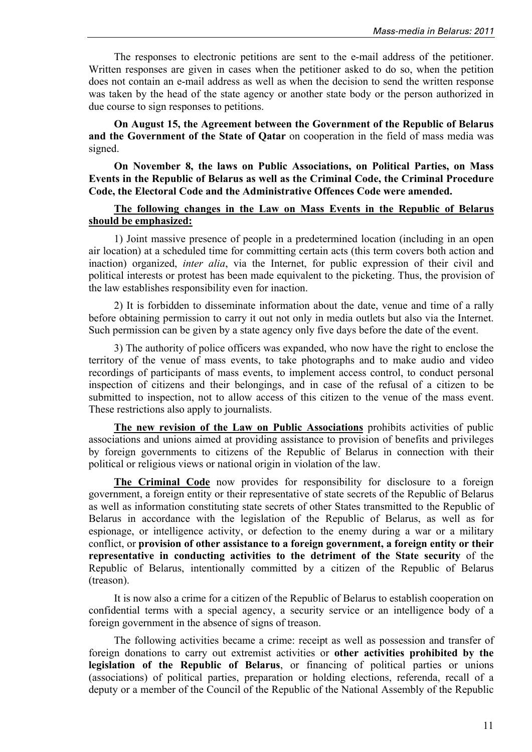The responses to electronic petitions are sent to the e-mail address of the petitioner. Written responses are given in cases when the petitioner asked to do so, when the petition does not contain an e-mail address as well as when the decision to send the written response was taken by the head of the state agency or another state body or the person authorized in due course to sign responses to petitions.

**On August 15, the Agreement between the Government of the Republic of Belarus and the Government of the State of Qatar** on cooperation in the field of mass media was signed.

**On November 8, the laws on Public Associations, on Political Parties, on Mass Events in the Republic of Belarus as well as the Criminal Code, the Criminal Procedure Code, the Electoral Code and the Administrative Offences Code were amended.**

<u>**The following changes in the Law on Mass Events in the Republic of Belarus should be emphasized:**</u>

1) Joint massive presence of people in a predetermined location (including in an open air location) at a scheduled time for committing certain acts (this term covers both action and inaction) organized, *inter alia*, via the Internet, for public expression of their civil and political interests or protest has been made equivalent to the picketing. Thus, the provision of the law establishes responsibility even for inaction.

2) It is forbidden to disseminate information about the date, venue and time of a rally before obtaining permission to carry it out not only in media outlets but also via the Internet. Such permission can be given by a state agency only five days before the date of the event.

3) The authority of police officers was expanded, who now have the right to enclose the territory of the venue of mass events, to take photographs and to make audio and video recordings of participants of mass events, to implement access control, to conduct personal inspection of citizens and their belongings, and in case of the refusal of a citizen to be submitted to inspection, not to allow access of this citizen to the venue of the mass event. These restrictions also apply to journalists.

<u>**The new revision of the Law on Public Associations**</u> prohibits activities of public associations and unions aimed at providing assistance to provision of benefits and privileges by foreign governments to citizens of the Republic of Belarus in connection with their political or religious views or national origin in violation of the law.

<u>**The Criminal Code**</u> now provides for responsibility for disclosure to a foreign government, a foreign entity or their representative of state secrets of the Republic of Belarus as well as information constituting state secrets of other States transmitted to the Republic of Belarus in accordance with the legislation of the Republic of Belarus, as well as for espionage, or intelligence activity, or defection to the enemy during a war or a military conflict, or **provision of other assistance to a foreign government, a foreign entity or their representative in conducting activities to the detriment of the State security** of the Republic of Belarus, intentionally committed by a citizen of the Republic of Belarus (treason).

It is now also a crime for a citizen of the Republic of Belarus to establish cooperation on confidential terms with a special agency, a security service or an intelligence body of a foreign government in the absence of signs of treason.

The following activities became a crime: receipt as well as possession and transfer of foreign donations to carry out extremist activities or **other activities prohibited by the legislation of the Republic of Belarus**, or financing of political parties or unions (associations) of political parties, preparation or holding elections, referenda, recall of a deputy or a member of the Council of the Republic of the National Assembly of the Republic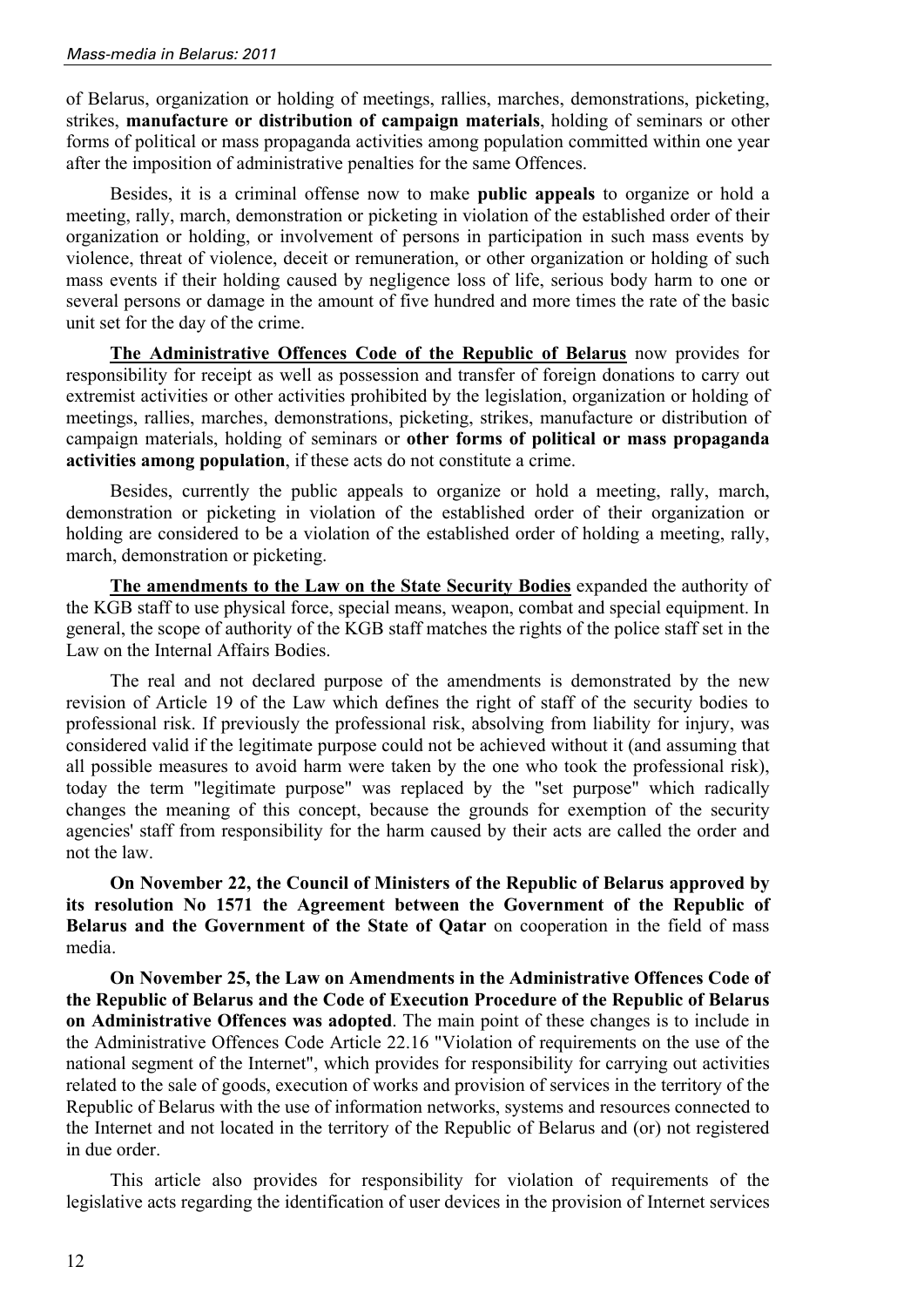of Belarus, organization or holding of meetings, rallies, marches, demonstrations, picketing, strikes, **manufacture or distribution of campaign materials**, holding of seminars or other forms of political or mass propaganda activities among population committed within one year after the imposition of administrative penalties for the same Offences.

Besides, it is a criminal offense now to make **public appeals** to organize or hold a meeting, rally, march, demonstration or picketing in violation of the established order of their organization or holding, or involvement of persons in participation in such mass events by violence, threat of violence, deceit or remuneration, or other organization or holding of such mass events if their holding caused by negligence loss of life, serious body harm to one or several persons or damage in the amount of five hundred and more times the rate of the basic unit set for the day of the crime.

**The Administrative Offences Code of the Republic of Belarus** now provides for responsibility for receipt as well as possession and transfer of foreign donations to carry out extremist activities or other activities prohibited by the legislation, organization or holding of meetings, rallies, marches, demonstrations, picketing, strikes, manufacture or distribution of campaign materials, holding of seminars or **other forms of political or mass propaganda activities among population**, if these acts do not constitute a crime.

Besides, currently the public appeals to organize or hold a meeting, rally, march, demonstration or picketing in violation of the established order of their organization or holding are considered to be a violation of the established order of holding a meeting, rally, march, demonstration or picketing.

**The amendments to the Law on the State Security Bodies** expanded the authority of the KGB staff to use physical force, special means, weapon, combat and special equipment. In general, the scope of authority of the KGB staff matches the rights of the police staff set in the Law on the Internal Affairs Bodies.

The real and not declared purpose of the amendments is demonstrated by the new revision of Article 19 of the Law which defines the right of staff of the security bodies to professional risk. If previously the professional risk, absolving from liability for injury, was considered valid if the legitimate purpose could not be achieved without it (and assuming that all possible measures to avoid harm were taken by the one who took the professional risk), today the term "legitimate purpose" was replaced by the "set purpose" which radically changes the meaning of this concept, because the grounds for exemption of the security agencies' staff from responsibility for the harm caused by their acts are called the order and not the law.

**On November 22, the Council of Ministers of the Republic of Belarus approved by its resolution No 1571 the Agreement between the Government of the Republic of Belarus and the Government of the State of Qatar** on cooperation in the field of mass media.

**On November 25, the Law on Amendments in the Administrative Offences Code of the Republic of Belarus and the Code of Execution Procedure of the Republic of Belarus on Administrative Offences was adopted**. The main point of these changes is to include in the Administrative Offences Code Article 22.16 "Violation of requirements on the use of the national segment of the Internet", which provides for responsibility for carrying out activities related to the sale of goods, execution of works and provision of services in the territory of the Republic of Belarus with the use of information networks, systems and resources connected to the Internet and not located in the territory of the Republic of Belarus and (or) not registered in due order.

This article also provides for responsibility for violation of requirements of the legislative acts regarding the identification of user devices in the provision of Internet services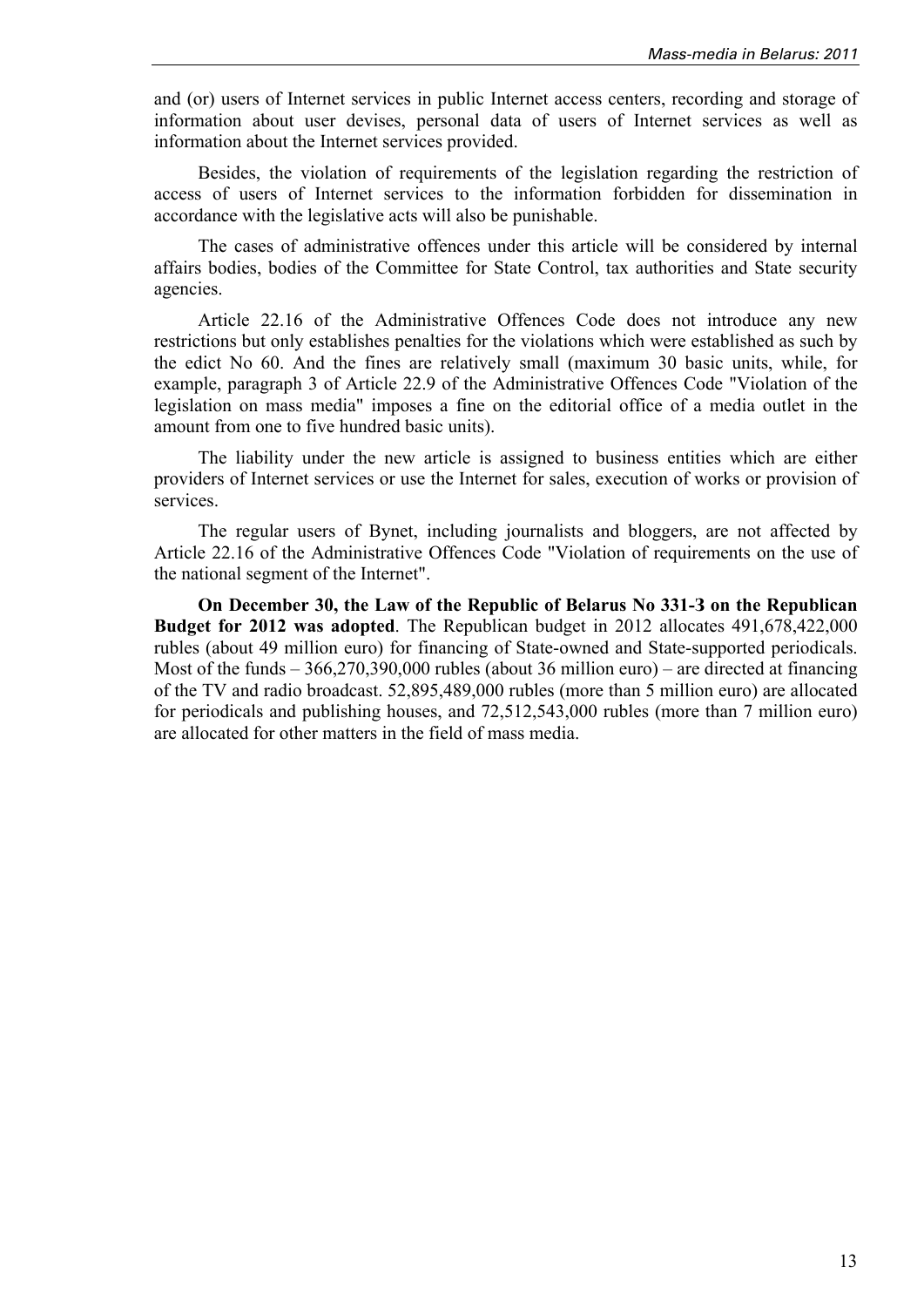and (or) users of Internet services in public Internet access centers, recording and storage of information about user devises, personal data of users of Internet services as well as information about the Internet services provided.

Besides, the violation of requirements of the legislation regarding the restriction of access of users of Internet services to the information forbidden for dissemination in accordance with the legislative acts will also be punishable.

The cases of administrative offences under this article will be considered by internal affairs bodies, bodies of the Committee for State Control, tax authorities and State security agencies.

Article 22.16 of the Administrative Offences Code does not introduce any new restrictions but only establishes penalties for the violations which were established as such by the edict No 60. And the fines are relatively small (maximum 30 basic units, while, for example, paragraph 3 of Article 22.9 of the Administrative Offences Code "Violation of the legislation on mass media" imposes a fine on the editorial office of a media outlet in the amount from one to five hundred basic units).

The liability under the new article is assigned to business entities which are either providers of Internet services or use the Internet for sales, execution of works or provision of services.

The regular users of Bynet, including journalists and bloggers, are not affected by Article 22.16 of the Administrative Offences Code "Violation of requirements on the use of the national segment of the Internet".

**On December 30, the Law of the Republic of Belarus No 331-З on the Republican Budget for 2012 was adopted**. The Republican budget in 2012 allocates 491,678,422,000 rubles (about 49 million euro) for financing of State-owned and State-supported periodicals. Most of the funds – 366,270,390,000 rubles (about 36 million euro) – are directed at financing of the TV and radio broadcast. 52,895,489,000 rubles (more than 5 million euro) are allocated for periodicals and publishing houses, and 72,512,543,000 rubles (more than 7 million euro) are allocated for other matters in the field of mass media.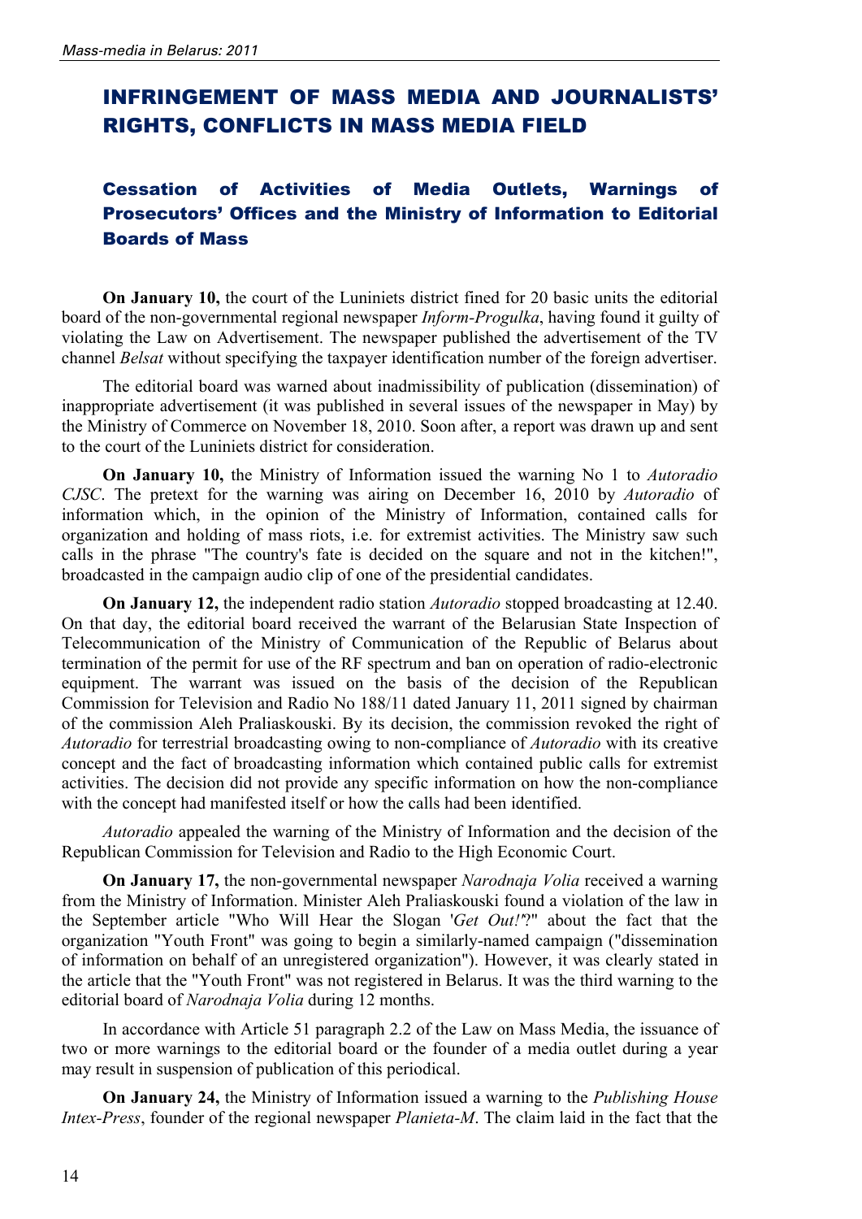# INFRINGEMENT OF MASS MEDIA AND JOURNALISTS' RIGHTS, CONFLICTS IN MASS MEDIA FIELD

## Cessation of Activities of Media Outlets, Warnings of Prosecutors' Offices and the Ministry of Information to Editorial Boards of Mass

**On January 10,** the court of the Luniniets district fined for 20 basic units the editorial board of the non-governmental regional newspaper *Inform-Progulka*, having found it guilty of violating the Law on Advertisement. The newspaper published the advertisement of the TV channel *Belsat* without specifying the taxpayer identification number of the foreign advertiser.

The editorial board was warned about inadmissibility of publication (dissemination) of inappropriate advertisement (it was published in several issues of the newspaper in May) by the Ministry of Commerce on November 18, 2010. Soon after, a report was drawn up and sent to the court of the Luniniets district for consideration.

**On January 10,** the Ministry of Information issued the warning No 1 to *Autoradio CJSC*. The pretext for the warning was airing on December 16, 2010 by *Autoradio* of information which, in the opinion of the Ministry of Information, contained calls for organization and holding of mass riots, i.e. for extremist activities. The Ministry saw such calls in the phrase "The country's fate is decided on the square and not in the kitchen!", broadcasted in the campaign audio clip of one of the presidential candidates.

**On January 12,** the independent radio station *Autoradio* stopped broadcasting at 12.40. On that day, the editorial board received the warrant of the Belarusian State Inspection of Telecommunication of the Ministry of Communication of the Republic of Belarus about termination of the permit for use of the RF spectrum and ban on operation of radio-electronic equipment. The warrant was issued on the basis of the decision of the Republican Commission for Television and Radio No 188/11 dated January 11, 2011 signed by chairman of the commission Aleh Praliaskouski. By its decision, the commission revoked the right of *Autoradio* for terrestrial broadcasting owing to non-compliance of *Autoradio* with its creative concept and the fact of broadcasting information which contained public calls for extremist activities. The decision did not provide any specific information on how the non-compliance with the concept had manifested itself or how the calls had been identified.

*Autoradio* appealed the warning of the Ministry of Information and the decision of the Republican Commission for Television and Radio to the High Economic Court.

**On January 17,** the non-governmental newspaper *Narodnaja Volia* received a warning from the Ministry of Information. Minister Aleh Praliaskouski found a violation of the law in the September article "Who Will Hear the Slogan '*Get Out!'*?" about the fact that the organization "Youth Front" was going to begin a similarly-named campaign ("dissemination of information on behalf of an unregistered organization"). However, it was clearly stated in the article that the "Youth Front" was not registered in Belarus. It was the third warning to the editorial board of *Narodnaja Volia* during 12 months.

In accordance with Article 51 paragraph 2.2 of the Law on Mass Media, the issuance of two or more warnings to the editorial board or the founder of a media outlet during a year may result in suspension of publication of this periodical.

**On January 24,** the Ministry of Information issued a warning to the *Publishing House Intex-Press*, founder of the regional newspaper *Planieta-M*. The claim laid in the fact that the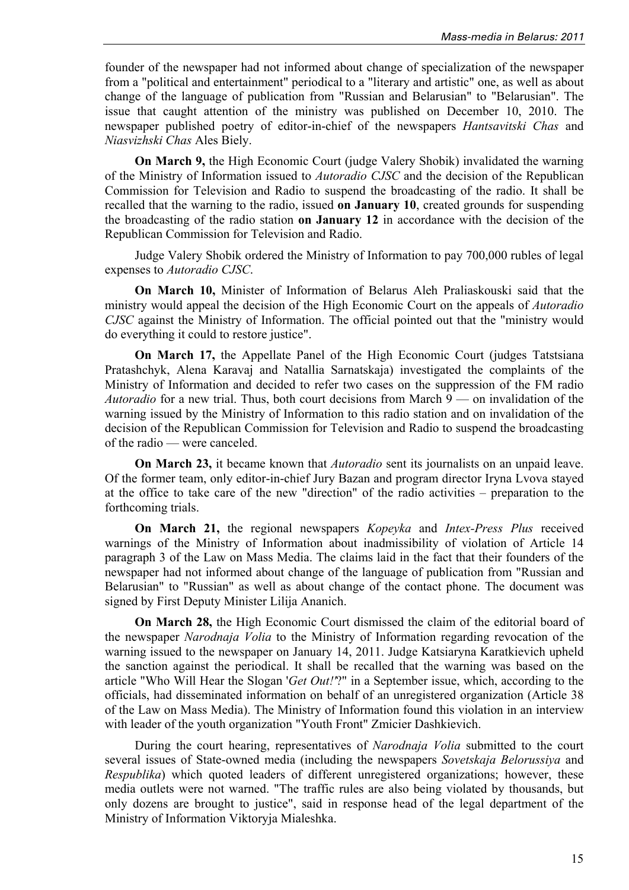founder of the newspaper had not informed about change of specialization of the newspaper from a "political and entertainment" periodical to a "literary and artistic" one, as well as about change of the language of publication from "Russian and Belarusian" to "Belarusian". The issue that caught attention of the ministry was published on December 10, 2010. The newspaper published poetry of editor-in-chief of the newspapers *Hantsavitski Chas* and *Niasvizhski Chas* Ales Biely.

**On March 9,** the High Economic Court (judge Valery Shobik) invalidated the warning of the Ministry of Information issued to *Autoradio CJSC* and the decision of the Republican Commission for Television and Radio to suspend the broadcasting of the radio. It shall be recalled that the warning to the radio, issued **on January 10**, created grounds for suspending the broadcasting of the radio station **on January 12** in accordance with the decision of the Republican Commission for Television and Radio.

Judge Valery Shobik ordered the Ministry of Information to pay 700,000 rubles of legal expenses to *Autoradio CJSC*.

**On March 10,** Minister of Information of Belarus Aleh Praliaskouski said that the ministry would appeal the decision of the High Economic Court on the appeals of *Autoradio CJSC* against the Ministry of Information. The official pointed out that the "ministry would do everything it could to restore justice".

**On March 17,** the Appellate Panel of the High Economic Court (judges Tatstsiana Pratashchyk, Alena Karavaj and Natallia Sarnatskaja) investigated the complaints of the Ministry of Information and decided to refer two cases on the suppression of the FM radio *Autoradio* for a new trial. Thus, both court decisions from March 9 — on invalidation of the warning issued by the Ministry of Information to this radio station and on invalidation of the decision of the Republican Commission for Television and Radio to suspend the broadcasting of the radio — were canceled.

**On March 23,** it became known that *Autoradio* sent its journalists on an unpaid leave. Of the former team, only editor-in-chief Jury Bazan and program director Iryna Lvova stayed at the office to take care of the new "direction" of the radio activities – preparation to the forthcoming trials.

**On March 21,** the regional newspapers *Kopeyka* and *Intex-Press Plus* received warnings of the Ministry of Information about inadmissibility of violation of Article 14 paragraph 3 of the Law on Mass Media. The claims laid in the fact that their founders of the newspaper had not informed about change of the language of publication from "Russian and Belarusian" to "Russian" as well as about change of the contact phone. The document was signed by First Deputy Minister Lilija Ananich.

**On March 28,** the High Economic Court dismissed the claim of the editorial board of the newspaper *Narodnaja Volia* to the Ministry of Information regarding revocation of the warning issued to the newspaper on January 14, 2011. Judge Katsiaryna Karatkievich upheld the sanction against the periodical. It shall be recalled that the warning was based on the article "Who Will Hear the Slogan '*Get Out!*'?" in a September issue, which, according to the officials, had disseminated information on behalf of an unregistered organization (Article 38 of the Law on Mass Media). The Ministry of Information found this violation in an interview with leader of the youth organization "Youth Front" Zmicier Dashkievich.

During the court hearing, representatives of *Narodnaja Volia* submitted to the court several issues of State-owned media (including the newspapers *Sovetskaja Belorussiya* and *Respublika*) which quoted leaders of different unregistered organizations; however, these media outlets were not warned. "The traffic rules are also being violated by thousands, but only dozens are brought to justice", said in response head of the legal department of the Ministry of Information Viktoryja Mialeshka.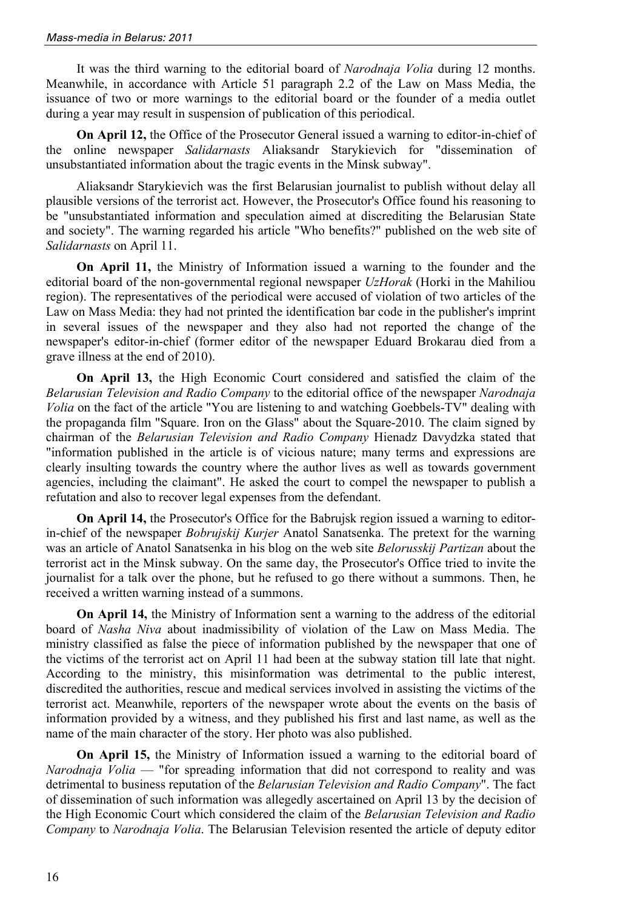It was the third warning to the editorial board of *Narodnaja Volia* during 12 months. Meanwhile, in accordance with Article 51 paragraph 2.2 of the Law on Mass Media, the issuance of two or more warnings to the editorial board or the founder of a media outlet during a year may result in suspension of publication of this periodical.

**On April 12,** the Office of the Prosecutor General issued a warning to editor-in-chief of the online newspaper *Salidarnasts* Aliaksandr Starykievich for "dissemination of unsubstantiated information about the tragic events in the Minsk subway".

Aliaksandr Starykievich was the first Belarusian journalist to publish without delay all plausible versions of the terrorist act. However, the Prosecutor's Office found his reasoning to be "unsubstantiated information and speculation aimed at discrediting the Belarusian State and society". The warning regarded his article "Who benefits?" published on the web site of *Salidarnasts* on April 11.

**On April 11,** the Ministry of Information issued a warning to the founder and the editorial board of the non-governmental regional newspaper *UzHorak* (Horki in the Mahiliou region). The representatives of the periodical were accused of violation of two articles of the Law on Mass Media: they had not printed the identification bar code in the publisher's imprint in several issues of the newspaper and they also had not reported the change of the newspaper's editor-in-chief (former editor of the newspaper Eduard Brokarau died from a grave illness at the end of 2010).

**On April 13,** the High Economic Court considered and satisfied the claim of the *Belarusian Television and Radio Company* to the editorial office of the newspaper *Narodnaja Volia* on the fact of the article "You are listening to and watching Goebbels-TV" dealing with the propaganda film "Square. Iron on the Glass" about the Square-2010. The claim signed by chairman of the *Belarusian Television and Radio Company* Hienadz Davydzka stated that "information published in the article is of vicious nature; many terms and expressions are clearly insulting towards the country where the author lives as well as towards government agencies, including the claimant". He asked the court to compel the newspaper to publish a refutation and also to recover legal expenses from the defendant.

**On April 14,** the Prosecutor's Office for the Babrujsk region issued a warning to editor-in-chief of the newspaper *Bobrujskij Kurjer* Anatol Sanatsenka. The pretext for the warning was an article of Anatol Sanatsenka in his blog on the web site *Belorusskij Partizan* about the terrorist act in the Minsk subway. On the same day, the Prosecutor's Office tried to invite the journalist for a talk over the phone, but he refused to go there without a summons. Then, he received a written warning instead of a summons.

**On April 14,** the Ministry of Information sent a warning to the address of the editorial board of *Nasha Niva* about inadmissibility of violation of the Law on Mass Media. The ministry classified as false the piece of information published by the newspaper that one of the victims of the terrorist act on April 11 had been at the subway station till late that night. According to the ministry, this misinformation was detrimental to the public interest, discredited the authorities, rescue and medical services involved in assisting the victims of the terrorist act. Meanwhile, reporters of the newspaper wrote about the events on the basis of information provided by a witness, and they published his first and last name, as well as the name of the main character of the story. Her photo was also published.

**On April 15,** the Ministry of Information issued a warning to the editorial board of *Narodnaja Volia* — "for spreading information that did not correspond to reality and was detrimental to business reputation of the *Belarusian Television and Radio Company*". The fact of dissemination of such information was allegedly ascertained on April 13 by the decision of the High Economic Court which considered the claim of the *Belarusian Television and Radio Company* to *Narodnaja Volia*. The Belarusian Television resented the article of deputy editor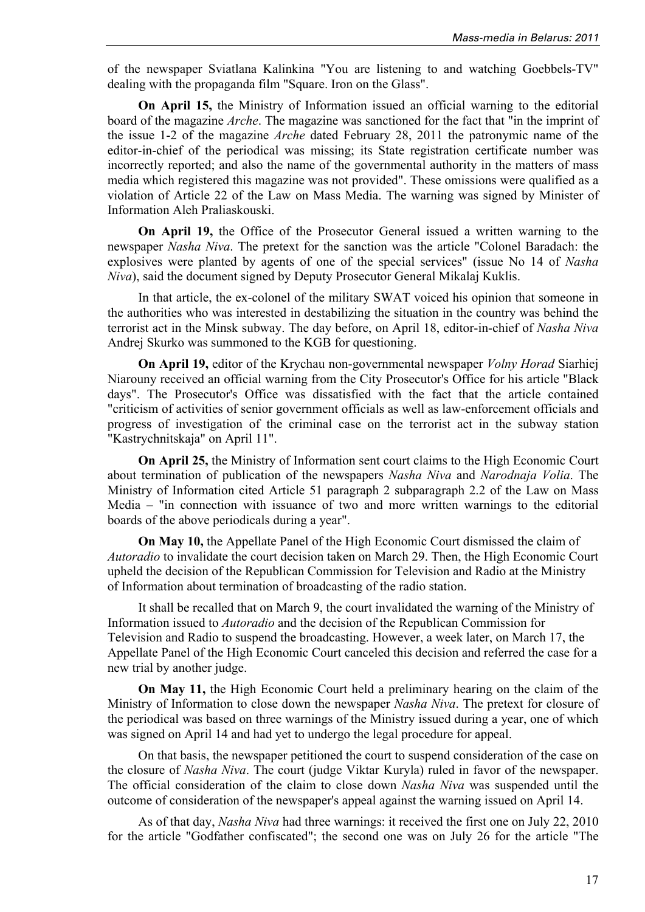of the newspaper Sviatlana Kalinkina "You are listening to and watching Goebbels-TV" dealing with the propaganda film "Square. Iron on the Glass".

**On April 15,** the Ministry of Information issued an official warning to the editorial board of the magazine *Arche*. The magazine was sanctioned for the fact that "in the imprint of the issue 1-2 of the magazine *Arche* dated February 28, 2011 the patronymic name of the editor-in-chief of the periodical was missing; its State registration certificate number was incorrectly reported; and also the name of the governmental authority in the matters of mass media which registered this magazine was not provided". These omissions were qualified as a violation of Article 22 of the Law on Mass Media. The warning was signed by Minister of Information Aleh Praliaskouski.

**On April 19,** the Office of the Prosecutor General issued a written warning to the newspaper *Nasha Niva*. The pretext for the sanction was the article "Colonel Baradach: the explosives were planted by agents of one of the special services" (issue No 14 of *Nasha Niva*), said the document signed by Deputy Prosecutor General Mikalaj Kuklis.

In that article, the ex-colonel of the military SWAT voiced his opinion that someone in the authorities who was interested in destabilizing the situation in the country was behind the terrorist act in the Minsk subway. The day before, on April 18, editor-in-chief of *Nasha Niva* Andrej Skurko was summoned to the KGB for questioning.

**On April 19,** editor of the Krychau non-governmental newspaper *Volny Horad* Siarhiej Niarouny received an official warning from the City Prosecutor's Office for his article "Black days". The Prosecutor's Office was dissatisfied with the fact that the article contained "criticism of activities of senior government officials as well as law-enforcement officials and progress of investigation of the criminal case on the terrorist act in the subway station "Kastrychnitskaja" on April 11".

**On April 25,** the Ministry of Information sent court claims to the High Economic Court about termination of publication of the newspapers *Nasha Niva* and *Narodnaja Volia*. The Ministry of Information cited Article 51 paragraph 2 subparagraph 2.2 of the Law on Mass Media – "in connection with issuance of two and more written warnings to the editorial boards of the above periodicals during a year".

**On May 10,** the Appellate Panel of the High Economic Court dismissed the claim of *Autoradio* to invalidate the court decision taken on March 29. Then, the High Economic Court upheld the decision of the Republican Commission for Television and Radio at the Ministry of Information about termination of broadcasting of the radio station.

It shall be recalled that on March 9, the court invalidated the warning of the Ministry of Information issued to *Autoradio* and the decision of the Republican Commission for Television and Radio to suspend the broadcasting. However, a week later, on March 17, the Appellate Panel of the High Economic Court canceled this decision and referred the case for a new trial by another judge.

**On May 11,** the High Economic Court held a preliminary hearing on the claim of the Ministry of Information to close down the newspaper *Nasha Niva*. The pretext for closure of the periodical was based on three warnings of the Ministry issued during a year, one of which was signed on April 14 and had yet to undergo the legal procedure for appeal.

On that basis, the newspaper petitioned the court to suspend consideration of the case on the closure of *Nasha Niva*. The court (judge Viktar Kuryla) ruled in favor of the newspaper. The official consideration of the claim to close down *Nasha Niva* was suspended until the outcome of consideration of the newspaper's appeal against the warning issued on April 14.

As of that day, *Nasha Niva* had three warnings: it received the first one on July 22, 2010 for the article "Godfather confiscated"; the second one was on July 26 for the article "The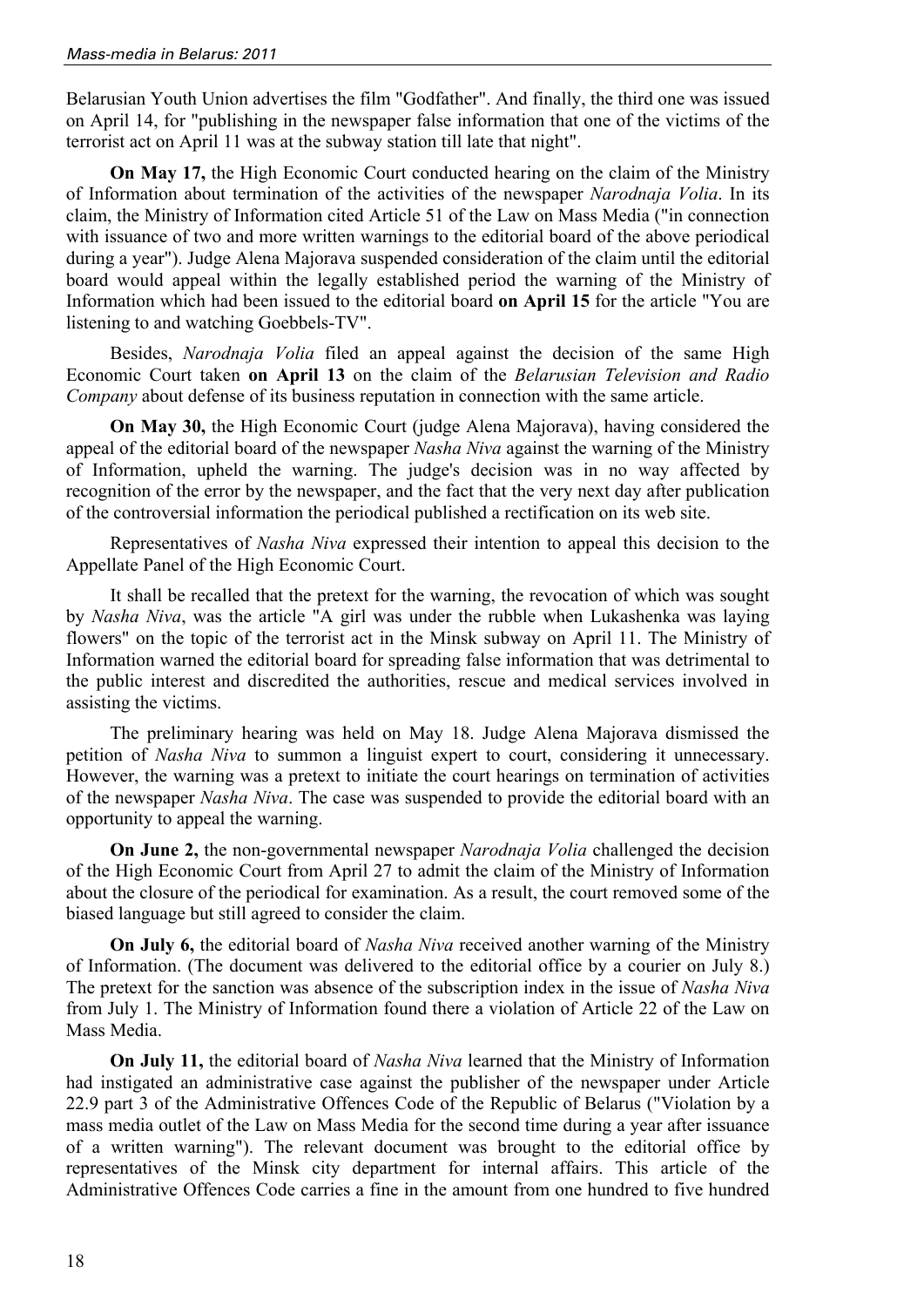Belarusian Youth Union advertises the film "Godfather". And finally, the third one was issued on April 14, for "publishing in the newspaper false information that one of the victims of the terrorist act on April 11 was at the subway station till late that night".

**On May 17,** the High Economic Court conducted hearing on the claim of the Ministry of Information about termination of the activities of the newspaper *Narodnaja Volia*. In its claim, the Ministry of Information cited Article 51 of the Law on Mass Media ("in connection with issuance of two and more written warnings to the editorial board of the above periodical during a year"). Judge Alena Majorava suspended consideration of the claim until the editorial board would appeal within the legally established period the warning of the Ministry of Information which had been issued to the editorial board **on April 15** for the article "You are listening to and watching Goebbels-TV".

Besides, *Narodnaja Volia* filed an appeal against the decision of the same High Economic Court taken **on April 13** on the claim of the *Belarusian Television and Radio Company* about defense of its business reputation in connection with the same article.

**On May 30,** the High Economic Court (judge Alena Majorava), having considered the appeal of the editorial board of the newspaper *Nasha Niva* against the warning of the Ministry of Information, upheld the warning. The judge's decision was in no way affected by recognition of the error by the newspaper, and the fact that the very next day after publication of the controversial information the periodical published a rectification on its web site.

Representatives of *Nasha Niva* expressed their intention to appeal this decision to the Appellate Panel of the High Economic Court.

It shall be recalled that the pretext for the warning, the revocation of which was sought by *Nasha Niva*, was the article "A girl was under the rubble when Lukashenka was laying flowers" on the topic of the terrorist act in the Minsk subway on April 11. The Ministry of Information warned the editorial board for spreading false information that was detrimental to the public interest and discredited the authorities, rescue and medical services involved in assisting the victims.

The preliminary hearing was held on May 18. Judge Alena Majorava dismissed the petition of *Nasha Niva* to summon a linguist expert to court, considering it unnecessary. However, the warning was a pretext to initiate the court hearings on termination of activities of the newspaper *Nasha Niva*. The case was suspended to provide the editorial board with an opportunity to appeal the warning.

**On June 2,** the non-governmental newspaper *Narodnaja Volia* challenged the decision of the High Economic Court from April 27 to admit the claim of the Ministry of Information about the closure of the periodical for examination. As a result, the court removed some of the biased language but still agreed to consider the claim.

**On July 6,** the editorial board of *Nasha Niva* received another warning of the Ministry of Information. (The document was delivered to the editorial office by a courier on July 8.) The pretext for the sanction was absence of the subscription index in the issue of *Nasha Niva* from July 1. The Ministry of Information found there a violation of Article 22 of the Law on Mass Media.

**On July 11,** the editorial board of *Nasha Niva* learned that the Ministry of Information had instigated an administrative case against the publisher of the newspaper under Article 22.9 part 3 of the Administrative Offences Code of the Republic of Belarus ("Violation by a mass media outlet of the Law on Mass Media for the second time during a year after issuance of a written warning"). The relevant document was brought to the editorial office by representatives of the Minsk city department for internal affairs. This article of the Administrative Offences Code carries a fine in the amount from one hundred to five hundred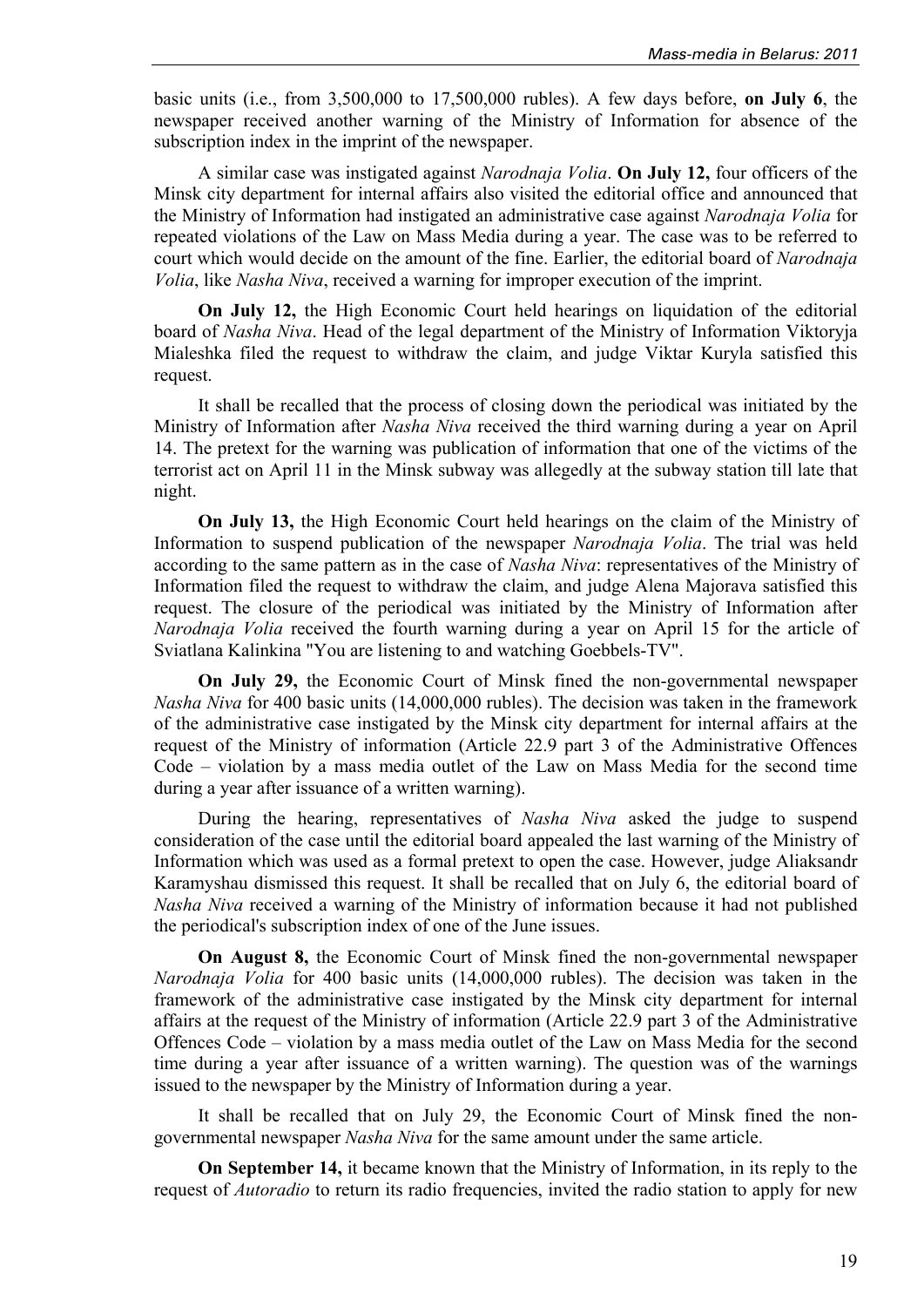basic units (i.e., from 3,500,000 to 17,500,000 rubles). A few days before, **on July 6**, the newspaper received another warning of the Ministry of Information for absence of the subscription index in the imprint of the newspaper.

A similar case was instigated against *Narodnaja Volia*. **On July 12,** four officers of the Minsk city department for internal affairs also visited the editorial office and announced that the Ministry of Information had instigated an administrative case against *Narodnaja Volia* for repeated violations of the Law on Mass Media during a year. The case was to be referred to court which would decide on the amount of the fine. Earlier, the editorial board of *Narodnaja Volia*, like *Nasha Niva*, received a warning for improper execution of the imprint.

**On July 12,** the High Economic Court held hearings on liquidation of the editorial board of *Nasha Niva*. Head of the legal department of the Ministry of Information Viktoryja Mialeshka filed the request to withdraw the claim, and judge Viktar Kuryla satisfied this request.

It shall be recalled that the process of closing down the periodical was initiated by the Ministry of Information after *Nasha Niva* received the third warning during a year on April 14. The pretext for the warning was publication of information that one of the victims of the terrorist act on April 11 in the Minsk subway was allegedly at the subway station till late that night.

**On July 13,** the High Economic Court held hearings on the claim of the Ministry of Information to suspend publication of the newspaper *Narodnaja Volia*. The trial was held according to the same pattern as in the case of *Nasha Niva*: representatives of the Ministry of Information filed the request to withdraw the claim, and judge Alena Majorava satisfied this request. The closure of the periodical was initiated by the Ministry of Information after *Narodnaja Volia* received the fourth warning during a year on April 15 for the article of Sviatlana Kalinkina "You are listening to and watching Goebbels-TV".

**On July 29,** the Economic Court of Minsk fined the non-governmental newspaper *Nasha Niva* for 400 basic units (14,000,000 rubles). The decision was taken in the framework of the administrative case instigated by the Minsk city department for internal affairs at the request of the Ministry of information (Article 22.9 part 3 of the Administrative Offences Code – violation by a mass media outlet of the Law on Mass Media for the second time during a year after issuance of a written warning).

During the hearing, representatives of *Nasha Niva* asked the judge to suspend consideration of the case until the editorial board appealed the last warning of the Ministry of Information which was used as a formal pretext to open the case. However, judge Aliaksandr Karamyshau dismissed this request. It shall be recalled that on July 6, the editorial board of *Nasha Niva* received a warning of the Ministry of information because it had not published the periodical's subscription index of one of the June issues.

**On August 8,** the Economic Court of Minsk fined the non-governmental newspaper *Narodnaja Volia* for 400 basic units (14,000,000 rubles). The decision was taken in the framework of the administrative case instigated by the Minsk city department for internal affairs at the request of the Ministry of information (Article 22.9 part 3 of the Administrative Offences Code – violation by a mass media outlet of the Law on Mass Media for the second time during a year after issuance of a written warning). The question was of the warnings issued to the newspaper by the Ministry of Information during a year.

It shall be recalled that on July 29, the Economic Court of Minsk fined the non-governmental newspaper *Nasha Niva* for the same amount under the same article.

**On September 14,** it became known that the Ministry of Information, in its reply to the request of *Autoradio* to return its radio frequencies, invited the radio station to apply for new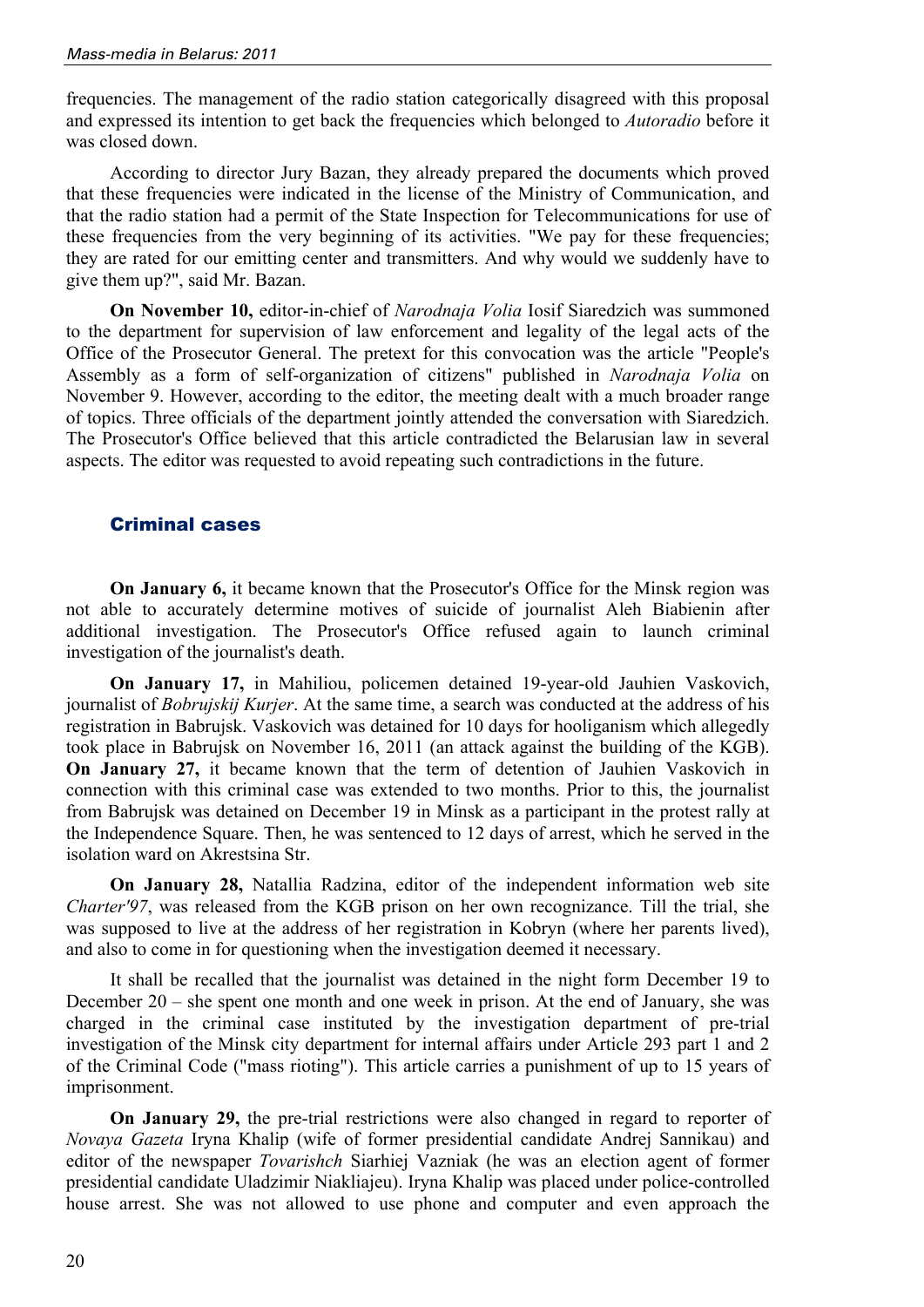frequencies. The management of the radio station categorically disagreed with this proposal and expressed its intention to get back the frequencies which belonged to *Autoradio* before it was closed down.

According to director Jury Bazan, they already prepared the documents which proved that these frequencies were indicated in the license of the Ministry of Communication, and that the radio station had a permit of the State Inspection for Telecommunications for use of these frequencies from the very beginning of its activities. "We pay for these frequencies; they are rated for our emitting center and transmitters. And why would we suddenly have to give them up?", said Mr. Bazan.

**On November 10,** editor-in-chief of *Narodnaja Volia* Iosif Siaredzich was summoned to the department for supervision of law enforcement and legality of the legal acts of the Office of the Prosecutor General. The pretext for this convocation was the article "People's Assembly as a form of self-organization of citizens" published in *Narodnaja Volia* on November 9. However, according to the editor, the meeting dealt with a much broader range of topics. Three officials of the department jointly attended the conversation with Siaredzich. The Prosecutor's Office believed that this article contradicted the Belarusian law in several aspects. The editor was requested to avoid repeating such contradictions in the future.

## Criminal cases

**On January 6,** it became known that the Prosecutor's Office for the Minsk region was not able to accurately determine motives of suicide of journalist Aleh Biabienin after additional investigation. The Prosecutor's Office refused again to launch criminal investigation of the journalist's death.

**On January 17,** in Mahiliou, policemen detained 19-year-old Jauhien Vaskovich, journalist of *Bobrujskij Kurjer*. At the same time, a search was conducted at the address of his registration in Babrujsk. Vaskovich was detained for 10 days for hooliganism which allegedly took place in Babrujsk on November 16, 2011 (an attack against the building of the KGB). **On January 27,** it became known that the term of detention of Jauhien Vaskovich in connection with this criminal case was extended to two months. Prior to this, the journalist from Babrujsk was detained on December 19 in Minsk as a participant in the protest rally at the Independence Square. Then, he was sentenced to 12 days of arrest, which he served in the isolation ward on Akrestsina Str.

**On January 28,** Natallia Radzina, editor of the independent information web site *Charter'97*, was released from the KGB prison on her own recognizance. Till the trial, she was supposed to live at the address of her registration in Kobryn (where her parents lived), and also to come in for questioning when the investigation deemed it necessary.

It shall be recalled that the journalist was detained in the night form December 19 to December 20 – she spent one month and one week in prison. At the end of January, she was charged in the criminal case instituted by the investigation department of pre-trial investigation of the Minsk city department for internal affairs under Article 293 part 1 and 2 of the Criminal Code ("mass rioting"). This article carries a punishment of up to 15 years of imprisonment.

**On January 29,** the pre-trial restrictions were also changed in regard to reporter of *Novaya Gazeta* Iryna Khalip (wife of former presidential candidate Andrej Sannikau) and editor of the newspaper *Tovarishch* Siarhiej Vazniak (he was an election agent of former presidential candidate Uladzimir Niakliajeu). Iryna Khalip was placed under police-controlled house arrest. She was not allowed to use phone and computer and even approach the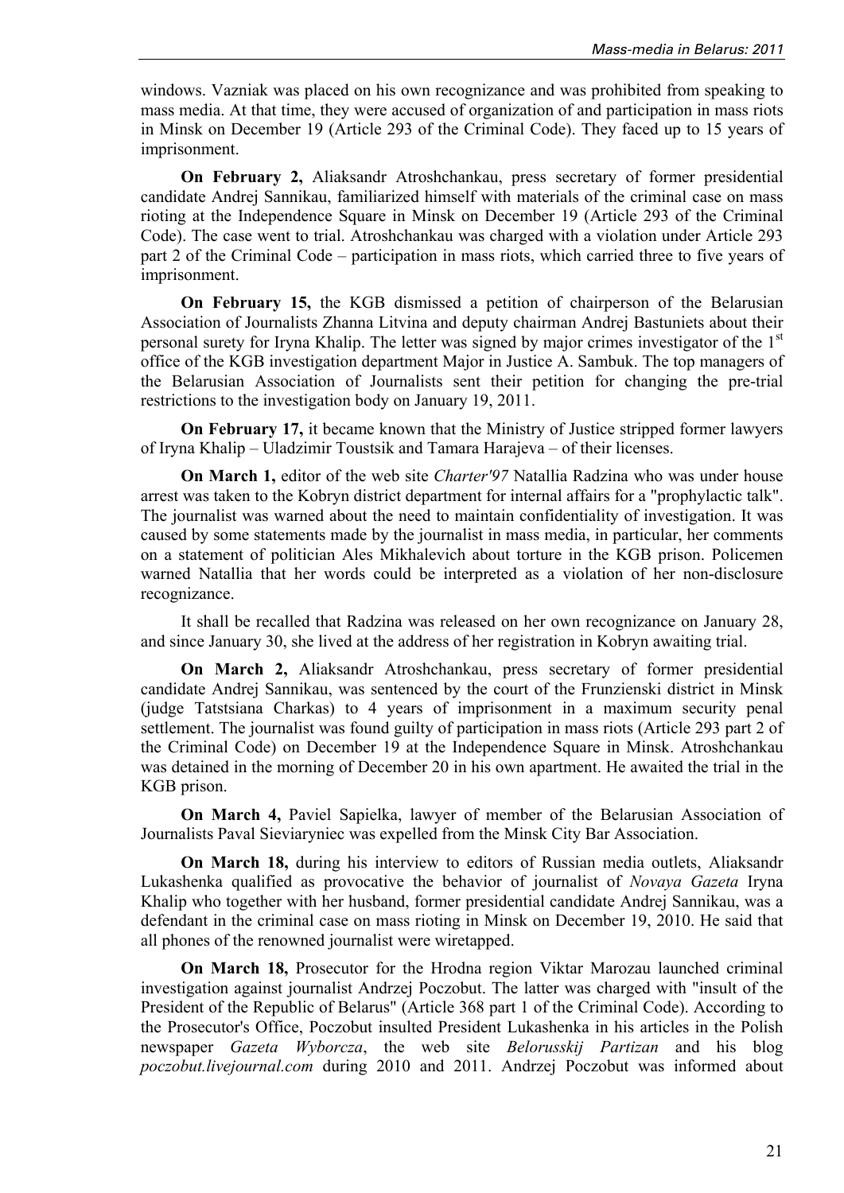windows. Vazniak was placed on his own recognizance and was prohibited from speaking to mass media. At that time, they were accused of organization of and participation in mass riots in Minsk on December 19 (Article 293 of the Criminal Code). They faced up to 15 years of imprisonment.

**On February 2,** Aliaksandr Atroshchankau, press secretary of former presidential candidate Andrej Sannikau, familiarized himself with materials of the criminal case on mass rioting at the Independence Square in Minsk on December 19 (Article 293 of the Criminal Code). The case went to trial. Atroshchankau was charged with a violation under Article 293 part 2 of the Criminal Code – participation in mass riots, which carried three to five years of imprisonment.

**On February 15,** the KGB dismissed a petition of chairperson of the Belarusian Association of Journalists Zhanna Litvina and deputy chairman Andrej Bastuniets about their personal surety for Iryna Khalip. The letter was signed by major crimes investigator of the 1st office of the KGB investigation department Major in Justice A. Sambuk. The top managers of the Belarusian Association of Journalists sent their petition for changing the pre-trial restrictions to the investigation body on January 19, 2011.

**On February 17,** it became known that the Ministry of Justice stripped former lawyers of Iryna Khalip – Uladzimir Toustsik and Tamara Harajeva – of their licenses.

**On March 1,** editor of the web site *Charter'97* Natallia Radzina who was under house arrest was taken to the Kobryn district department for internal affairs for a "prophylactic talk". The journalist was warned about the need to maintain confidentiality of investigation. It was caused by some statements made by the journalist in mass media, in particular, her comments on a statement of politician Ales Mikhalevich about torture in the KGB prison. Policemen warned Natallia that her words could be interpreted as a violation of her non-disclosure recognizance.

It shall be recalled that Radzina was released on her own recognizance on January 28, and since January 30, she lived at the address of her registration in Kobryn awaiting trial.

**On March 2,** Aliaksandr Atroshchankau, press secretary of former presidential candidate Andrej Sannikau, was sentenced by the court of the Frunzienski district in Minsk (judge Tatstsiana Charkas) to 4 years of imprisonment in a maximum security penal settlement. The journalist was found guilty of participation in mass riots (Article 293 part 2 of the Criminal Code) on December 19 at the Independence Square in Minsk. Atroshchankau was detained in the morning of December 20 in his own apartment. He awaited the trial in the KGB prison.

**On March 4,** Paviel Sapielka, lawyer of member of the Belarusian Association of Journalists Paval Sieviaryniec was expelled from the Minsk City Bar Association.

**On March 18,** during his interview to editors of Russian media outlets, Aliaksandr Lukashenka qualified as provocative the behavior of journalist of *Novaya Gazeta* Iryna Khalip who together with her husband, former presidential candidate Andrej Sannikau, was a defendant in the criminal case on mass rioting in Minsk on December 19, 2010. He said that all phones of the renowned journalist were wiretapped.

**On March 18,** Prosecutor for the Hrodna region Viktar Marozau launched criminal investigation against journalist Andrzej Poczobut. The latter was charged with "insult of the President of the Republic of Belarus" (Article 368 part 1 of the Criminal Code). According to the Prosecutor's Office, Poczobut insulted President Lukashenka in his articles in the Polish newspaper *Gazeta Wyborcza*, the web site *Belorusskij Partizan* and his blog *poczobut.livejournal.com* during 2010 and 2011. Andrzej Poczobut was informed about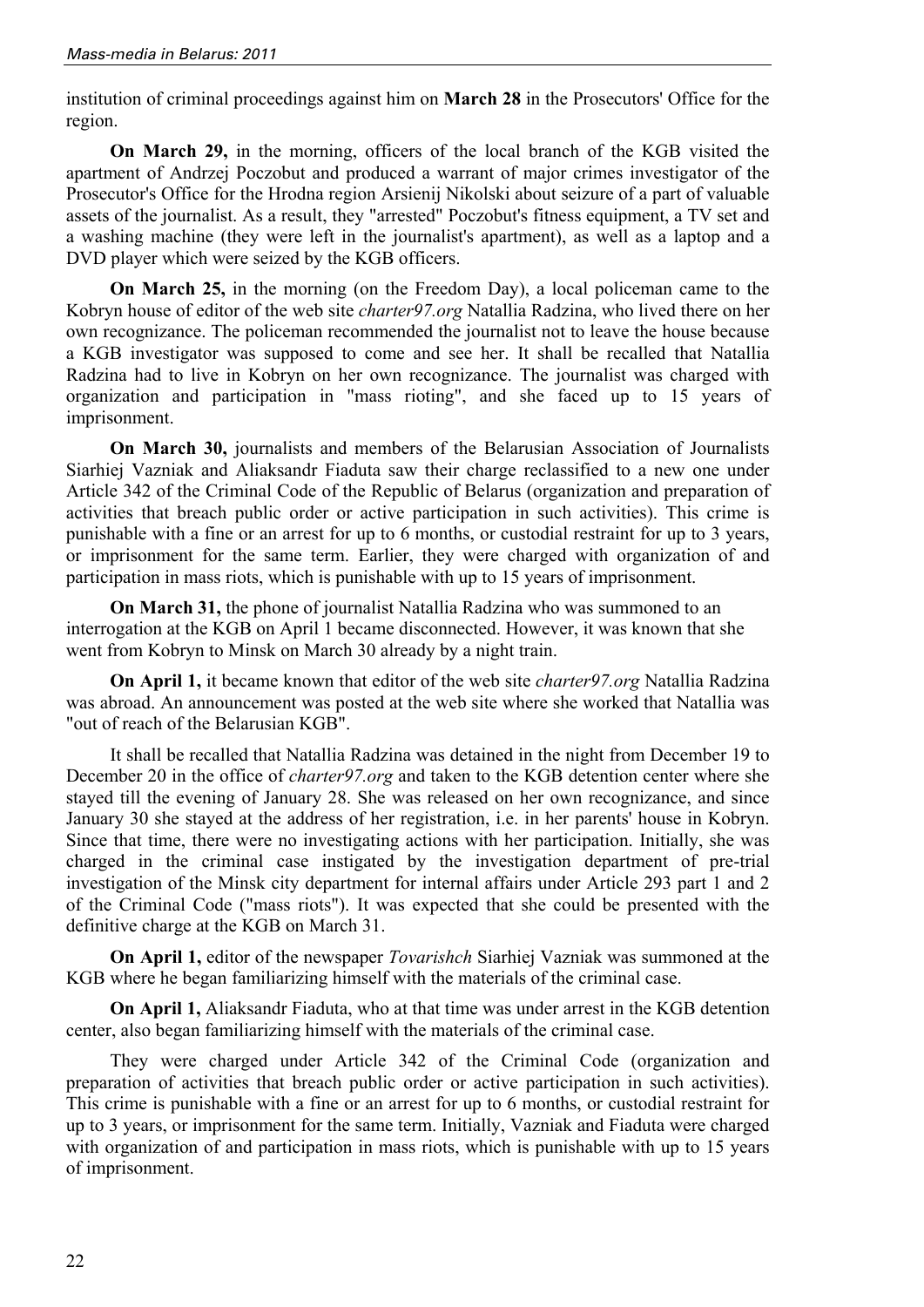institution of criminal proceedings against him on **March 28** in the Prosecutors' Office for the region.

**On March 29,** in the morning, officers of the local branch of the KGB visited the apartment of Andrzej Poczobut and produced a warrant of major crimes investigator of the Prosecutor's Office for the Hrodna region Arsienij Nikolski about seizure of a part of valuable assets of the journalist. As a result, they "arrested" Poczobut's fitness equipment, a TV set and a washing machine (they were left in the journalist's apartment), as well as a laptop and a DVD player which were seized by the KGB officers.

**On March 25,** in the morning (on the Freedom Day), a local policeman came to the Kobryn house of editor of the web site *charter97.org* Natallia Radzina, who lived there on her own recognizance. The policeman recommended the journalist not to leave the house because a KGB investigator was supposed to come and see her. It shall be recalled that Natallia Radzina had to live in Kobryn on her own recognizance. The journalist was charged with organization and participation in "mass rioting", and she faced up to 15 years of imprisonment.

**On March 30,** journalists and members of the Belarusian Association of Journalists Siarhiej Vazniak and Aliaksandr Fiaduta saw their charge reclassified to a new one under Article 342 of the Criminal Code of the Republic of Belarus (organization and preparation of activities that breach public order or active participation in such activities). This crime is punishable with a fine or an arrest for up to 6 months, or custodial restraint for up to 3 years, or imprisonment for the same term. Earlier, they were charged with organization of and participation in mass riots, which is punishable with up to 15 years of imprisonment.

**On March 31,** the phone of journalist Natallia Radzina who was summoned to an interrogation at the KGB on April 1 became disconnected. However, it was known that she went from Kobryn to Minsk on March 30 already by a night train.

**On April 1,** it became known that editor of the web site *charter97.org* Natallia Radzina was abroad. An announcement was posted at the web site where she worked that Natallia was "out of reach of the Belarusian KGB".

It shall be recalled that Natallia Radzina was detained in the night from December 19 to December 20 in the office of *charter97.org* and taken to the KGB detention center where she stayed till the evening of January 28. She was released on her own recognizance, and since January 30 she stayed at the address of her registration, i.e. in her parents' house in Kobryn. Since that time, there were no investigating actions with her participation. Initially, she was charged in the criminal case instigated by the investigation department of pre-trial investigation of the Minsk city department for internal affairs under Article 293 part 1 and 2 of the Criminal Code ("mass riots"). It was expected that she could be presented with the definitive charge at the KGB on March 31.

**On April 1,** editor of the newspaper *Tovarishch* Siarhiej Vazniak was summoned at the KGB where he began familiarizing himself with the materials of the criminal case.

**On April 1,** Aliaksandr Fiaduta, who at that time was under arrest in the KGB detention center, also began familiarizing himself with the materials of the criminal case.

They were charged under Article 342 of the Criminal Code (organization and preparation of activities that breach public order or active participation in such activities). This crime is punishable with a fine or an arrest for up to 6 months, or custodial restraint for up to 3 years, or imprisonment for the same term. Initially, Vazniak and Fiaduta were charged with organization of and participation in mass riots, which is punishable with up to 15 years of imprisonment.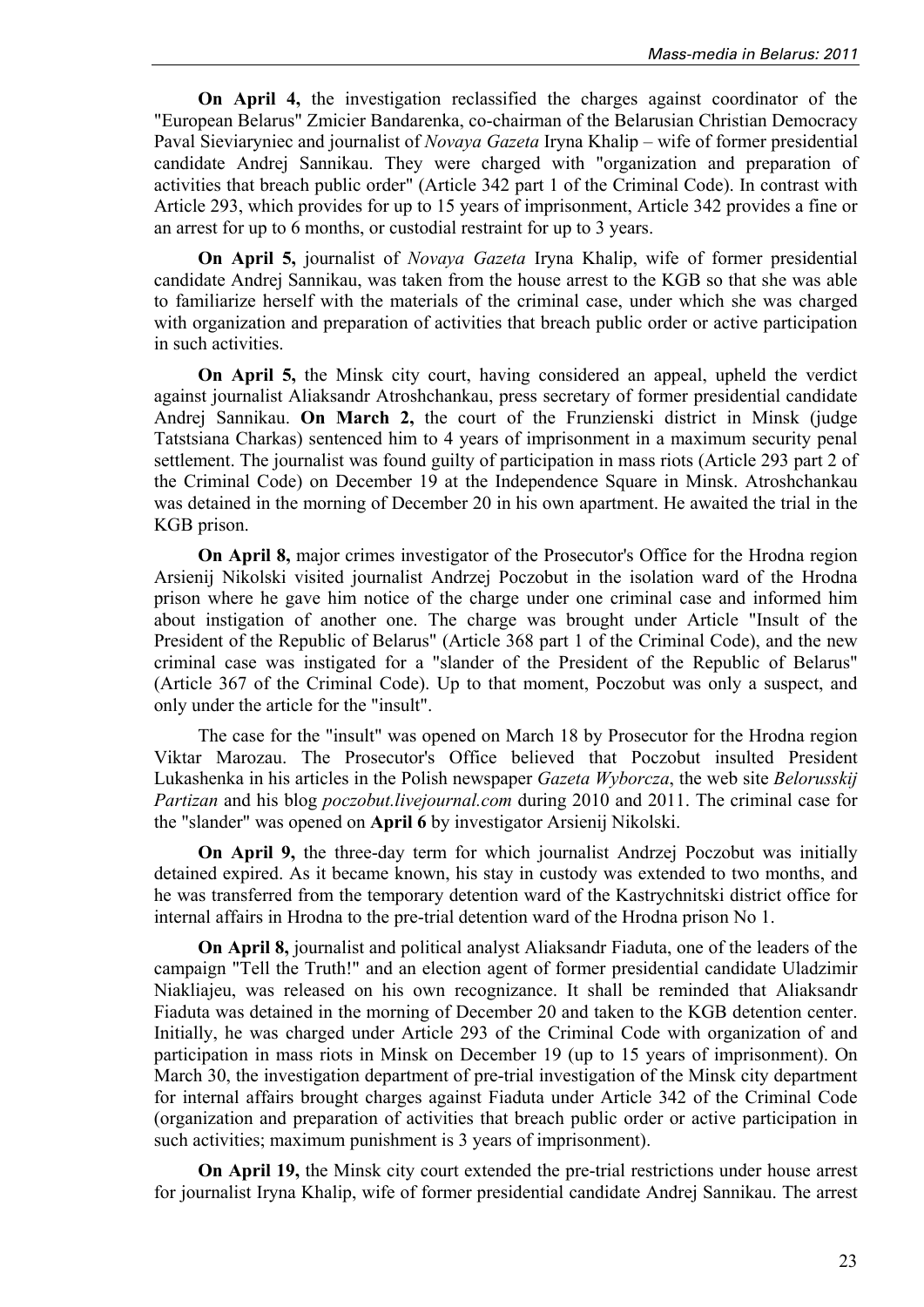**On April 4,** the investigation reclassified the charges against coordinator of the "European Belarus" Zmicier Bandarenka, co-chairman of the Belarusian Christian Democracy Paval Sieviaryniec and journalist of *Novaya Gazeta* Iryna Khalip – wife of former presidential candidate Andrej Sannikau. They were charged with "organization and preparation of activities that breach public order" (Article 342 part 1 of the Criminal Code). In contrast with Article 293, which provides for up to 15 years of imprisonment, Article 342 provides a fine or an arrest for up to 6 months, or custodial restraint for up to 3 years.

**On April 5,** journalist of *Novaya Gazeta* Iryna Khalip, wife of former presidential candidate Andrej Sannikau, was taken from the house arrest to the KGB so that she was able to familiarize herself with the materials of the criminal case, under which she was charged with organization and preparation of activities that breach public order or active participation in such activities.

**On April 5,** the Minsk city court, having considered an appeal, upheld the verdict against journalist Aliaksandr Atroshchankau, press secretary of former presidential candidate Andrej Sannikau. **On March 2,** the court of the Frunzienski district in Minsk (judge Tatstsiana Charkas) sentenced him to 4 years of imprisonment in a maximum security penal settlement. The journalist was found guilty of participation in mass riots (Article 293 part 2 of the Criminal Code) on December 19 at the Independence Square in Minsk. Atroshchankau was detained in the morning of December 20 in his own apartment. He awaited the trial in the KGB prison.

**On April 8,** major crimes investigator of the Prosecutor's Office for the Hrodna region Arsienij Nikolski visited journalist Andrzej Poczobut in the isolation ward of the Hrodna prison where he gave him notice of the charge under one criminal case and informed him about instigation of another one. The charge was brought under Article "Insult of the President of the Republic of Belarus" (Article 368 part 1 of the Criminal Code), and the new criminal case was instigated for a "slander of the President of the Republic of Belarus" (Article 367 of the Criminal Code). Up to that moment, Poczobut was only a suspect, and only under the article for the "insult".

The case for the "insult" was opened on March 18 by Prosecutor for the Hrodna region Viktar Marozau. The Prosecutor's Office believed that Poczobut insulted President Lukashenka in his articles in the Polish newspaper *Gazeta Wyborcza*, the web site *Belorusskij Partizan* and his blog *poczobut.livejournal.com* during 2010 and 2011. The criminal case for the "slander" was opened on **April 6** by investigator Arsienij Nikolski.

**On April 9,** the three-day term for which journalist Andrzej Poczobut was initially detained expired. As it became known, his stay in custody was extended to two months, and he was transferred from the temporary detention ward of the Kastrychnitski district office for internal affairs in Hrodna to the pre-trial detention ward of the Hrodna prison No 1.

**On April 8,** journalist and political analyst Aliaksandr Fiaduta, one of the leaders of the campaign "Tell the Truth!" and an election agent of former presidential candidate Uladzimir Niakliajeu, was released on his own recognizance. It shall be reminded that Aliaksandr Fiaduta was detained in the morning of December 20 and taken to the KGB detention center. Initially, he was charged under Article 293 of the Criminal Code with organization of and participation in mass riots in Minsk on December 19 (up to 15 years of imprisonment). On March 30, the investigation department of pre-trial investigation of the Minsk city department for internal affairs brought charges against Fiaduta under Article 342 of the Criminal Code (organization and preparation of activities that breach public order or active participation in such activities; maximum punishment is 3 years of imprisonment).

**On April 19,** the Minsk city court extended the pre-trial restrictions under house arrest for journalist Iryna Khalip, wife of former presidential candidate Andrej Sannikau. The arrest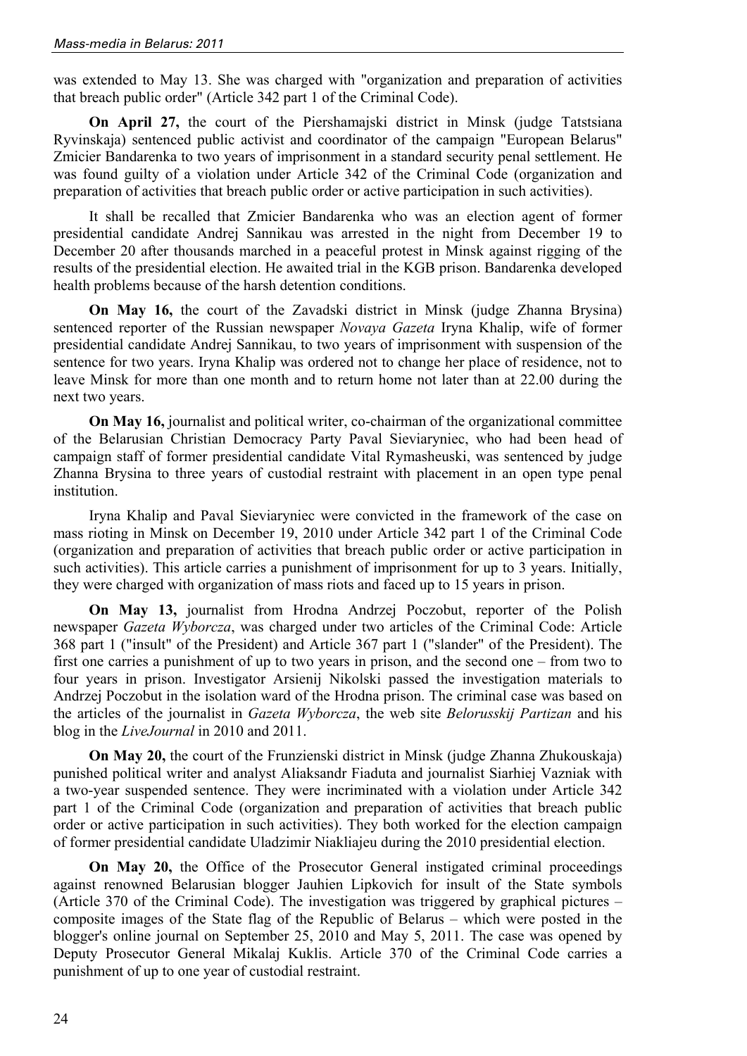was extended to May 13. She was charged with "organization and preparation of activities that breach public order" (Article 342 part 1 of the Criminal Code).

**On April 27,** the court of the Piershamajski district in Minsk (judge Tatstsiana Ryvinskaja) sentenced public activist and coordinator of the campaign "European Belarus" Zmicier Bandarenka to two years of imprisonment in a standard security penal settlement. He was found guilty of a violation under Article 342 of the Criminal Code (organization and preparation of activities that breach public order or active participation in such activities).

It shall be recalled that Zmicier Bandarenka who was an election agent of former presidential candidate Andrej Sannikau was arrested in the night from December 19 to December 20 after thousands marched in a peaceful protest in Minsk against rigging of the results of the presidential election. He awaited trial in the KGB prison. Bandarenka developed health problems because of the harsh detention conditions.

**On May 16,** the court of the Zavadski district in Minsk (judge Zhanna Brysina) sentenced reporter of the Russian newspaper *Novaya Gazeta* Iryna Khalip, wife of former presidential candidate Andrej Sannikau, to two years of imprisonment with suspension of the sentence for two years. Iryna Khalip was ordered not to change her place of residence, not to leave Minsk for more than one month and to return home not later than at 22.00 during the next two years.

**On May 16,** journalist and political writer, co-chairman of the organizational committee of the Belarusian Christian Democracy Party Paval Sieviaryniec, who had been head of campaign staff of former presidential candidate Vital Rymasheuski, was sentenced by judge Zhanna Brysina to three years of custodial restraint with placement in an open type penal institution.

Iryna Khalip and Paval Sieviaryniec were convicted in the framework of the case on mass rioting in Minsk on December 19, 2010 under Article 342 part 1 of the Criminal Code (organization and preparation of activities that breach public order or active participation in such activities). This article carries a punishment of imprisonment for up to 3 years. Initially, they were charged with organization of mass riots and faced up to 15 years in prison.

**On May 13,** journalist from Hrodna Andrzej Poczobut, reporter of the Polish newspaper *Gazeta Wyborcza*, was charged under two articles of the Criminal Code: Article 368 part 1 ("insult" of the President) and Article 367 part 1 ("slander" of the President). The first one carries a punishment of up to two years in prison, and the second one – from two to four years in prison. Investigator Arsienij Nikolski passed the investigation materials to Andrzej Poczobut in the isolation ward of the Hrodna prison. The criminal case was based on the articles of the journalist in *Gazeta Wyborcza*, the web site *Belorusskij Partizan* and his blog in the *LiveJournal* in 2010 and 2011.

**On May 20,** the court of the Frunzienski district in Minsk (judge Zhanna Zhukouskaja) punished political writer and analyst Aliaksandr Fiaduta and journalist Siarhiej Vazniak with a two-year suspended sentence. They were incriminated with a violation under Article 342 part 1 of the Criminal Code (organization and preparation of activities that breach public order or active participation in such activities). They both worked for the election campaign of former presidential candidate Uladzimir Niakliajeu during the 2010 presidential election.

**On May 20,** the Office of the Prosecutor General instigated criminal proceedings against renowned Belarusian blogger Jauhien Lipkovich for insult of the State symbols (Article 370 of the Criminal Code). The investigation was triggered by graphical pictures – composite images of the State flag of the Republic of Belarus – which were posted in the blogger's online journal on September 25, 2010 and May 5, 2011. The case was opened by Deputy Prosecutor General Mikalaj Kuklis. Article 370 of the Criminal Code carries a punishment of up to one year of custodial restraint.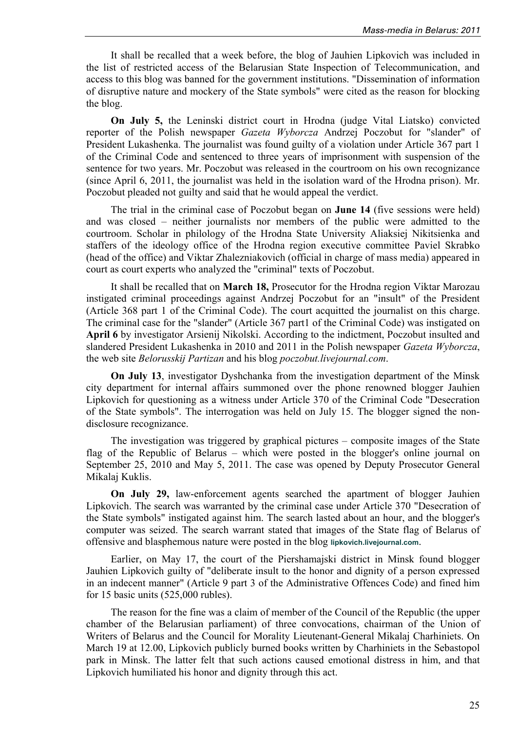It shall be recalled that a week before, the blog of Jauhien Lipkovich was included in the list of restricted access of the Belarusian State Inspection of Telecommunication, and access to this blog was banned for the government institutions. "Dissemination of information of disruptive nature and mockery of the State symbols" were cited as the reason for blocking the blog.

**On July 5,** the Leninski district court in Hrodna (judge Vital Liatsko) convicted reporter of the Polish newspaper *Gazeta Wyborcza* Andrzej Poczobut for "slander" of President Lukashenka. The journalist was found guilty of a violation under Article 367 part 1 of the Criminal Code and sentenced to three years of imprisonment with suspension of the sentence for two years. Mr. Poczobut was released in the courtroom on his own recognizance (since April 6, 2011, the journalist was held in the isolation ward of the Hrodna prison). Mr. Poczobut pleaded not guilty and said that he would appeal the verdict.

The trial in the criminal case of Poczobut began on **June 14** (five sessions were held) and was closed – neither journalists nor members of the public were admitted to the courtroom. Scholar in philology of the Hrodna State University Aliaksiej Nikitsienka and staffers of the ideology office of the Hrodna region executive committee Paviel Skrabko (head of the office) and Viktar Zhalezniakovich (official in charge of mass media) appeared in court as court experts who analyzed the "criminal" texts of Poczobut.

It shall be recalled that on **March 18,** Prosecutor for the Hrodna region Viktar Marozau instigated criminal proceedings against Andrzej Poczobut for an "insult" of the President (Article 368 part 1 of the Criminal Code). The court acquitted the journalist on this charge. The criminal case for the "slander" (Article 367 part1 of the Criminal Code) was instigated on **April 6** by investigator Arsienij Nikolski. According to the indictment, Poczobut insulted and slandered President Lukashenka in 2010 and 2011 in the Polish newspaper *Gazeta Wyborcza*, the web site *Belorusskij Partizan* and his blog *poczobut.livejournal.com*.

**On July 13**, investigator Dyshchanka from the investigation department of the Minsk city department for internal affairs summoned over the phone renowned blogger Jauhien Lipkovich for questioning as a witness under Article 370 of the Criminal Code "Desecration of the State symbols". The interrogation was held on July 15. The blogger signed the non-disclosure recognizance.

The investigation was triggered by graphical pictures – composite images of the State flag of the Republic of Belarus – which were posted in the blogger's online journal on September 25, 2010 and May 5, 2011. The case was opened by Deputy Prosecutor General Mikalaj Kuklis.

**On July 29,** law-enforcement agents searched the apartment of blogger Jauhien Lipkovich. The search was warranted by the criminal case under Article 370 "Desecration of the State symbols" instigated against him. The search lasted about an hour, and the blogger's computer was seized. The search warrant stated that images of the State flag of Belarus of offensive and blasphemous nature were posted in the blog **lipkovich.livejournal.com**.

Earlier, on May 17, the court of the Piershamajski district in Minsk found blogger Jauhien Lipkovich guilty of "deliberate insult to the honor and dignity of a person expressed in an indecent manner" (Article 9 part 3 of the Administrative Offences Code) and fined him for 15 basic units (525,000 rubles).

The reason for the fine was a claim of member of the Council of the Republic (the upper chamber of the Belarusian parliament) of three convocations, chairman of the Union of Writers of Belarus and the Council for Morality Lieutenant-General Mikalaj Charhiniets. On March 19 at 12.00, Lipkovich publicly burned books written by Charhiniets in the Sebastopol park in Minsk. The latter felt that such actions caused emotional distress in him, and that Lipkovich humiliated his honor and dignity through this act.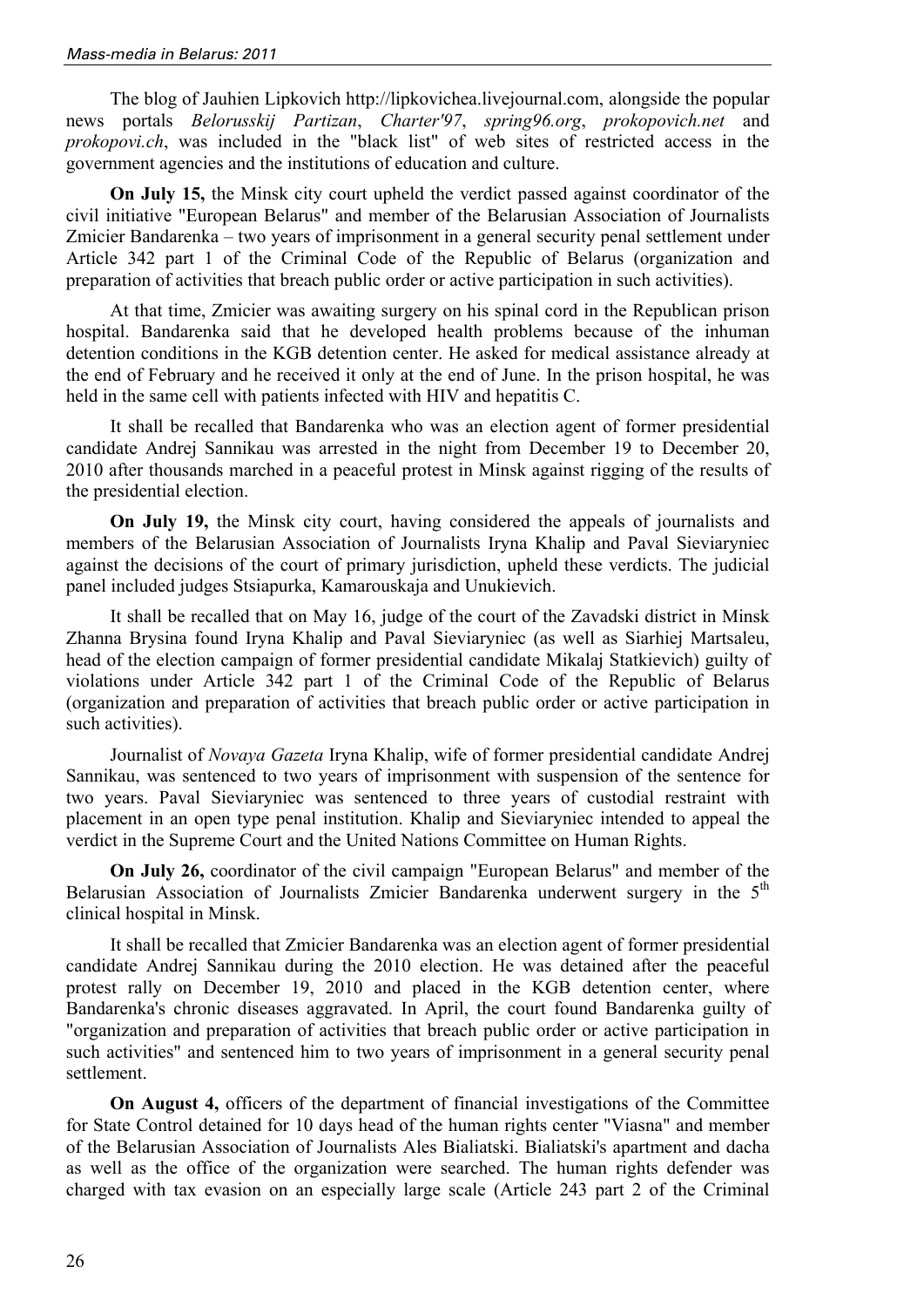The blog of Jauhien Lipkovich http://lipkovichea.livejournal.com, alongside the popular news portals *Belorusskij Partizan*, *Charter'97*, *spring96.org*, *prokopovich.net* and *prokopovi.ch*, was included in the "black list" of web sites of restricted access in the government agencies and the institutions of education and culture.

**On July 15,** the Minsk city court upheld the verdict passed against coordinator of the civil initiative "European Belarus" and member of the Belarusian Association of Journalists Zmicier Bandarenka – two years of imprisonment in a general security penal settlement under Article 342 part 1 of the Criminal Code of the Republic of Belarus (organization and preparation of activities that breach public order or active participation in such activities).

At that time, Zmicier was awaiting surgery on his spinal cord in the Republican prison hospital. Bandarenka said that he developed health problems because of the inhuman detention conditions in the KGB detention center. He asked for medical assistance already at the end of February and he received it only at the end of June. In the prison hospital, he was held in the same cell with patients infected with HIV and hepatitis C.

It shall be recalled that Bandarenka who was an election agent of former presidential candidate Andrej Sannikau was arrested in the night from December 19 to December 20, 2010 after thousands marched in a peaceful protest in Minsk against rigging of the results of the presidential election.

**On July 19,** the Minsk city court, having considered the appeals of journalists and members of the Belarusian Association of Journalists Iryna Khalip and Paval Sieviaryniec against the decisions of the court of primary jurisdiction, upheld these verdicts. The judicial panel included judges Stsiapurka, Kamarouskaja and Unukievich.

It shall be recalled that on May 16, judge of the court of the Zavadski district in Minsk Zhanna Brysina found Iryna Khalip and Paval Sieviaryniec (as well as Siarhiej Martsaleu, head of the election campaign of former presidential candidate Mikalaj Statkievich) guilty of violations under Article 342 part 1 of the Criminal Code of the Republic of Belarus (organization and preparation of activities that breach public order or active participation in such activities).

Journalist of *Novaya Gazeta* Iryna Khalip, wife of former presidential candidate Andrej Sannikau, was sentenced to two years of imprisonment with suspension of the sentence for two years. Paval Sieviaryniec was sentenced to three years of custodial restraint with placement in an open type penal institution. Khalip and Sieviaryniec intended to appeal the verdict in the Supreme Court and the United Nations Committee on Human Rights.

**On July 26,** coordinator of the civil campaign "European Belarus" and member of the Belarusian Association of Journalists Zmicier Bandarenka underwent surgery in the 5th clinical hospital in Minsk.

It shall be recalled that Zmicier Bandarenka was an election agent of former presidential candidate Andrej Sannikau during the 2010 election. He was detained after the peaceful protest rally on December 19, 2010 and placed in the KGB detention center, where Bandarenka's chronic diseases aggravated. In April, the court found Bandarenka guilty of "organization and preparation of activities that breach public order or active participation in such activities" and sentenced him to two years of imprisonment in a general security penal settlement.

**On August 4,** officers of the department of financial investigations of the Committee for State Control detained for 10 days head of the human rights center "Viasna" and member of the Belarusian Association of Journalists Ales Bialiatski. Bialiatski's apartment and dacha as well as the office of the organization were searched. The human rights defender was charged with tax evasion on an especially large scale (Article 243 part 2 of the Criminal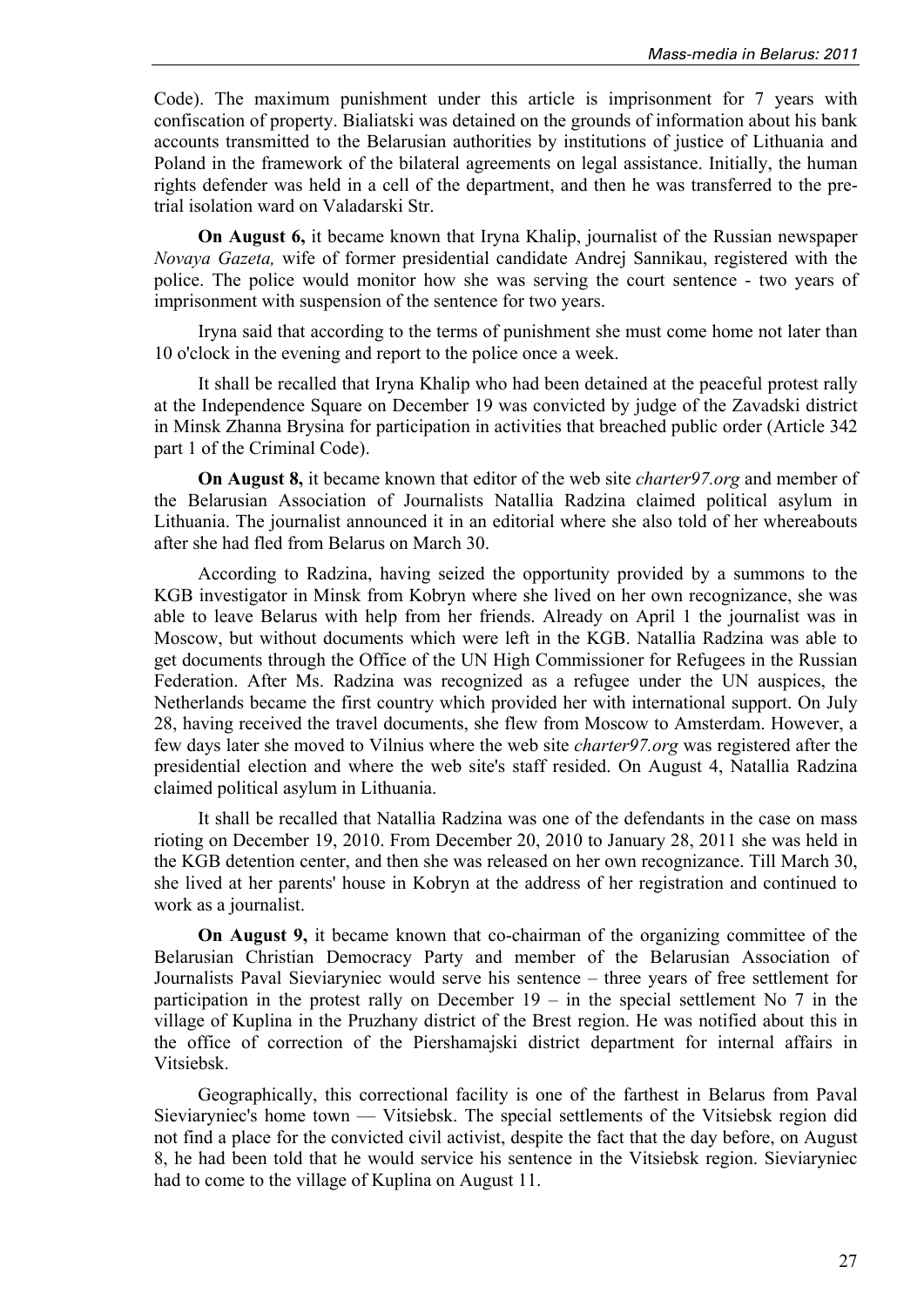Code). The maximum punishment under this article is imprisonment for 7 years with confiscation of property. Bialiatski was detained on the grounds of information about his bank accounts transmitted to the Belarusian authorities by institutions of justice of Lithuania and Poland in the framework of the bilateral agreements on legal assistance. Initially, the human rights defender was held in a cell of the department, and then he was transferred to the pre-trial isolation ward on Valadarski Str.

**On August 6,** it became known that Iryna Khalip, journalist of the Russian newspaper *Novaya Gazeta,* wife of former presidential candidate Andrej Sannikau, registered with the police. The police would monitor how she was serving the court sentence - two years of imprisonment with suspension of the sentence for two years.

Iryna said that according to the terms of punishment she must come home not later than 10 o'clock in the evening and report to the police once a week.

It shall be recalled that Iryna Khalip who had been detained at the peaceful protest rally at the Independence Square on December 19 was convicted by judge of the Zavadski district in Minsk Zhanna Brysina for participation in activities that breached public order (Article 342 part 1 of the Criminal Code).

**On August 8,** it became known that editor of the web site *charter97.org* and member of the Belarusian Association of Journalists Natallia Radzina claimed political asylum in Lithuania. The journalist announced it in an editorial where she also told of her whereabouts after she had fled from Belarus on March 30.

According to Radzina, having seized the opportunity provided by a summons to the KGB investigator in Minsk from Kobryn where she lived on her own recognizance, she was able to leave Belarus with help from her friends. Already on April 1 the journalist was in Moscow, but without documents which were left in the KGB. Natallia Radzina was able to get documents through the Office of the UN High Commissioner for Refugees in the Russian Federation. After Ms. Radzina was recognized as a refugee under the UN auspices, the Netherlands became the first country which provided her with international support. On July 28, having received the travel documents, she flew from Moscow to Amsterdam. However, a few days later she moved to Vilnius where the web site *charter97.org* was registered after the presidential election and where the web site's staff resided. On August 4, Natallia Radzina claimed political asylum in Lithuania.

It shall be recalled that Natallia Radzina was one of the defendants in the case on mass rioting on December 19, 2010. From December 20, 2010 to January 28, 2011 she was held in the KGB detention center, and then she was released on her own recognizance. Till March 30, she lived at her parents' house in Kobryn at the address of her registration and continued to work as a journalist.

**On August 9,** it became known that co-chairman of the organizing committee of the Belarusian Christian Democracy Party and member of the Belarusian Association of Journalists Paval Sieviaryniec would serve his sentence – three years of free settlement for participation in the protest rally on December 19 – in the special settlement No 7 in the village of Kuplina in the Pruzhany district of the Brest region. He was notified about this in the office of correction of the Piershamajski district department for internal affairs in Vitsiebsk.

Geographically, this correctional facility is one of the farthest in Belarus from Paval Sieviaryniec's home town — Vitsiebsk. The special settlements of the Vitsiebsk region did not find a place for the convicted civil activist, despite the fact that the day before, on August 8, he had been told that he would service his sentence in the Vitsiebsk region. Sieviaryniec had to come to the village of Kuplina on August 11.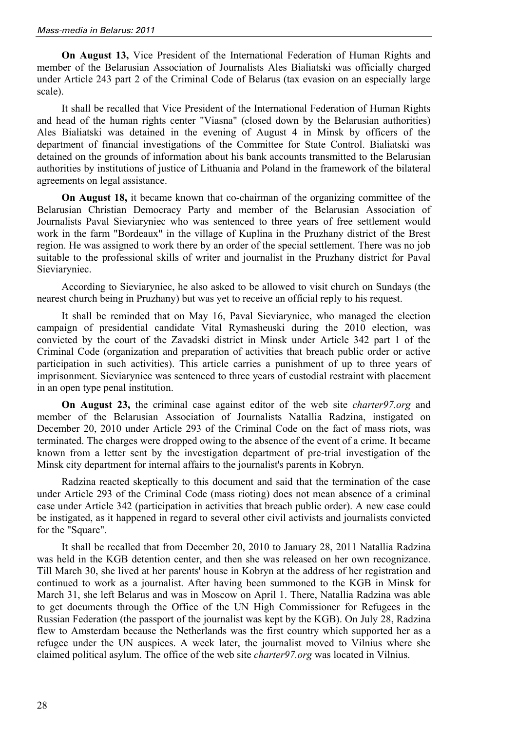**On August 13,** Vice President of the International Federation of Human Rights and member of the Belarusian Association of Journalists Ales Bialiatski was officially charged under Article 243 part 2 of the Criminal Code of Belarus (tax evasion on an especially large scale).

It shall be recalled that Vice President of the International Federation of Human Rights and head of the human rights center "Viasna" (closed down by the Belarusian authorities) Ales Bialiatski was detained in the evening of August 4 in Minsk by officers of the department of financial investigations of the Committee for State Control. Bialiatski was detained on the grounds of information about his bank accounts transmitted to the Belarusian authorities by institutions of justice of Lithuania and Poland in the framework of the bilateral agreements on legal assistance.

**On August 18,** it became known that co-chairman of the organizing committee of the Belarusian Christian Democracy Party and member of the Belarusian Association of Journalists Paval Sieviaryniec who was sentenced to three years of free settlement would work in the farm "Bordeaux" in the village of Kuplina in the Pruzhany district of the Brest region. He was assigned to work there by an order of the special settlement. There was no job suitable to the professional skills of writer and journalist in the Pruzhany district for Paval Sieviaryniec.

According to Sieviaryniec, he also asked to be allowed to visit church on Sundays (the nearest church being in Pruzhany) but was yet to receive an official reply to his request.

It shall be reminded that on May 16, Paval Sieviaryniec, who managed the election campaign of presidential candidate Vital Rymasheuski during the 2010 election, was convicted by the court of the Zavadski district in Minsk under Article 342 part 1 of the Criminal Code (organization and preparation of activities that breach public order or active participation in such activities). This article carries a punishment of up to three years of imprisonment. Sieviaryniec was sentenced to three years of custodial restraint with placement in an open type penal institution.

**On August 23,** the criminal case against editor of the web site *charter97.org* and member of the Belarusian Association of Journalists Natallia Radzina, instigated on December 20, 2010 under Article 293 of the Criminal Code on the fact of mass riots, was terminated. The charges were dropped owing to the absence of the event of a crime. It became known from a letter sent by the investigation department of pre-trial investigation of the Minsk city department for internal affairs to the journalist's parents in Kobryn.

Radzina reacted skeptically to this document and said that the termination of the case under Article 293 of the Criminal Code (mass rioting) does not mean absence of a criminal case under Article 342 (participation in activities that breach public order). A new case could be instigated, as it happened in regard to several other civil activists and journalists convicted for the "Square".

It shall be recalled that from December 20, 2010 to January 28, 2011 Natallia Radzina was held in the KGB detention center, and then she was released on her own recognizance. Till March 30, she lived at her parents' house in Kobryn at the address of her registration and continued to work as a journalist. After having been summoned to the KGB in Minsk for March 31, she left Belarus and was in Moscow on April 1. There, Natallia Radzina was able to get documents through the Office of the UN High Commissioner for Refugees in the Russian Federation (the passport of the journalist was kept by the KGB). On July 28, Radzina flew to Amsterdam because the Netherlands was the first country which supported her as a refugee under the UN auspices. A week later, the journalist moved to Vilnius where she claimed political asylum. The office of the web site *charter97.org* was located in Vilnius.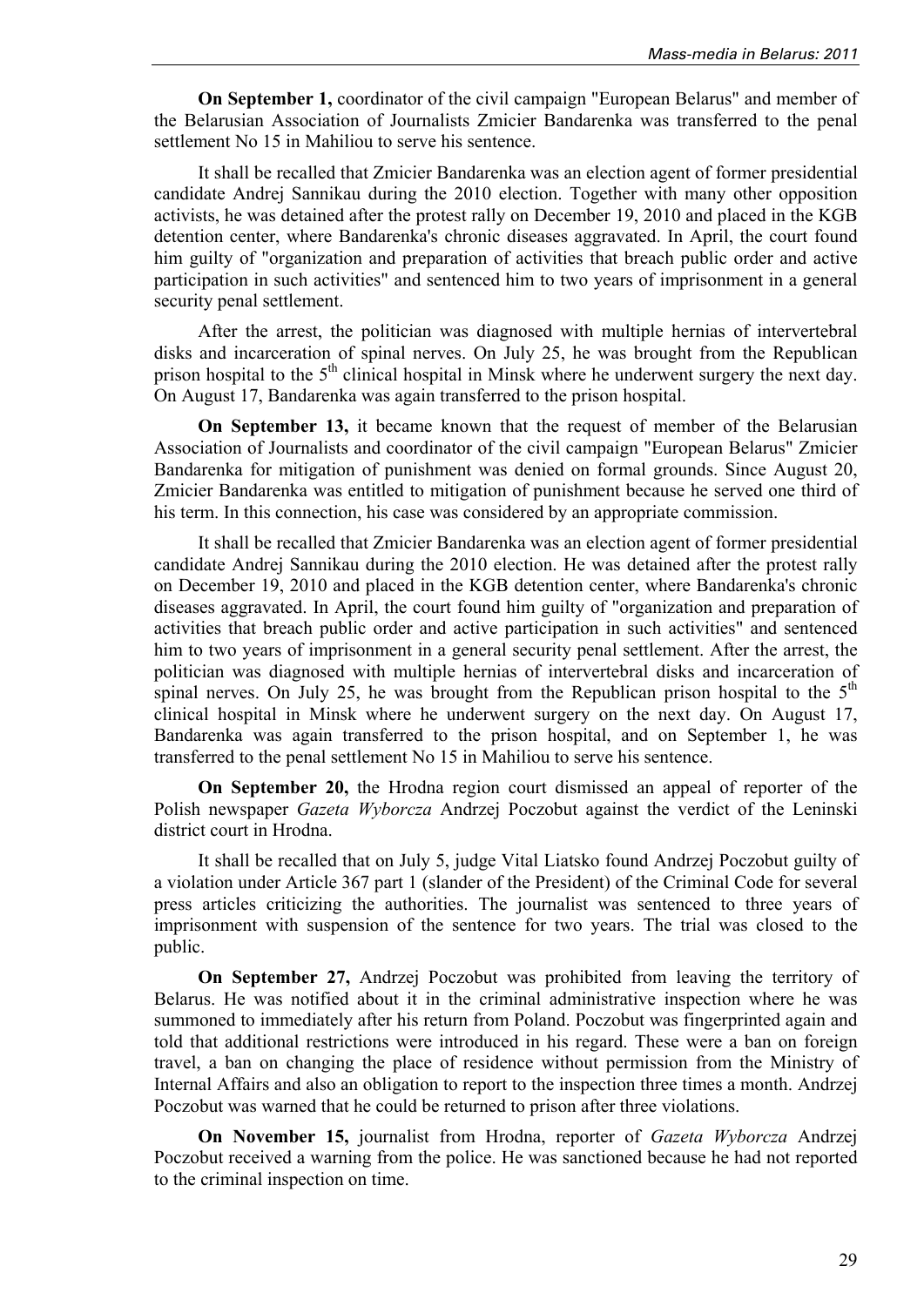**On September 1,** coordinator of the civil campaign "European Belarus" and member of the Belarusian Association of Journalists Zmicier Bandarenka was transferred to the penal settlement No 15 in Mahiliou to serve his sentence.

It shall be recalled that Zmicier Bandarenka was an election agent of former presidential candidate Andrej Sannikau during the 2010 election. Together with many other opposition activists, he was detained after the protest rally on December 19, 2010 and placed in the KGB detention center, where Bandarenka's chronic diseases aggravated. In April, the court found him guilty of "organization and preparation of activities that breach public order and active participation in such activities" and sentenced him to two years of imprisonment in a general security penal settlement.

After the arrest, the politician was diagnosed with multiple hernias of intervertebral disks and incarceration of spinal nerves. On July 25, he was brought from the Republican prison hospital to the 5th clinical hospital in Minsk where he underwent surgery the next day. On August 17, Bandarenka was again transferred to the prison hospital.

**On September 13,** it became known that the request of member of the Belarusian Association of Journalists and coordinator of the civil campaign "European Belarus" Zmicier Bandarenka for mitigation of punishment was denied on formal grounds. Since August 20, Zmicier Bandarenka was entitled to mitigation of punishment because he served one third of his term. In this connection, his case was considered by an appropriate commission.

It shall be recalled that Zmicier Bandarenka was an election agent of former presidential candidate Andrej Sannikau during the 2010 election. He was detained after the protest rally on December 19, 2010 and placed in the KGB detention center, where Bandarenka's chronic diseases aggravated. In April, the court found him guilty of "organization and preparation of activities that breach public order and active participation in such activities" and sentenced him to two years of imprisonment in a general security penal settlement. After the arrest, the politician was diagnosed with multiple hernias of intervertebral disks and incarceration of spinal nerves. On July 25, he was brought from the Republican prison hospital to the 5th clinical hospital in Minsk where he underwent surgery on the next day. On August 17, Bandarenka was again transferred to the prison hospital, and on September 1, he was transferred to the penal settlement No 15 in Mahiliou to serve his sentence.

**On September 20,** the Hrodna region court dismissed an appeal of reporter of the Polish newspaper *Gazeta Wyborcza* Andrzej Poczobut against the verdict of the Leninski district court in Hrodna.

It shall be recalled that on July 5, judge Vital Liatsko found Andrzej Poczobut guilty of a violation under Article 367 part 1 (slander of the President) of the Criminal Code for several press articles criticizing the authorities. The journalist was sentenced to three years of imprisonment with suspension of the sentence for two years. The trial was closed to the public.

**On September 27,** Andrzej Poczobut was prohibited from leaving the territory of Belarus. He was notified about it in the criminal administrative inspection where he was summoned to immediately after his return from Poland. Poczobut was fingerprinted again and told that additional restrictions were introduced in his regard. These were a ban on foreign travel, a ban on changing the place of residence without permission from the Ministry of Internal Affairs and also an obligation to report to the inspection three times a month. Andrzej Poczobut was warned that he could be returned to prison after three violations.

**On November 15,** journalist from Hrodna, reporter of *Gazeta Wyborcza* Andrzej Poczobut received a warning from the police. He was sanctioned because he had not reported to the criminal inspection on time.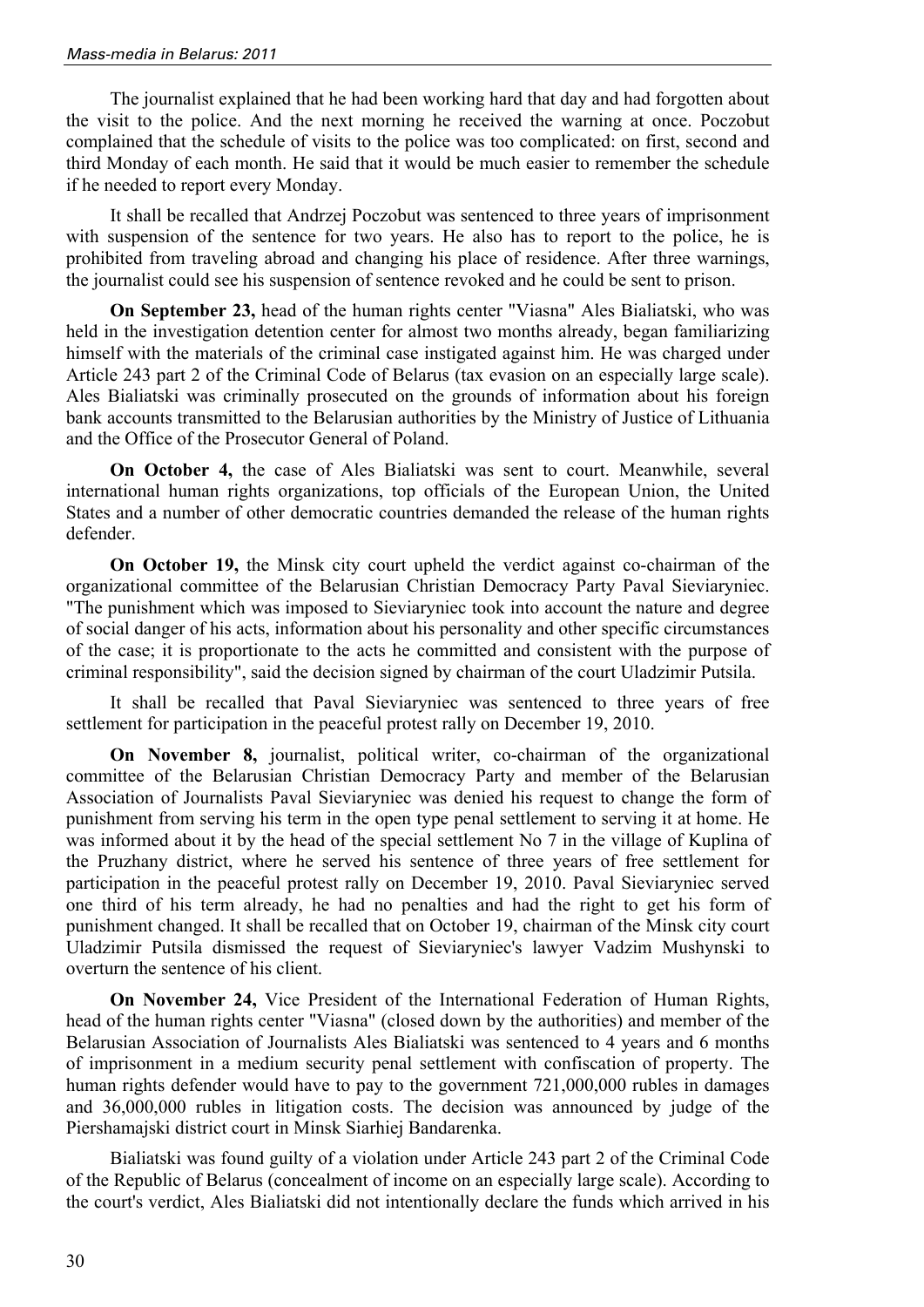The journalist explained that he had been working hard that day and had forgotten about the visit to the police. And the next morning he received the warning at once. Poczobut complained that the schedule of visits to the police was too complicated: on first, second and third Monday of each month. He said that it would be much easier to remember the schedule if he needed to report every Monday.

It shall be recalled that Andrzej Poczobut was sentenced to three years of imprisonment with suspension of the sentence for two years. He also has to report to the police, he is prohibited from traveling abroad and changing his place of residence. After three warnings, the journalist could see his suspension of sentence revoked and he could be sent to prison.

**On September 23,** head of the human rights center "Viasna" Ales Bialiatski, who was held in the investigation detention center for almost two months already, began familiarizing himself with the materials of the criminal case instigated against him. He was charged under Article 243 part 2 of the Criminal Code of Belarus (tax evasion on an especially large scale). Ales Bialiatski was criminally prosecuted on the grounds of information about his foreign bank accounts transmitted to the Belarusian authorities by the Ministry of Justice of Lithuania and the Office of the Prosecutor General of Poland.

**On October 4,** the case of Ales Bialiatski was sent to court. Meanwhile, several international human rights organizations, top officials of the European Union, the United States and a number of other democratic countries demanded the release of the human rights defender.

**On October 19,** the Minsk city court upheld the verdict against co-chairman of the organizational committee of the Belarusian Christian Democracy Party Paval Sieviaryniec. "The punishment which was imposed to Sieviaryniec took into account the nature and degree of social danger of his acts, information about his personality and other specific circumstances of the case; it is proportionate to the acts he committed and consistent with the purpose of criminal responsibility", said the decision signed by chairman of the court Uladzimir Putsila.

It shall be recalled that Paval Sieviaryniec was sentenced to three years of free settlement for participation in the peaceful protest rally on December 19, 2010.

**On November 8,** journalist, political writer, co-chairman of the organizational committee of the Belarusian Christian Democracy Party and member of the Belarusian Association of Journalists Paval Sieviaryniec was denied his request to change the form of punishment from serving his term in the open type penal settlement to serving it at home. He was informed about it by the head of the special settlement No 7 in the village of Kuplina of the Pruzhany district, where he served his sentence of three years of free settlement for participation in the peaceful protest rally on December 19, 2010. Paval Sieviaryniec served one third of his term already, he had no penalties and had the right to get his form of punishment changed. It shall be recalled that on October 19, chairman of the Minsk city court Uladzimir Putsila dismissed the request of Sieviaryniec's lawyer Vadzim Mushynski to overturn the sentence of his client.

**On November 24,** Vice President of the International Federation of Human Rights, head of the human rights center "Viasna" (closed down by the authorities) and member of the Belarusian Association of Journalists Ales Bialiatski was sentenced to 4 years and 6 months of imprisonment in a medium security penal settlement with confiscation of property. The human rights defender would have to pay to the government 721,000,000 rubles in damages and 36,000,000 rubles in litigation costs. The decision was announced by judge of the Piershamajski district court in Minsk Siarhiej Bandarenka.

Bialiatski was found guilty of a violation under Article 243 part 2 of the Criminal Code of the Republic of Belarus (concealment of income on an especially large scale). According to the court's verdict, Ales Bialiatski did not intentionally declare the funds which arrived in his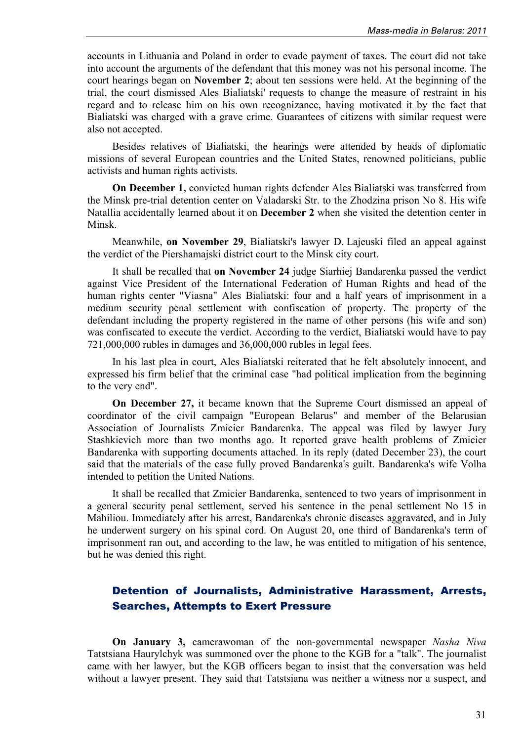accounts in Lithuania and Poland in order to evade payment of taxes. The court did not take into account the arguments of the defendant that this money was not his personal income. The court hearings began on **November 2**; about ten sessions were held. At the beginning of the trial, the court dismissed Ales Bialiatski' requests to change the measure of restraint in his regard and to release him on his own recognizance, having motivated it by the fact that Bialiatski was charged with a grave crime. Guarantees of citizens with similar request were also not accepted.

Besides relatives of Bialiatski, the hearings were attended by heads of diplomatic missions of several European countries and the United States, renowned politicians, public activists and human rights activists.

**On December 1,** convicted human rights defender Ales Bialiatski was transferred from the Minsk pre-trial detention center on Valadarski Str. to the Zhodzina prison No 8. His wife Natallia accidentally learned about it on **December 2** when she visited the detention center in Minsk.

Meanwhile, **on November 29**, Bialiatski's lawyer D. Lajeuski filed an appeal against the verdict of the Piershamajski district court to the Minsk city court.

It shall be recalled that **on November 24** judge Siarhiej Bandarenka passed the verdict against Vice President of the International Federation of Human Rights and head of the human rights center "Viasna" Ales Bialiatski: four and a half years of imprisonment in a medium security penal settlement with confiscation of property. The property of the defendant including the property registered in the name of other persons (his wife and son) was confiscated to execute the verdict. According to the verdict, Bialiatski would have to pay 721,000,000 rubles in damages and 36,000,000 rubles in legal fees.

In his last plea in court, Ales Bialiatski reiterated that he felt absolutely innocent, and expressed his firm belief that the criminal case "had political implication from the beginning to the very end".

**On December 27,** it became known that the Supreme Court dismissed an appeal of coordinator of the civil campaign "European Belarus" and member of the Belarusian Association of Journalists Zmicier Bandarenka. The appeal was filed by lawyer Jury Stashkievich more than two months ago. It reported grave health problems of Zmicier Bandarenka with supporting documents attached. In its reply (dated December 23), the court said that the materials of the case fully proved Bandarenka's guilt. Bandarenka's wife Volha intended to petition the United Nations.

It shall be recalled that Zmicier Bandarenka, sentenced to two years of imprisonment in a general security penal settlement, served his sentence in the penal settlement No 15 in Mahiliou. Immediately after his arrest, Bandarenka's chronic diseases aggravated, and in July he underwent surgery on his spinal cord. On August 20, one third of Bandarenka's term of imprisonment ran out, and according to the law, he was entitled to mitigation of his sentence, but he was denied this right.

## Detention of Journalists, Administrative Harassment, Arrests, Searches, Attempts to Exert Pressure

**On January 3,** camerawoman of the non-governmental newspaper *Nasha Niva* Tatstsiana Haurylchyk was summoned over the phone to the KGB for a "talk". The journalist came with her lawyer, but the KGB officers began to insist that the conversation was held without a lawyer present. They said that Tatstsiana was neither a witness nor a suspect, and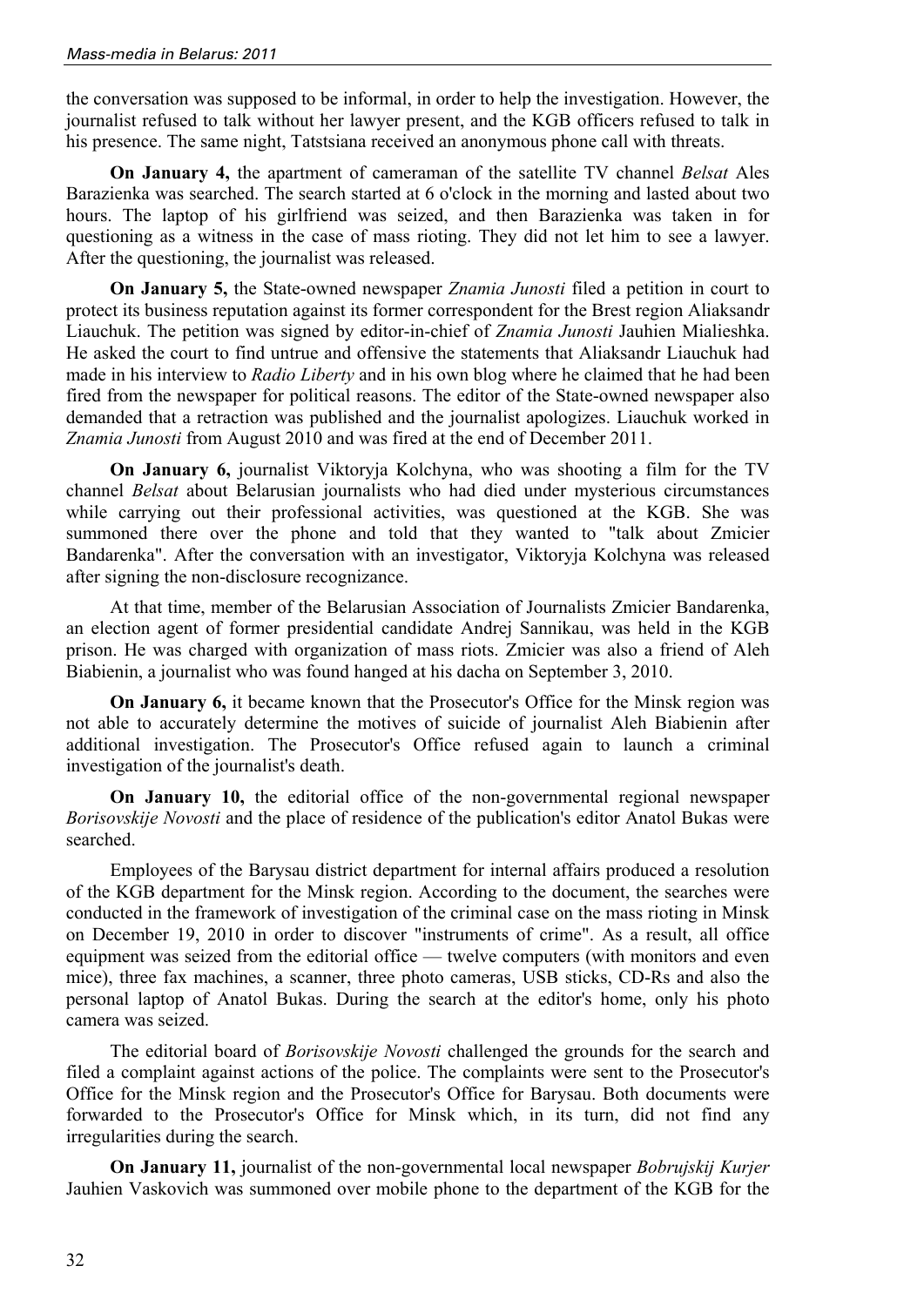the conversation was supposed to be informal, in order to help the investigation. However, the journalist refused to talk without her lawyer present, and the KGB officers refused to talk in his presence. The same night, Tatstsiana received an anonymous phone call with threats.

**On January 4,** the apartment of cameraman of the satellite TV channel *Belsat* Ales Barazienka was searched. The search started at 6 o'clock in the morning and lasted about two hours. The laptop of his girlfriend was seized, and then Barazienka was taken in for questioning as a witness in the case of mass rioting. They did not let him to see a lawyer. After the questioning, the journalist was released.

**On January 5,** the State-owned newspaper *Znamia Junosti* filed a petition in court to protect its business reputation against its former correspondent for the Brest region Aliaksandr Liauchuk. The petition was signed by editor-in-chief of *Znamia Junosti* Jauhien Mialieshka. He asked the court to find untrue and offensive the statements that Aliaksandr Liauchuk had made in his interview to *Radio Liberty* and in his own blog where he claimed that he had been fired from the newspaper for political reasons. The editor of the State-owned newspaper also demanded that a retraction was published and the journalist apologizes. Liauchuk worked in *Znamia Junosti* from August 2010 and was fired at the end of December 2011.

**On January 6,** journalist Viktoryja Kolchyna, who was shooting a film for the TV channel *Belsat* about Belarusian journalists who had died under mysterious circumstances while carrying out their professional activities, was questioned at the KGB. She was summoned there over the phone and told that they wanted to "talk about Zmicier Bandarenka". After the conversation with an investigator, Viktoryja Kolchyna was released after signing the non-disclosure recognizance.

At that time, member of the Belarusian Association of Journalists Zmicier Bandarenka, an election agent of former presidential candidate Andrej Sannikau, was held in the KGB prison. He was charged with organization of mass riots. Zmicier was also a friend of Aleh Biabienin, a journalist who was found hanged at his dacha on September 3, 2010.

**On January 6,** it became known that the Prosecutor's Office for the Minsk region was not able to accurately determine the motives of suicide of journalist Aleh Biabienin after additional investigation. The Prosecutor's Office refused again to launch a criminal investigation of the journalist's death.

**On January 10,** the editorial office of the non-governmental regional newspaper *Borisovskije Novosti* and the place of residence of the publication's editor Anatol Bukas were searched.

Employees of the Barysau district department for internal affairs produced a resolution of the KGB department for the Minsk region. According to the document, the searches were conducted in the framework of investigation of the criminal case on the mass rioting in Minsk on December 19, 2010 in order to discover "instruments of crime". As a result, all office equipment was seized from the editorial office — twelve computers (with monitors and even mice), three fax machines, a scanner, three photo cameras, USB sticks, CD-Rs and also the personal laptop of Anatol Bukas. During the search at the editor's home, only his photo camera was seized.

The editorial board of *Borisovskije Novosti* challenged the grounds for the search and filed a complaint against actions of the police. The complaints were sent to the Prosecutor's Office for the Minsk region and the Prosecutor's Office for Barysau. Both documents were forwarded to the Prosecutor's Office for Minsk which, in its turn, did not find any irregularities during the search.

**On January 11,** journalist of the non-governmental local newspaper *Bobrujskij Kurjer* Jauhien Vaskovich was summoned over mobile phone to the department of the KGB for the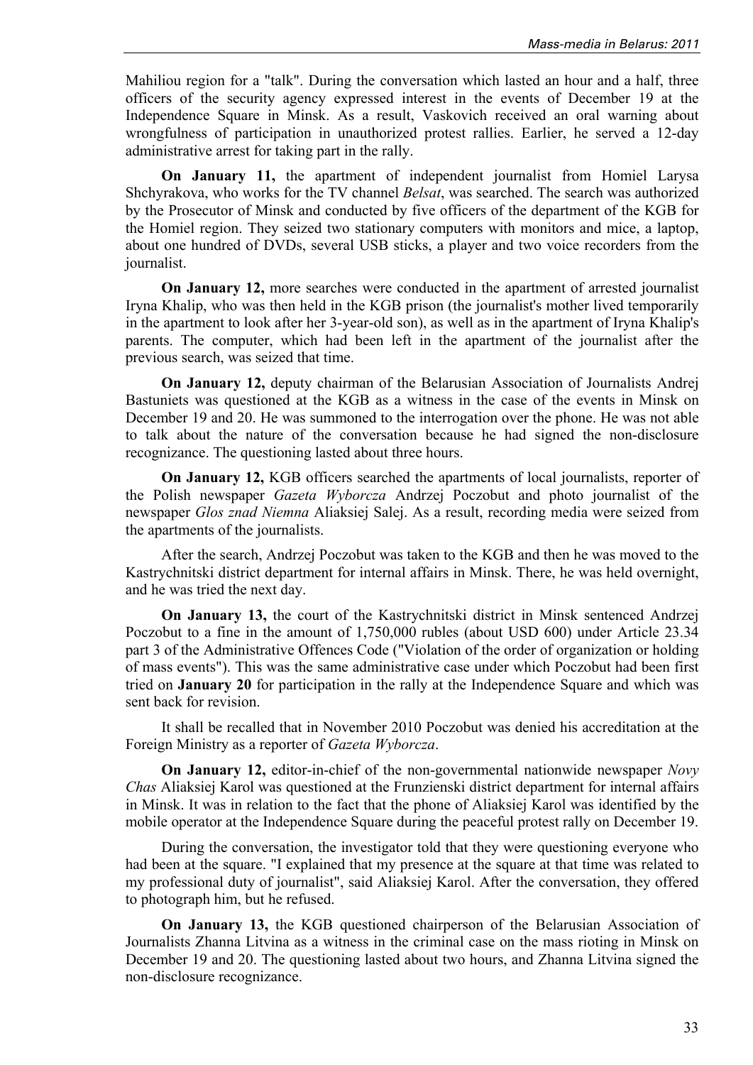Mahiliou region for a "talk". During the conversation which lasted an hour and a half, three officers of the security agency expressed interest in the events of December 19 at the Independence Square in Minsk. As a result, Vaskovich received an oral warning about wrongfulness of participation in unauthorized protest rallies. Earlier, he served a 12-day administrative arrest for taking part in the rally.

**On January 11,** the apartment of independent journalist from Homiel Larysa Shchyrakova, who works for the TV channel *Belsat*, was searched. The search was authorized by the Prosecutor of Minsk and conducted by five officers of the department of the KGB for the Homiel region. They seized two stationary computers with monitors and mice, a laptop, about one hundred of DVDs, several USB sticks, a player and two voice recorders from the journalist.

**On January 12,** more searches were conducted in the apartment of arrested journalist Iryna Khalip, who was then held in the KGB prison (the journalist's mother lived temporarily in the apartment to look after her 3-year-old son), as well as in the apartment of Iryna Khalip's parents. The computer, which had been left in the apartment of the journalist after the previous search, was seized that time.

**On January 12,** deputy chairman of the Belarusian Association of Journalists Andrej Bastuniets was questioned at the KGB as a witness in the case of the events in Minsk on December 19 and 20. He was summoned to the interrogation over the phone. He was not able to talk about the nature of the conversation because he had signed the non-disclosure recognizance. The questioning lasted about three hours.

**On January 12,** KGB officers searched the apartments of local journalists, reporter of the Polish newspaper *Gazeta Wyborcza* Andrzej Poczobut and photo journalist of the newspaper *Glos znad Niemna* Aliaksiej Salej. As a result, recording media were seized from the apartments of the journalists.

After the search, Andrzej Poczobut was taken to the KGB and then he was moved to the Kastrychnitski district department for internal affairs in Minsk. There, he was held overnight, and he was tried the next day.

**On January 13,** the court of the Kastrychnitski district in Minsk sentenced Andrzej Poczobut to a fine in the amount of 1,750,000 rubles (about USD 600) under Article 23.34 part 3 of the Administrative Offences Code ("Violation of the order of organization or holding of mass events"). This was the same administrative case under which Poczobut had been first tried on **January 20** for participation in the rally at the Independence Square and which was sent back for revision.

It shall be recalled that in November 2010 Poczobut was denied his accreditation at the Foreign Ministry as a reporter of *Gazeta Wyborcza*.

**On January 12,** editor-in-chief of the non-governmental nationwide newspaper *Novy Chas* Aliaksiej Karol was questioned at the Frunzienski district department for internal affairs in Minsk. It was in relation to the fact that the phone of Aliaksiej Karol was identified by the mobile operator at the Independence Square during the peaceful protest rally on December 19.

During the conversation, the investigator told that they were questioning everyone who had been at the square. "I explained that my presence at the square at that time was related to my professional duty of journalist", said Aliaksiej Karol. After the conversation, they offered to photograph him, but he refused.

**On January 13,** the KGB questioned chairperson of the Belarusian Association of Journalists Zhanna Litvina as a witness in the criminal case on the mass rioting in Minsk on December 19 and 20. The questioning lasted about two hours, and Zhanna Litvina signed the non-disclosure recognizance.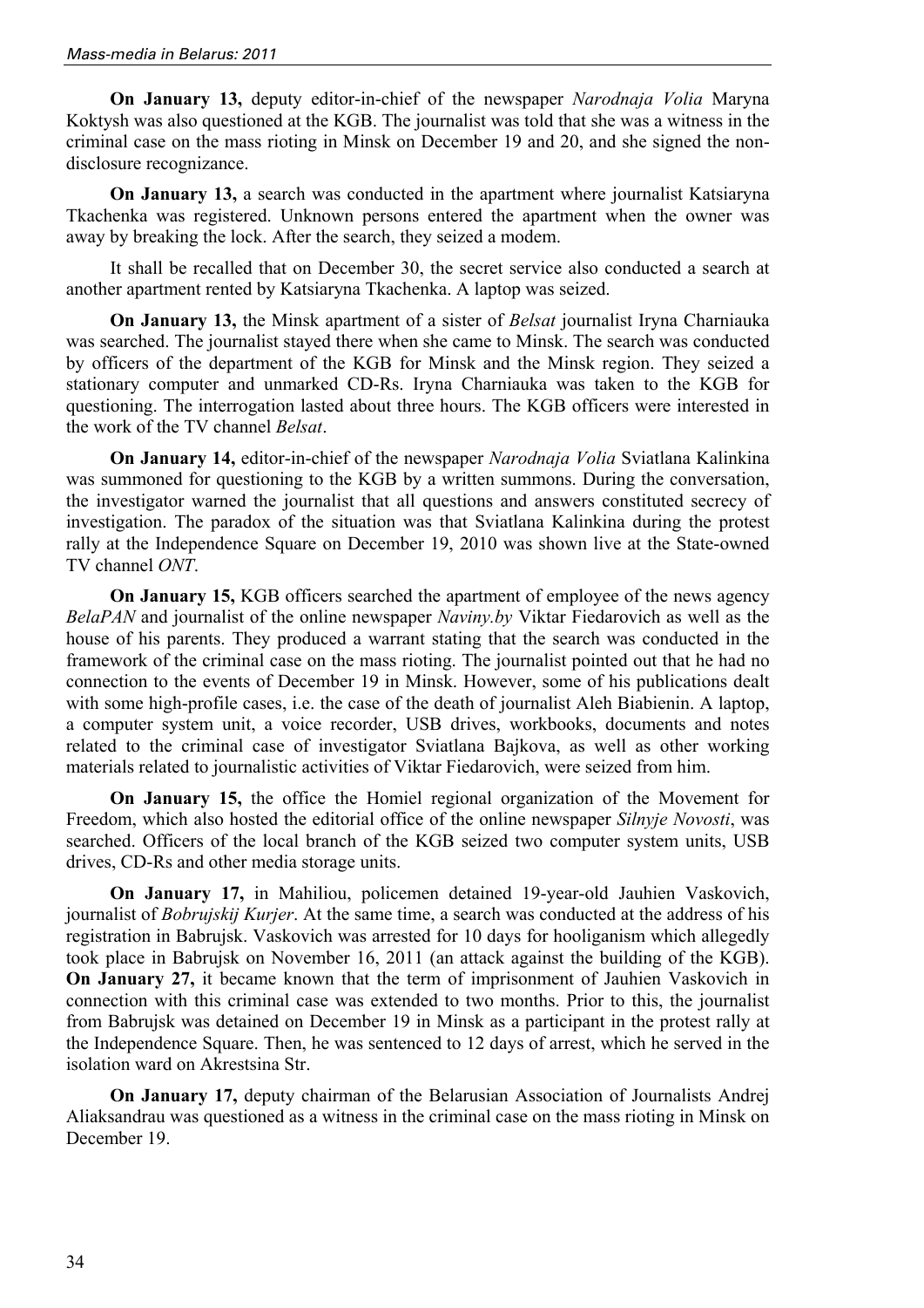**On January 13,** deputy editor-in-chief of the newspaper *Narodnaja Volia* Maryna Koktysh was also questioned at the KGB. The journalist was told that she was a witness in the criminal case on the mass rioting in Minsk on December 19 and 20, and she signed the non-disclosure recognizance.

**On January 13,** a search was conducted in the apartment where journalist Katsiaryna Tkachenka was registered. Unknown persons entered the apartment when the owner was away by breaking the lock. After the search, they seized a modem.

It shall be recalled that on December 30, the secret service also conducted a search at another apartment rented by Katsiaryna Tkachenka. A laptop was seized.

**On January 13,** the Minsk apartment of a sister of *Belsat* journalist Iryna Charniauka was searched. The journalist stayed there when she came to Minsk. The search was conducted by officers of the department of the KGB for Minsk and the Minsk region. They seized a stationary computer and unmarked CD-Rs. Iryna Charniauka was taken to the KGB for questioning. The interrogation lasted about three hours. The KGB officers were interested in the work of the TV channel *Belsat*.

**On January 14,** editor-in-chief of the newspaper *Narodnaja Volia* Sviatlana Kalinkina was summoned for questioning to the KGB by a written summons. During the conversation, the investigator warned the journalist that all questions and answers constituted secrecy of investigation. The paradox of the situation was that Sviatlana Kalinkina during the protest rally at the Independence Square on December 19, 2010 was shown live at the State-owned TV channel *ONT*.

**On January 15,** KGB officers searched the apartment of employee of the news agency *BelaPAN* and journalist of the online newspaper *Naviny.by* Viktar Fiedarovich as well as the house of his parents. They produced a warrant stating that the search was conducted in the framework of the criminal case on the mass rioting. The journalist pointed out that he had no connection to the events of December 19 in Minsk. However, some of his publications dealt with some high-profile cases, i.e. the case of the death of journalist Aleh Biabienin. A laptop, a computer system unit, a voice recorder, USB drives, workbooks, documents and notes related to the criminal case of investigator Sviatlana Bajkova, as well as other working materials related to journalistic activities of Viktar Fiedarovich, were seized from him.

**On January 15,** the office the Homiel regional organization of the Movement for Freedom, which also hosted the editorial office of the online newspaper *Silnyje Novosti*, was searched. Officers of the local branch of the KGB seized two computer system units, USB drives, CD-Rs and other media storage units.

**On January 17,** in Mahiliou, policemen detained 19-year-old Jauhien Vaskovich, journalist of *Bobrujskij Kurjer*. At the same time, a search was conducted at the address of his registration in Babrujsk. Vaskovich was arrested for 10 days for hooliganism which allegedly took place in Babrujsk on November 16, 2011 (an attack against the building of the KGB). **On January 27,** it became known that the term of imprisonment of Jauhien Vaskovich in connection with this criminal case was extended to two months. Prior to this, the journalist from Babrujsk was detained on December 19 in Minsk as a participant in the protest rally at the Independence Square. Then, he was sentenced to 12 days of arrest, which he served in the isolation ward on Akrestsina Str.

**On January 17,** deputy chairman of the Belarusian Association of Journalists Andrej Aliaksandrau was questioned as a witness in the criminal case on the mass rioting in Minsk on December 19.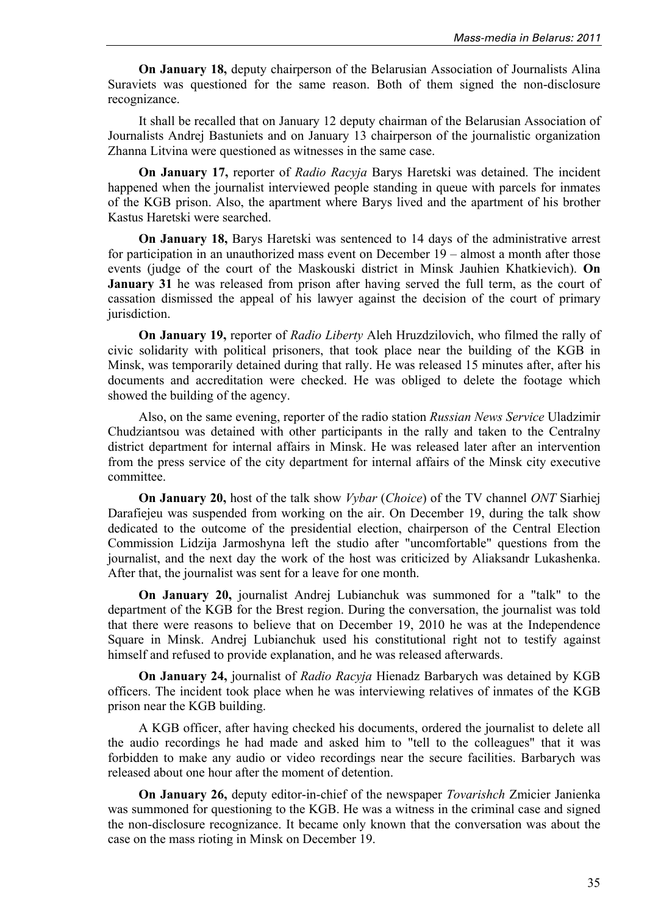**On January 18,** deputy chairperson of the Belarusian Association of Journalists Alina Suraviets was questioned for the same reason. Both of them signed the non-disclosure recognizance.

It shall be recalled that on January 12 deputy chairman of the Belarusian Association of Journalists Andrej Bastuniets and on January 13 chairperson of the journalistic organization Zhanna Litvina were questioned as witnesses in the same case.

**On January 17,** reporter of *Radio Racyja* Barys Haretski was detained. The incident happened when the journalist interviewed people standing in queue with parcels for inmates of the KGB prison. Also, the apartment where Barys lived and the apartment of his brother Kastus Haretski were searched.

**On January 18,** Barys Haretski was sentenced to 14 days of the administrative arrest for participation in an unauthorized mass event on December 19 – almost a month after those events (judge of the court of the Maskouski district in Minsk Jauhien Khatkievich). **On January 31** he was released from prison after having served the full term, as the court of cassation dismissed the appeal of his lawyer against the decision of the court of primary jurisdiction.

**On January 19,** reporter of *Radio Liberty* Aleh Hruzdzilovich, who filmed the rally of civic solidarity with political prisoners, that took place near the building of the KGB in Minsk, was temporarily detained during that rally. He was released 15 minutes after, after his documents and accreditation were checked. He was obliged to delete the footage which showed the building of the agency.

Also, on the same evening, reporter of the radio station *Russian News Service* Uladzimir Chudziantsou was detained with other participants in the rally and taken to the Centralny district department for internal affairs in Minsk. He was released later after an intervention from the press service of the city department for internal affairs of the Minsk city executive committee.

**On January 20,** host of the talk show *Vybar* (*Choice*) of the TV channel *ONT* Siarhiej Darafiejeu was suspended from working on the air. On December 19, during the talk show dedicated to the outcome of the presidential election, chairperson of the Central Election Commission Lidzija Jarmoshyna left the studio after "uncomfortable" questions from the journalist, and the next day the work of the host was criticized by Aliaksandr Lukashenka. After that, the journalist was sent for a leave for one month.

**On January 20,** journalist Andrej Lubianchuk was summoned for a "talk" to the department of the KGB for the Brest region. During the conversation, the journalist was told that there were reasons to believe that on December 19, 2010 he was at the Independence Square in Minsk. Andrej Lubianchuk used his constitutional right not to testify against himself and refused to provide explanation, and he was released afterwards.

**On January 24,** journalist of *Radio Racyja* Hienadz Barbarych was detained by KGB officers. The incident took place when he was interviewing relatives of inmates of the KGB prison near the KGB building.

A KGB officer, after having checked his documents, ordered the journalist to delete all the audio recordings he had made and asked him to "tell to the colleagues" that it was forbidden to make any audio or video recordings near the secure facilities. Barbarych was released about one hour after the moment of detention.

**On January 26,** deputy editor-in-chief of the newspaper *Tovarishch* Zmicier Janienka was summoned for questioning to the KGB. He was a witness in the criminal case and signed the non-disclosure recognizance. It became only known that the conversation was about the case on the mass rioting in Minsk on December 19.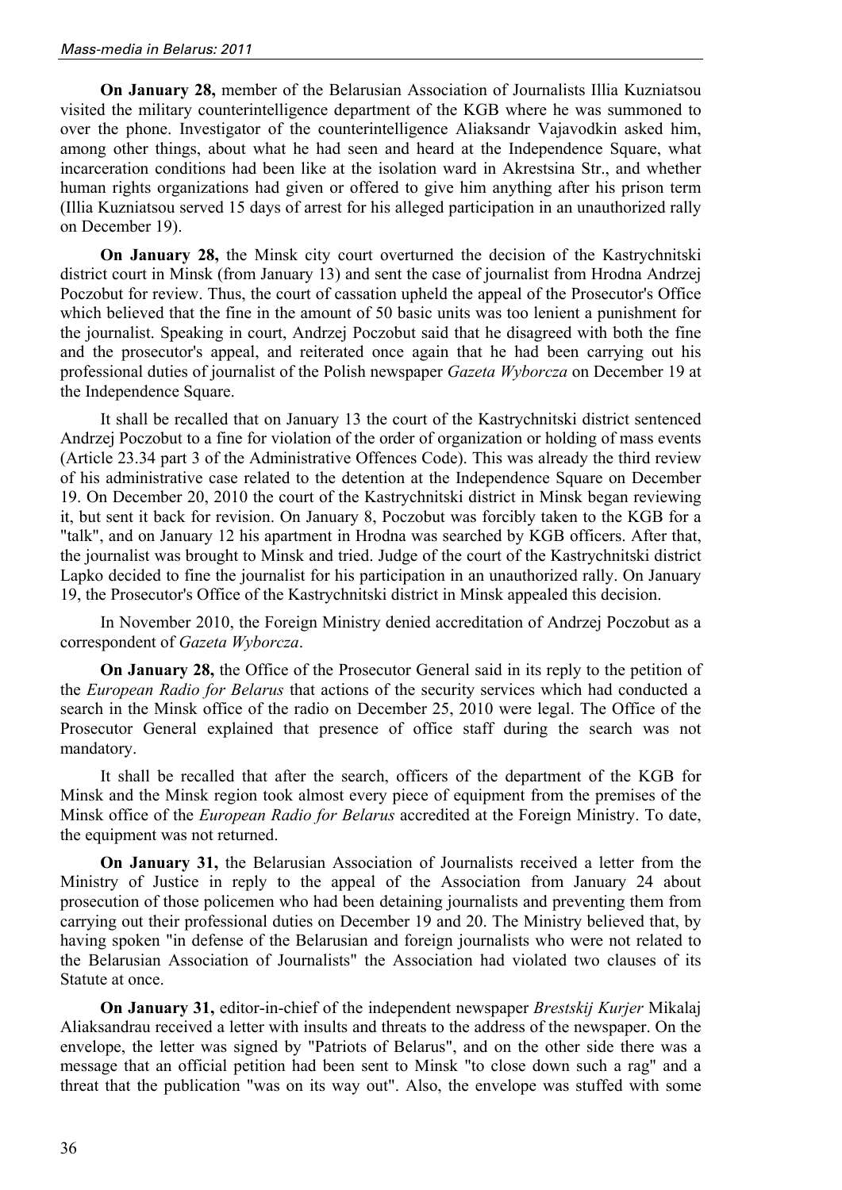**On January 28,** member of the Belarusian Association of Journalists Illia Kuzniatsou visited the military counterintelligence department of the KGB where he was summoned to over the phone. Investigator of the counterintelligence Aliaksandr Vajavodkin asked him, among other things, about what he had seen and heard at the Independence Square, what incarceration conditions had been like at the isolation ward in Akrestsina Str., and whether human rights organizations had given or offered to give him anything after his prison term (Illia Kuzniatsou served 15 days of arrest for his alleged participation in an unauthorized rally on December 19).

**On January 28,** the Minsk city court overturned the decision of the Kastrychnitski district court in Minsk (from January 13) and sent the case of journalist from Hrodna Andrzej Poczobut for review. Thus, the court of cassation upheld the appeal of the Prosecutor's Office which believed that the fine in the amount of 50 basic units was too lenient a punishment for the journalist. Speaking in court, Andrzej Poczobut said that he disagreed with both the fine and the prosecutor's appeal, and reiterated once again that he had been carrying out his professional duties of journalist of the Polish newspaper *Gazeta Wyborcza* on December 19 at the Independence Square.

It shall be recalled that on January 13 the court of the Kastrychnitski district sentenced Andrzej Poczobut to a fine for violation of the order of organization or holding of mass events (Article 23.34 part 3 of the Administrative Offences Code). This was already the third review of his administrative case related to the detention at the Independence Square on December 19. On December 20, 2010 the court of the Kastrychnitski district in Minsk began reviewing it, but sent it back for revision. On January 8, Poczobut was forcibly taken to the KGB for a "talk", and on January 12 his apartment in Hrodna was searched by KGB officers. After that, the journalist was brought to Minsk and tried. Judge of the court of the Kastrychnitski district Lapko decided to fine the journalist for his participation in an unauthorized rally. On January 19, the Prosecutor's Office of the Kastrychnitski district in Minsk appealed this decision.

In November 2010, the Foreign Ministry denied accreditation of Andrzej Poczobut as a correspondent of *Gazeta Wyborcza*.

**On January 28,** the Office of the Prosecutor General said in its reply to the petition of the *European Radio for Belarus* that actions of the security services which had conducted a search in the Minsk office of the radio on December 25, 2010 were legal. The Office of the Prosecutor General explained that presence of office staff during the search was not mandatory.

It shall be recalled that after the search, officers of the department of the KGB for Minsk and the Minsk region took almost every piece of equipment from the premises of the Minsk office of the *European Radio for Belarus* accredited at the Foreign Ministry. To date, the equipment was not returned.

**On January 31,** the Belarusian Association of Journalists received a letter from the Ministry of Justice in reply to the appeal of the Association from January 24 about prosecution of those policemen who had been detaining journalists and preventing them from carrying out their professional duties on December 19 and 20. The Ministry believed that, by having spoken "in defense of the Belarusian and foreign journalists who were not related to the Belarusian Association of Journalists" the Association had violated two clauses of its Statute at once.

**On January 31,** editor-in-chief of the independent newspaper *Brestskij Kurjer* Mikalaj Aliaksandrau received a letter with insults and threats to the address of the newspaper. On the envelope, the letter was signed by "Patriots of Belarus", and on the other side there was a message that an official petition had been sent to Minsk "to close down such a rag" and a threat that the publication "was on its way out". Also, the envelope was stuffed with some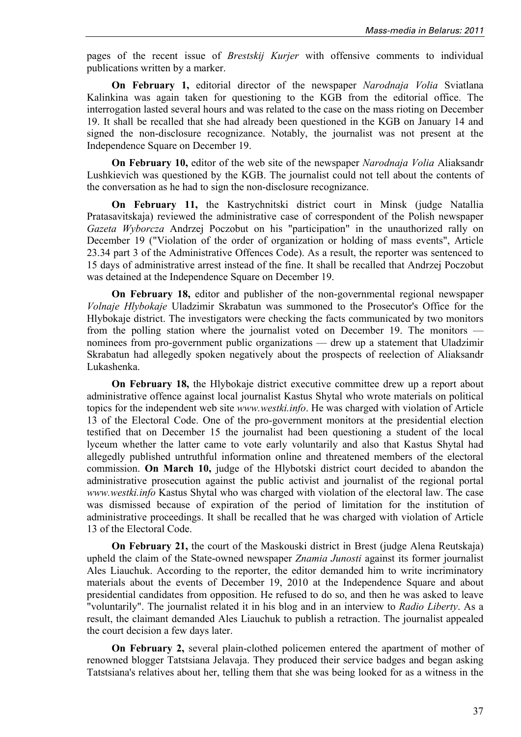pages of the recent issue of *Brestskij Kurjer* with offensive comments to individual publications written by a marker.

**On February 1,** editorial director of the newspaper *Narodnaja Volia* Sviatlana Kalinkina was again taken for questioning to the KGB from the editorial office. The interrogation lasted several hours and was related to the case on the mass rioting on December 19. It shall be recalled that she had already been questioned in the KGB on January 14 and signed the non-disclosure recognizance. Notably, the journalist was not present at the Independence Square on December 19.

**On February 10,** editor of the web site of the newspaper *Narodnaja Volia* Aliaksandr Lushkievich was questioned by the KGB. The journalist could not tell about the contents of the conversation as he had to sign the non-disclosure recognizance.

**On February 11,** the Kastrychnitski district court in Minsk (judge Natallia Pratasavitskaja) reviewed the administrative case of correspondent of the Polish newspaper *Gazeta Wyborcza* Andrzej Poczobut on his "participation" in the unauthorized rally on December 19 ("Violation of the order of organization or holding of mass events", Article 23.34 part 3 of the Administrative Offences Code). As a result, the reporter was sentenced to 15 days of administrative arrest instead of the fine. It shall be recalled that Andrzej Poczobut was detained at the Independence Square on December 19.

**On February 18,** editor and publisher of the non-governmental regional newspaper *Volnaje Hlybokaje* Uladzimir Skrabatun was summoned to the Prosecutor's Office for the Hlybokaje district. The investigators were checking the facts communicated by two monitors from the polling station where the journalist voted on December 19. The monitors — nominees from pro-government public organizations — drew up a statement that Uladzimir Skrabatun had allegedly spoken negatively about the prospects of reelection of Aliaksandr Lukashenka.

**On February 18,** the Hlybokaje district executive committee drew up a report about administrative offence against local journalist Kastus Shytal who wrote materials on political topics for the independent web site *www.westki.info*. He was charged with violation of Article 13 of the Electoral Code. One of the pro-government monitors at the presidential election testified that on December 15 the journalist had been questioning a student of the local lyceum whether the latter came to vote early voluntarily and also that Kastus Shytal had allegedly published untruthful information online and threatened members of the electoral commission. **On March 10,** judge of the Hlybotski district court decided to abandon the administrative prosecution against the public activist and journalist of the regional portal *www.westki.info* Kastus Shytal who was charged with violation of the electoral law. The case was dismissed because of expiration of the period of limitation for the institution of administrative proceedings. It shall be recalled that he was charged with violation of Article 13 of the Electoral Code.

**On February 21,** the court of the Maskouski district in Brest (judge Alena Reutskaja) upheld the claim of the State-owned newspaper *Znamia Junosti* against its former journalist Ales Liauchuk. According to the reporter, the editor demanded him to write incriminatory materials about the events of December 19, 2010 at the Independence Square and about presidential candidates from opposition. He refused to do so, and then he was asked to leave "voluntarily". The journalist related it in his blog and in an interview to *Radio Liberty*. As a result, the claimant demanded Ales Liauchuk to publish a retraction. The journalist appealed the court decision a few days later.

**On February 2,** several plain-clothed policemen entered the apartment of mother of renowned blogger Tatstsiana Jelavaja. They produced their service badges and began asking Tatstsiana's relatives about her, telling them that she was being looked for as a witness in the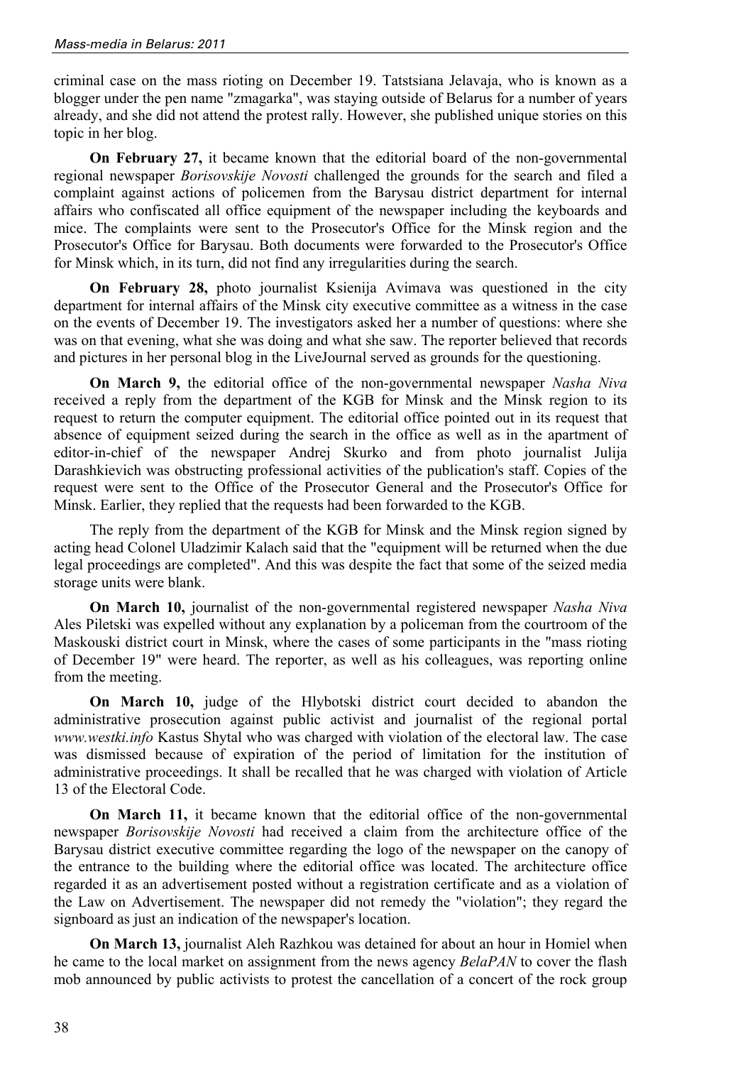criminal case on the mass rioting on December 19. Tatstsiana Jelavaja, who is known as a blogger under the pen name "zmagarka", was staying outside of Belarus for a number of years already, and she did not attend the protest rally. However, she published unique stories on this topic in her blog.

**On February 27,** it became known that the editorial board of the non-governmental regional newspaper *Borisovskije Novosti* challenged the grounds for the search and filed a complaint against actions of policemen from the Barysau district department for internal affairs who confiscated all office equipment of the newspaper including the keyboards and mice. The complaints were sent to the Prosecutor's Office for the Minsk region and the Prosecutor's Office for Barysau. Both documents were forwarded to the Prosecutor's Office for Minsk which, in its turn, did not find any irregularities during the search.

**On February 28,** photo journalist Ksienija Avimava was questioned in the city department for internal affairs of the Minsk city executive committee as a witness in the case on the events of December 19. The investigators asked her a number of questions: where she was on that evening, what she was doing and what she saw. The reporter believed that records and pictures in her personal blog in the LiveJournal served as grounds for the questioning.

**On March 9,** the editorial office of the non-governmental newspaper *Nasha Niva* received a reply from the department of the KGB for Minsk and the Minsk region to its request to return the computer equipment. The editorial office pointed out in its request that absence of equipment seized during the search in the office as well as in the apartment of editor-in-chief of the newspaper Andrej Skurko and from photo journalist Julija Darashkievich was obstructing professional activities of the publication's staff. Copies of the request were sent to the Office of the Prosecutor General and the Prosecutor's Office for Minsk. Earlier, they replied that the requests had been forwarded to the KGB.

The reply from the department of the KGB for Minsk and the Minsk region signed by acting head Colonel Uladzimir Kalach said that the "equipment will be returned when the due legal proceedings are completed". And this was despite the fact that some of the seized media storage units were blank.

**On March 10,** journalist of the non-governmental registered newspaper *Nasha Niva* Ales Piletski was expelled without any explanation by a policeman from the courtroom of the Maskouski district court in Minsk, where the cases of some participants in the "mass rioting of December 19" were heard. The reporter, as well as his colleagues, was reporting online from the meeting.

**On March 10,** judge of the Hlybotski district court decided to abandon the administrative prosecution against public activist and journalist of the regional portal *www.westki.info* Kastus Shytal who was charged with violation of the electoral law. The case was dismissed because of expiration of the period of limitation for the institution of administrative proceedings. It shall be recalled that he was charged with violation of Article 13 of the Electoral Code.

**On March 11,** it became known that the editorial office of the non-governmental newspaper *Borisovskije Novosti* had received a claim from the architecture office of the Barysau district executive committee regarding the logo of the newspaper on the canopy of the entrance to the building where the editorial office was located. The architecture office regarded it as an advertisement posted without a registration certificate and as a violation of the Law on Advertisement. The newspaper did not remedy the "violation"; they regard the signboard as just an indication of the newspaper's location.

**On March 13,** journalist Aleh Razhkou was detained for about an hour in Homiel when he came to the local market on assignment from the news agency *BelaPAN* to cover the flash mob announced by public activists to protest the cancellation of a concert of the rock group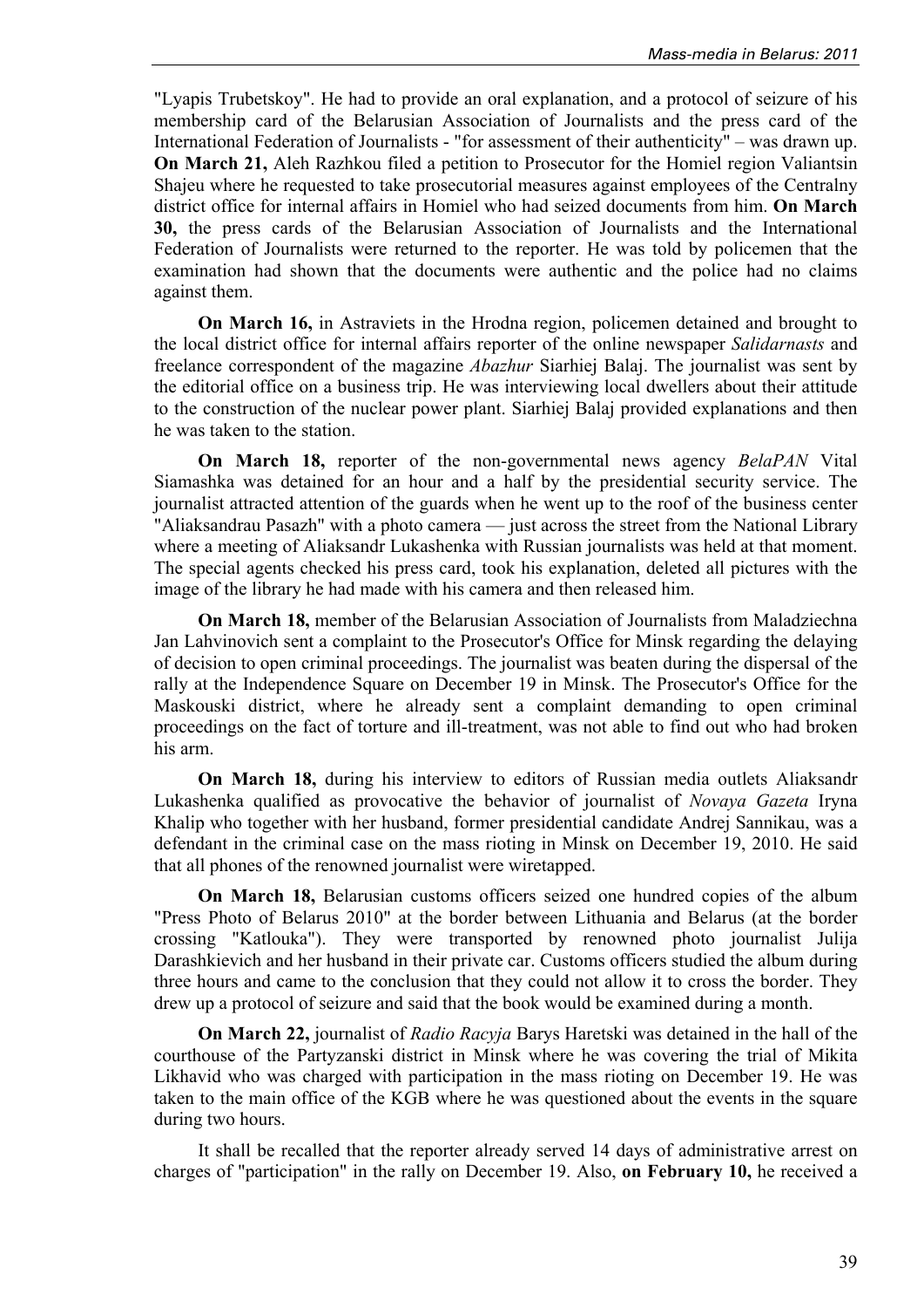"Lyapis Trubetskoy". He had to provide an oral explanation, and a protocol of seizure of his membership card of the Belarusian Association of Journalists and the press card of the International Federation of Journalists - "for assessment of their authenticity" – was drawn up. **On March 21,** Aleh Razhkou filed a petition to Prosecutor for the Homiel region Valiantsin Shajeu where he requested to take prosecutorial measures against employees of the Centralny district office for internal affairs in Homiel who had seized documents from him. **On March 30,** the press cards of the Belarusian Association of Journalists and the International Federation of Journalists were returned to the reporter. He was told by policemen that the examination had shown that the documents were authentic and the police had no claims against them.

**On March 16,** in Astraviets in the Hrodna region, policemen detained and brought to the local district office for internal affairs reporter of the online newspaper *Salidarnasts* and freelance correspondent of the magazine *Abazhur* Siarhiej Balaj. The journalist was sent by the editorial office on a business trip. He was interviewing local dwellers about their attitude to the construction of the nuclear power plant. Siarhiej Balaj provided explanations and then he was taken to the station.

**On March 18,** reporter of the non-governmental news agency *BelaPAN* Vital Siamashka was detained for an hour and a half by the presidential security service. The journalist attracted attention of the guards when he went up to the roof of the business center "Aliaksandrau Pasazh" with a photo camera — just across the street from the National Library where a meeting of Aliaksandr Lukashenka with Russian journalists was held at that moment. The special agents checked his press card, took his explanation, deleted all pictures with the image of the library he had made with his camera and then released him.

**On March 18,** member of the Belarusian Association of Journalists from Maladziechna Jan Lahvinovich sent a complaint to the Prosecutor's Office for Minsk regarding the delaying of decision to open criminal proceedings. The journalist was beaten during the dispersal of the rally at the Independence Square on December 19 in Minsk. The Prosecutor's Office for the Maskouski district, where he already sent a complaint demanding to open criminal proceedings on the fact of torture and ill-treatment, was not able to find out who had broken his arm.

**On March 18,** during his interview to editors of Russian media outlets Aliaksandr Lukashenka qualified as provocative the behavior of journalist of *Novaya Gazeta* Iryna Khalip who together with her husband, former presidential candidate Andrej Sannikau, was a defendant in the criminal case on the mass rioting in Minsk on December 19, 2010. He said that all phones of the renowned journalist were wiretapped.

**On March 18,** Belarusian customs officers seized one hundred copies of the album "Press Photo of Belarus 2010" at the border between Lithuania and Belarus (at the border crossing "Katlouka"). They were transported by renowned photo journalist Julija Darashkievich and her husband in their private car. Customs officers studied the album during three hours and came to the conclusion that they could not allow it to cross the border. They drew up a protocol of seizure and said that the book would be examined during a month.

**On March 22,** journalist of *Radio Racyja* Barys Haretski was detained in the hall of the courthouse of the Partyzanski district in Minsk where he was covering the trial of Mikita Likhavid who was charged with participation in the mass rioting on December 19. He was taken to the main office of the KGB where he was questioned about the events in the square during two hours.

It shall be recalled that the reporter already served 14 days of administrative arrest on charges of "participation" in the rally on December 19. Also, **on February 10,** he received a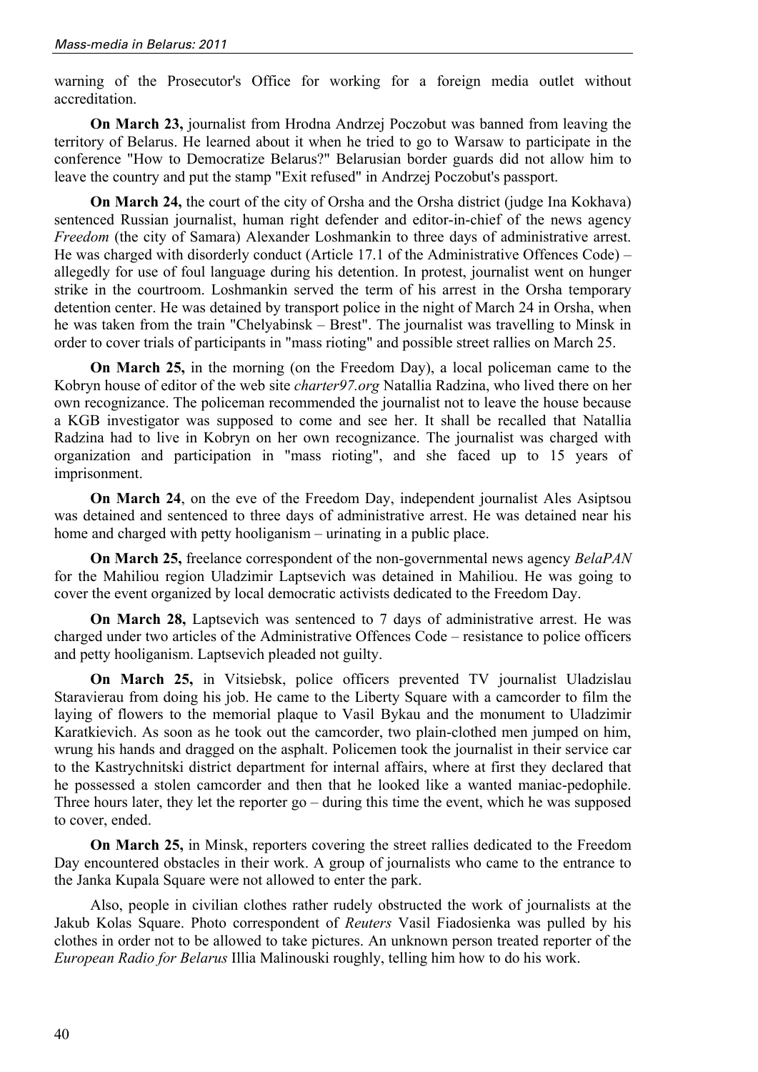warning of the Prosecutor's Office for working for a foreign media outlet without accreditation.

**On March 23,** journalist from Hrodna Andrzej Poczobut was banned from leaving the territory of Belarus. He learned about it when he tried to go to Warsaw to participate in the conference "How to Democratize Belarus?" Belarusian border guards did not allow him to leave the country and put the stamp "Exit refused" in Andrzej Poczobut's passport.

**On March 24,** the court of the city of Orsha and the Orsha district (judge Ina Kokhava) sentenced Russian journalist, human right defender and editor-in-chief of the news agency *Freedom* (the city of Samara) Alexander Loshmankin to three days of administrative arrest. He was charged with disorderly conduct (Article 17.1 of the Administrative Offences Code) – allegedly for use of foul language during his detention. In protest, journalist went on hunger strike in the courtroom. Loshmankin served the term of his arrest in the Orsha temporary detention center. He was detained by transport police in the night of March 24 in Orsha, when he was taken from the train "Chelyabinsk – Brest". The journalist was travelling to Minsk in order to cover trials of participants in "mass rioting" and possible street rallies on March 25.

**On March 25,** in the morning (on the Freedom Day), a local policeman came to the Kobryn house of editor of the web site *charter97.org* Natallia Radzina, who lived there on her own recognizance. The policeman recommended the journalist not to leave the house because a KGB investigator was supposed to come and see her. It shall be recalled that Natallia Radzina had to live in Kobryn on her own recognizance. The journalist was charged with organization and participation in "mass rioting", and she faced up to 15 years of imprisonment.

**On March 24**, on the eve of the Freedom Day, independent journalist Ales Asiptsou was detained and sentenced to three days of administrative arrest. He was detained near his home and charged with petty hooliganism – urinating in a public place.

**On March 25,** freelance correspondent of the non-governmental news agency *BelaPAN* for the Mahiliou region Uladzimir Laptsevich was detained in Mahiliou. He was going to cover the event organized by local democratic activists dedicated to the Freedom Day.

**On March 28,** Laptsevich was sentenced to 7 days of administrative arrest. He was charged under two articles of the Administrative Offences Code – resistance to police officers and petty hooliganism. Laptsevich pleaded not guilty.

**On March 25,** in Vitsiebsk, police officers prevented TV journalist Uladzislau Staravierau from doing his job. He came to the Liberty Square with a camcorder to film the laying of flowers to the memorial plaque to Vasil Bykau and the monument to Uladzimir Karatkievich. As soon as he took out the camcorder, two plain-clothed men jumped on him, wrung his hands and dragged on the asphalt. Policemen took the journalist in their service car to the Kastrychnitski district department for internal affairs, where at first they declared that he possessed a stolen camcorder and then that he looked like a wanted maniac-pedophile. Three hours later, they let the reporter go – during this time the event, which he was supposed to cover, ended.

**On March 25,** in Minsk, reporters covering the street rallies dedicated to the Freedom Day encountered obstacles in their work. A group of journalists who came to the entrance to the Janka Kupala Square were not allowed to enter the park.

Also, people in civilian clothes rather rudely obstructed the work of journalists at the Jakub Kolas Square. Photo correspondent of *Reuters* Vasil Fiadosienka was pulled by his clothes in order not to be allowed to take pictures. An unknown person treated reporter of the *European Radio for Belarus* Illia Malinouski roughly, telling him how to do his work.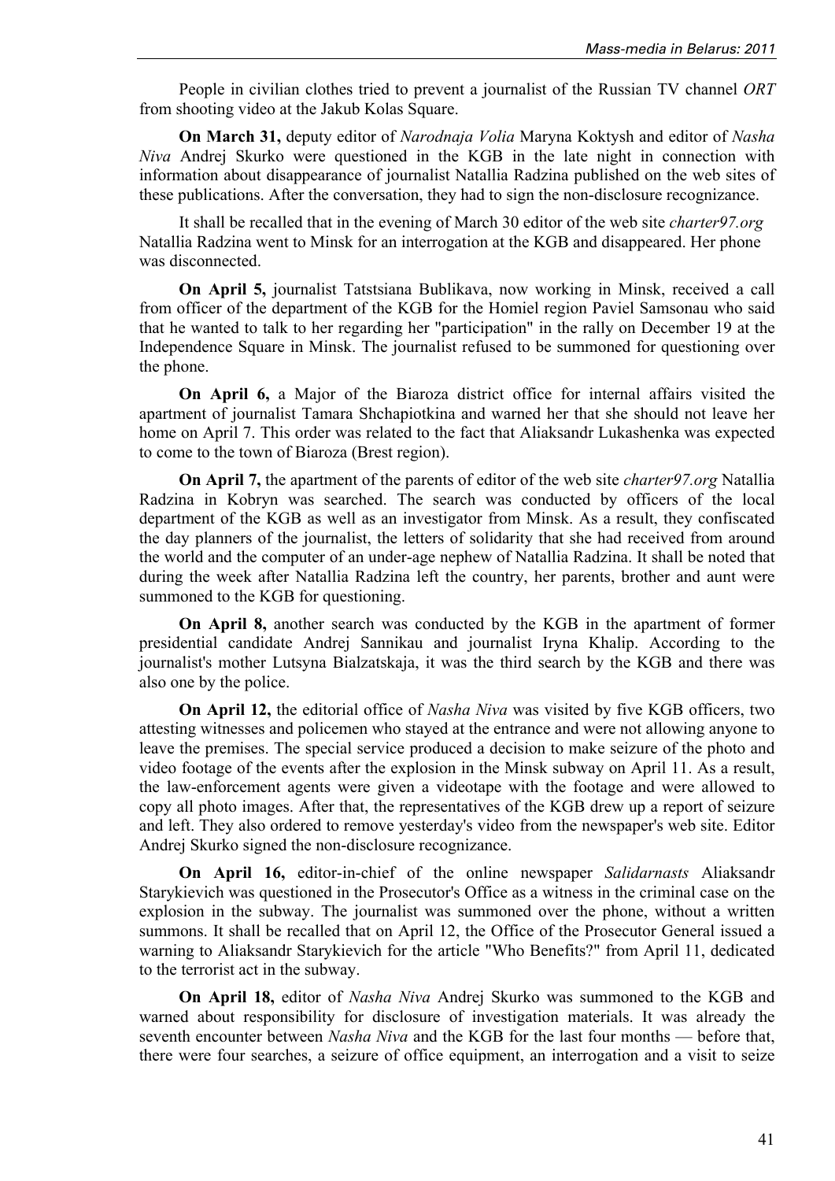People in civilian clothes tried to prevent a journalist of the Russian TV channel *ORT* from shooting video at the Jakub Kolas Square.

**On March 31,** deputy editor of *Narodnaja Volia* Maryna Koktysh and editor of *Nasha Niva* Andrej Skurko were questioned in the KGB in the late night in connection with information about disappearance of journalist Natallia Radzina published on the web sites of these publications. After the conversation, they had to sign the non-disclosure recognizance.

It shall be recalled that in the evening of March 30 editor of the web site *charter97.org* Natallia Radzina went to Minsk for an interrogation at the KGB and disappeared. Her phone was disconnected.

**On April 5,** journalist Tatstsiana Bublikava, now working in Minsk, received a call from officer of the department of the KGB for the Homiel region Paviel Samsonau who said that he wanted to talk to her regarding her "participation" in the rally on December 19 at the Independence Square in Minsk. The journalist refused to be summoned for questioning over the phone.

**On April 6,** a Major of the Biaroza district office for internal affairs visited the apartment of journalist Tamara Shchapiotkina and warned her that she should not leave her home on April 7. This order was related to the fact that Aliaksandr Lukashenka was expected to come to the town of Biaroza (Brest region).

**On April 7,** the apartment of the parents of editor of the web site *charter97.org* Natallia Radzina in Kobryn was searched. The search was conducted by officers of the local department of the KGB as well as an investigator from Minsk. As a result, they confiscated the day planners of the journalist, the letters of solidarity that she had received from around the world and the computer of an under-age nephew of Natallia Radzina. It shall be noted that during the week after Natallia Radzina left the country, her parents, brother and aunt were summoned to the KGB for questioning.

**On April 8,** another search was conducted by the KGB in the apartment of former presidential candidate Andrej Sannikau and journalist Iryna Khalip. According to the journalist's mother Lutsyna Bialzatskaja, it was the third search by the KGB and there was also one by the police.

**On April 12,** the editorial office of *Nasha Niva* was visited by five KGB officers, two attesting witnesses and policemen who stayed at the entrance and were not allowing anyone to leave the premises. The special service produced a decision to make seizure of the photo and video footage of the events after the explosion in the Minsk subway on April 11. As a result, the law-enforcement agents were given a videotape with the footage and were allowed to copy all photo images. After that, the representatives of the KGB drew up a report of seizure and left. They also ordered to remove yesterday's video from the newspaper's web site. Editor Andrej Skurko signed the non-disclosure recognizance.

**On April 16,** editor-in-chief of the online newspaper *Salidarnasts* Aliaksandr Starykievich was questioned in the Prosecutor's Office as a witness in the criminal case on the explosion in the subway. The journalist was summoned over the phone, without a written summons. It shall be recalled that on April 12, the Office of the Prosecutor General issued a warning to Aliaksandr Starykievich for the article "Who Benefits?" from April 11, dedicated to the terrorist act in the subway.

**On April 18,** editor of *Nasha Niva* Andrej Skurko was summoned to the KGB and warned about responsibility for disclosure of investigation materials. It was already the seventh encounter between *Nasha Niva* and the KGB for the last four months — before that, there were four searches, a seizure of office equipment, an interrogation and a visit to seize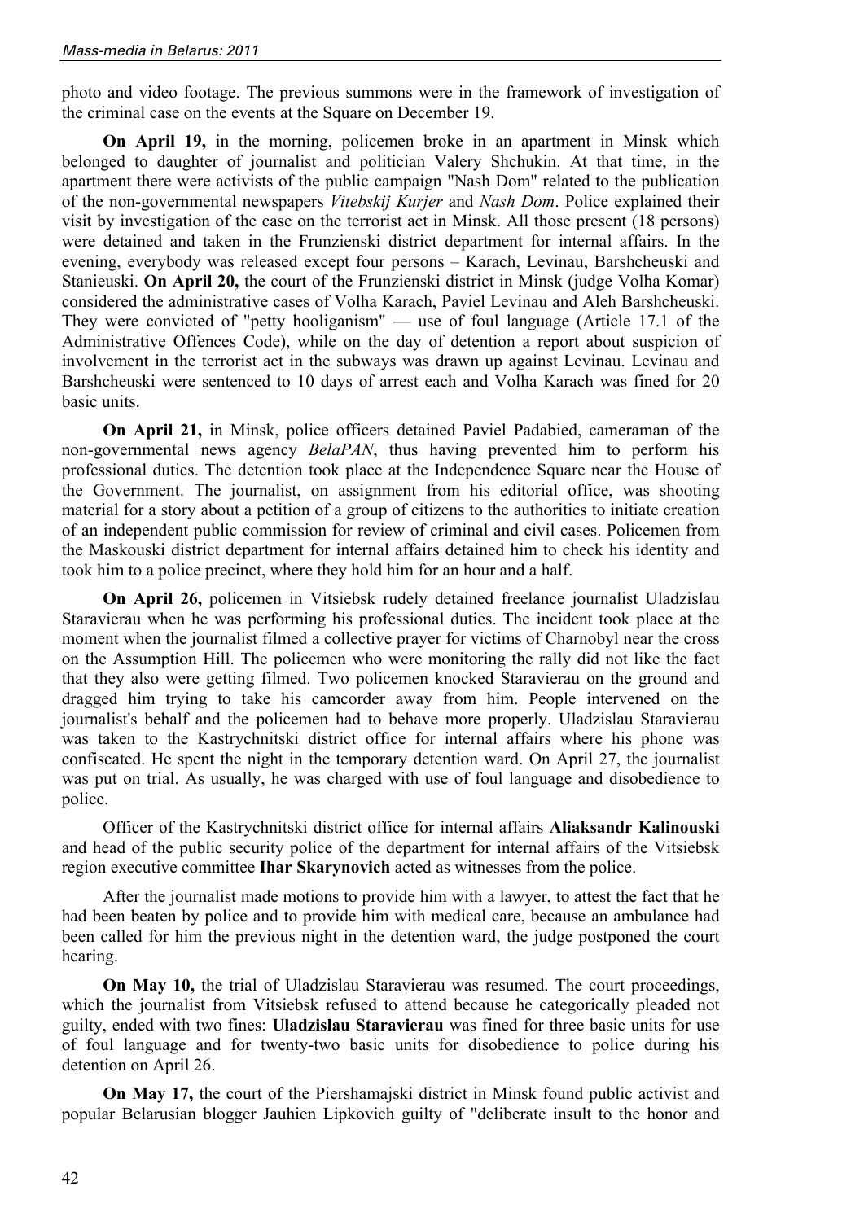photo and video footage. The previous summons were in the framework of investigation of the criminal case on the events at the Square on December 19.

**On April 19,** in the morning, policemen broke in an apartment in Minsk which belonged to daughter of journalist and politician Valery Shchukin. At that time, in the apartment there were activists of the public campaign "Nash Dom" related to the publication of the non-governmental newspapers *Vitebskij Kurjer* and *Nash Dom*. Police explained their visit by investigation of the case on the terrorist act in Minsk. All those present (18 persons) were detained and taken in the Frunzienski district department for internal affairs. In the evening, everybody was released except four persons – Karach, Levinau, Barshcheuski and Stanieuski. **On April 20,** the court of the Frunzienski district in Minsk (judge Volha Komar) considered the administrative cases of Volha Karach, Paviel Levinau and Aleh Barshcheuski. They were convicted of "petty hooliganism" — use of foul language (Article 17.1 of the Administrative Offences Code), while on the day of detention a report about suspicion of involvement in the terrorist act in the subways was drawn up against Levinau. Levinau and Barshcheuski were sentenced to 10 days of arrest each and Volha Karach was fined for 20 basic units.

**On April 21,** in Minsk, police officers detained Paviel Padabied, cameraman of the non-governmental news agency *BelaPAN*, thus having prevented him to perform his professional duties. The detention took place at the Independence Square near the House of the Government. The journalist, on assignment from his editorial office, was shooting material for a story about a petition of a group of citizens to the authorities to initiate creation of an independent public commission for review of criminal and civil cases. Policemen from the Maskouski district department for internal affairs detained him to check his identity and took him to a police precinct, where they hold him for an hour and a half.

**On April 26,** policemen in Vitsiebsk rudely detained freelance journalist Uladzislau Staravierau when he was performing his professional duties. The incident took place at the moment when the journalist filmed a collective prayer for victims of Charnobyl near the cross on the Assumption Hill. The policemen who were monitoring the rally did not like the fact that they also were getting filmed. Two policemen knocked Staravierau on the ground and dragged him trying to take his camcorder away from him. People intervened on the journalist's behalf and the policemen had to behave more properly. Uladzislau Staravierau was taken to the Kastrychnitski district office for internal affairs where his phone was confiscated. He spent the night in the temporary detention ward. On April 27, the journalist was put on trial. As usually, he was charged with use of foul language and disobedience to police.

Officer of the Kastrychnitski district office for internal affairs **Aliaksandr Kalinouski** and head of the public security police of the department for internal affairs of the Vitsiebsk region executive committee **Ihar Skarynovich** acted as witnesses from the police.

After the journalist made motions to provide him with a lawyer, to attest the fact that he had been beaten by police and to provide him with medical care, because an ambulance had been called for him the previous night in the detention ward, the judge postponed the court hearing.

**On May 10,** the trial of Uladzislau Staravierau was resumed. The court proceedings, which the journalist from Vitsiebsk refused to attend because he categorically pleaded not guilty, ended with two fines: **Uladzislau Staravierau** was fined for three basic units for use of foul language and for twenty-two basic units for disobedience to police during his detention on April 26.

**On May 17,** the court of the Piershamajski district in Minsk found public activist and popular Belarusian blogger Jauhien Lipkovich guilty of "deliberate insult to the honor and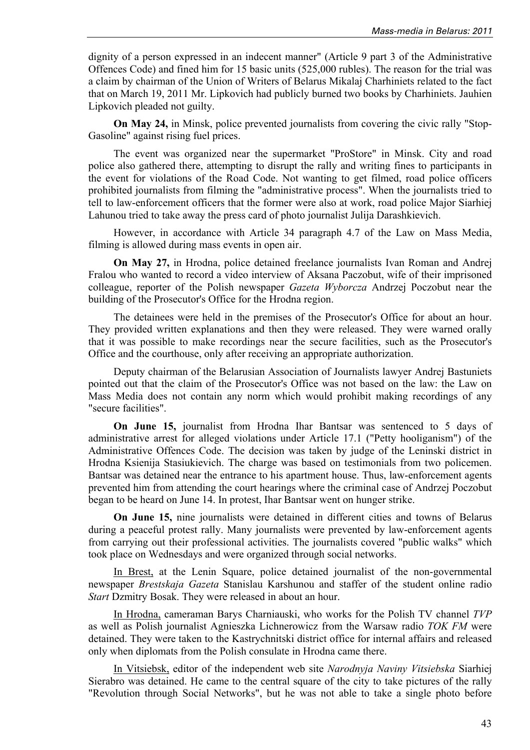dignity of a person expressed in an indecent manner" (Article 9 part 3 of the Administrative Offences Code) and fined him for 15 basic units (525,000 rubles). The reason for the trial was a claim by chairman of the Union of Writers of Belarus Mikalaj Charhiniets related to the fact that on March 19, 2011 Mr. Lipkovich had publicly burned two books by Charhiniets. Jauhien Lipkovich pleaded not guilty.

**On May 24,** in Minsk, police prevented journalists from covering the civic rally "Stop-Gasoline" against rising fuel prices.

The event was organized near the supermarket "ProStore" in Minsk. City and road police also gathered there, attempting to disrupt the rally and writing fines to participants in the event for violations of the Road Code. Not wanting to get filmed, road police officers prohibited journalists from filming the "administrative process". When the journalists tried to tell to law-enforcement officers that the former were also at work, road police Major Siarhiej Lahunou tried to take away the press card of photo journalist Julija Darashkievich.

However, in accordance with Article 34 paragraph 4.7 of the Law on Mass Media, filming is allowed during mass events in open air.

**On May 27,** in Hrodna, police detained freelance journalists Ivan Roman and Andrej Fralou who wanted to record a video interview of Aksana Paczobut, wife of their imprisoned colleague, reporter of the Polish newspaper *Gazeta Wyborcza* Andrzej Poczobut near the building of the Prosecutor's Office for the Hrodna region.

The detainees were held in the premises of the Prosecutor's Office for about an hour. They provided written explanations and then they were released. They were warned orally that it was possible to make recordings near the secure facilities, such as the Prosecutor's Office and the courthouse, only after receiving an appropriate authorization.

Deputy chairman of the Belarusian Association of Journalists lawyer Andrej Bastuniets pointed out that the claim of the Prosecutor's Office was not based on the law: the Law on Mass Media does not contain any norm which would prohibit making recordings of any "secure facilities".

**On June 15,** journalist from Hrodna Ihar Bantsar was sentenced to 5 days of administrative arrest for alleged violations under Article 17.1 ("Petty hooliganism") of the Administrative Offences Code. The decision was taken by judge of the Leninski district in Hrodna Ksienija Stasiukievich. The charge was based on testimonials from two policemen. Bantsar was detained near the entrance to his apartment house. Thus, law-enforcement agents prevented him from attending the court hearings where the criminal case of Andrzej Poczobut began to be heard on June 14. In protest, Ihar Bantsar went on hunger strike.

**On June 15,** nine journalists were detained in different cities and towns of Belarus during a peaceful protest rally. Many journalists were prevented by law-enforcement agents from carrying out their professional activities. The journalists covered "public walks" which took place on Wednesdays and were organized through social networks.

<u>In Brest,</u> at the Lenin Square, police detained journalist of the non-governmental newspaper *Brestskaja Gazeta* Stanislau Karshunou and staffer of the student online radio *Start* Dzmitry Bosak. They were released in about an hour.

<u>In Hrodna,</u> cameraman Barys Charniauski, who works for the Polish TV channel *TVP* as well as Polish journalist Agnieszka Lichnerowicz from the Warsaw radio *TOK FM* were detained. They were taken to the Kastrychnitski district office for internal affairs and released only when diplomats from the Polish consulate in Hrodna came there.

<u>In Vitsiebsk,</u> editor of the independent web site *Narodnyja Naviny Vitsiebska* Siarhiej Sierabro was detained. He came to the central square of the city to take pictures of the rally "Revolution through Social Networks", but he was not able to take a single photo before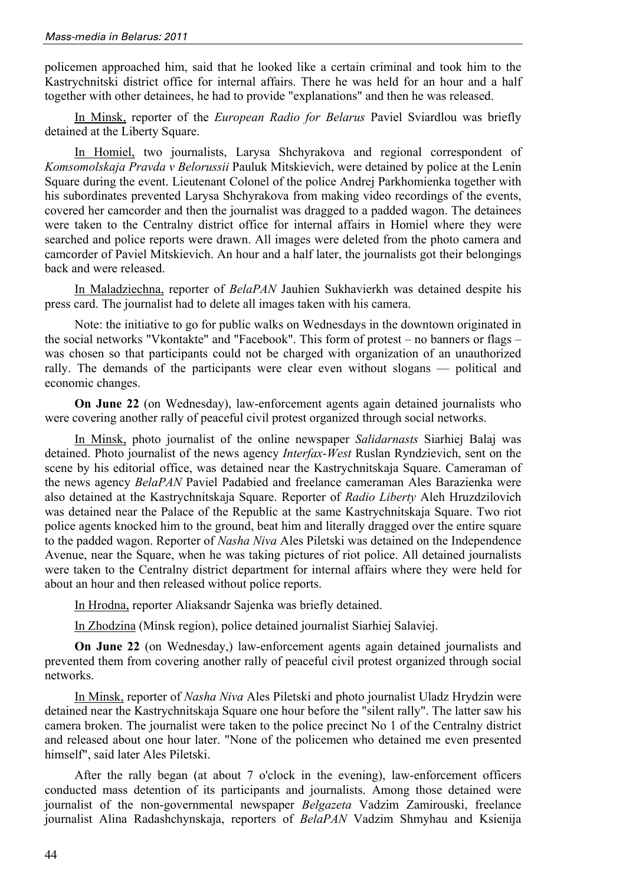policemen approached him, said that he looked like a certain criminal and took him to the Kastrychnitski district office for internal affairs. There he was held for an hour and a half together with other detainees, he had to provide "explanations" and then he was released.

In Minsk, reporter of the *European Radio for Belarus* Paviel Sviardlou was briefly detained at the Liberty Square.

In Homiel, two journalists, Larysa Shchyrakova and regional correspondent of *Komsomolskaja Pravda v Belorussii* Pauluk Mitskievich, were detained by police at the Lenin Square during the event. Lieutenant Colonel of the police Andrej Parkhomienka together with his subordinates prevented Larysa Shchyrakova from making video recordings of the events, covered her camcorder and then the journalist was dragged to a padded wagon. The detainees were taken to the Centralny district office for internal affairs in Homiel where they were searched and police reports were drawn. All images were deleted from the photo camera and camcorder of Paviel Mitskievich. An hour and a half later, the journalists got their belongings back and were released.

In Maladziechna, reporter of *BelaPAN* Jauhien Sukhavierkh was detained despite his press card. The journalist had to delete all images taken with his camera.

Note: the initiative to go for public walks on Wednesdays in the downtown originated in the social networks "Vkontakte" and "Facebook". This form of protest – no banners or flags – was chosen so that participants could not be charged with organization of an unauthorized rally. The demands of the participants were clear even without slogans — political and economic changes.

**On June 22** (on Wednesday), law-enforcement agents again detained journalists who were covering another rally of peaceful civil protest organized through social networks.

In Minsk, photo journalist of the online newspaper *Salidarnasts* Siarhiej Balaj was detained. Photo journalist of the news agency *Interfax-West* Ruslan Ryndzievich, sent on the scene by his editorial office, was detained near the Kastrychnitskaja Square. Cameraman of the news agency *BelaPAN* Paviel Padabied and freelance cameraman Ales Barazienka were also detained at the Kastrychnitskaja Square. Reporter of *Radio Liberty* Aleh Hruzdzilovich was detained near the Palace of the Republic at the same Kastrychnitskaja Square. Two riot police agents knocked him to the ground, beat him and literally dragged over the entire square to the padded wagon. Reporter of *Nasha Niva* Ales Piletski was detained on the Independence Avenue, near the Square, when he was taking pictures of riot police. All detained journalists were taken to the Centralny district department for internal affairs where they were held for about an hour and then released without police reports.

In Hrodna, reporter Aliaksandr Sajenka was briefly detained.

In Zhodzina (Minsk region), police detained journalist Siarhiej Salaviej.

**On June 22** (on Wednesday,) law-enforcement agents again detained journalists and prevented them from covering another rally of peaceful civil protest organized through social networks.

In Minsk, reporter of *Nasha Niva* Ales Piletski and photo journalist Uladz Hrydzin were detained near the Kastrychnitskaja Square one hour before the "silent rally". The latter saw his camera broken. The journalist were taken to the police precinct No 1 of the Centralny district and released about one hour later. "None of the policemen who detained me even presented himself", said later Ales Piletski.

After the rally began (at about 7 o'clock in the evening), law-enforcement officers conducted mass detention of its participants and journalists. Among those detained were journalist of the non-governmental newspaper *Belgazeta* Vadzim Zamirouski, freelance journalist Alina Radashchynskaja, reporters of *BelaPAN* Vadzim Shmyhau and Ksienija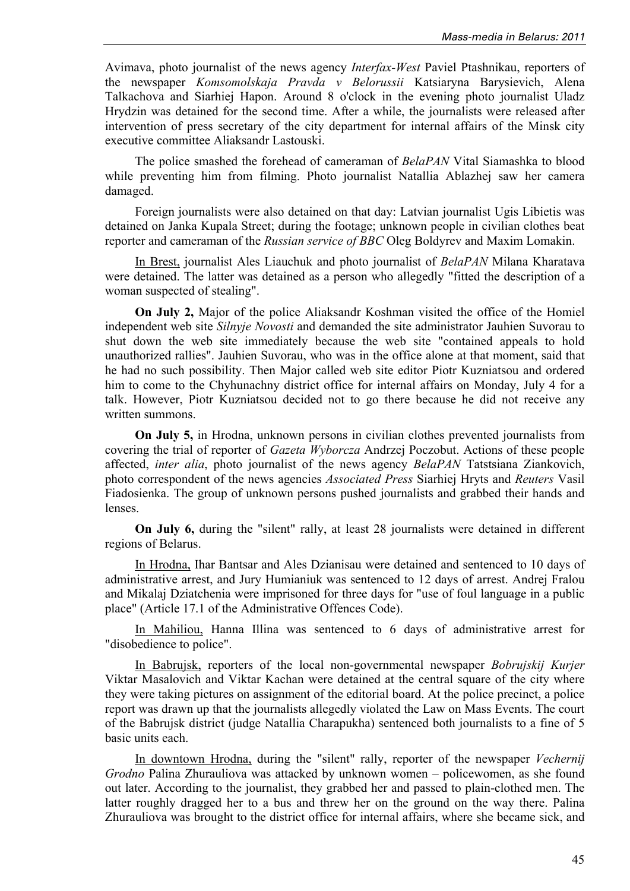Avimava, photo journalist of the news agency *Interfax-West* Paviel Ptashnikau, reporters of the newspaper *Komsomolskaja Pravda v Belorussii* Katsiaryna Barysievich, Alena Talkachova and Siarhiej Hapon. Around 8 o'clock in the evening photo journalist Uladz Hrydzin was detained for the second time. After a while, the journalists were released after intervention of press secretary of the city department for internal affairs of the Minsk city executive committee Aliaksandr Lastouski.

The police smashed the forehead of cameraman of *BelaPAN* Vital Siamashka to blood while preventing him from filming. Photo journalist Natallia Ablazhej saw her camera damaged.

Foreign journalists were also detained on that day: Latvian journalist Ugis Libietis was detained on Janka Kupala Street; during the footage; unknown people in civilian clothes beat reporter and cameraman of the *Russian service of BBC* Oleg Boldyrev and Maxim Lomakin.

In Brest, journalist Ales Liauchuk and photo journalist of *BelaPAN* Milana Kharatava were detained. The latter was detained as a person who allegedly "fitted the description of a woman suspected of stealing".

**On July 2,** Major of the police Aliaksandr Koshman visited the office of the Homiel independent web site *Silnyje Novosti* and demanded the site administrator Jauhien Suvorau to shut down the web site immediately because the web site "contained appeals to hold unauthorized rallies". Jauhien Suvorau, who was in the office alone at that moment, said that he had no such possibility. Then Major called web site editor Piotr Kuzniatsou and ordered him to come to the Chyhunachny district office for internal affairs on Monday, July 4 for a talk. However, Piotr Kuzniatsou decided not to go there because he did not receive any written summons.

**On July 5,** in Hrodna, unknown persons in civilian clothes prevented journalists from covering the trial of reporter of *Gazeta Wyborcza* Andrzej Poczobut. Actions of these people affected, *inter alia*, photo journalist of the news agency *BelaPAN* Tatstsiana Ziankovich, photo correspondent of the news agencies *Associated Press* Siarhiej Hryts and *Reuters* Vasil Fiadosienka. The group of unknown persons pushed journalists and grabbed their hands and lenses.

**On July 6,** during the "silent" rally, at least 28 journalists were detained in different regions of Belarus.

In Hrodna, Ihar Bantsar and Ales Dzianisau were detained and sentenced to 10 days of administrative arrest, and Jury Humianiuk was sentenced to 12 days of arrest. Andrej Fralou and Mikalaj Dziatchenia were imprisoned for three days for "use of foul language in a public place" (Article 17.1 of the Administrative Offences Code).

In Mahiliou, Hanna Illina was sentenced to 6 days of administrative arrest for "disobedience to police".

In Babrujsk, reporters of the local non-governmental newspaper *Bobrujskij Kurjer* Viktar Masalovich and Viktar Kachan were detained at the central square of the city where they were taking pictures on assignment of the editorial board. At the police precinct, a police report was drawn up that the journalists allegedly violated the Law on Mass Events. The court of the Babrujsk district (judge Natallia Charapukha) sentenced both journalists to a fine of 5 basic units each.

In downtown Hrodna, during the "silent" rally, reporter of the newspaper *Vechernij Grodno* Palina Zhurauliova was attacked by unknown women – policewomen, as she found out later. According to the journalist, they grabbed her and passed to plain-clothed men. The latter roughly dragged her to a bus and threw her on the ground on the way there. Palina Zhurauliova was brought to the district office for internal affairs, where she became sick, and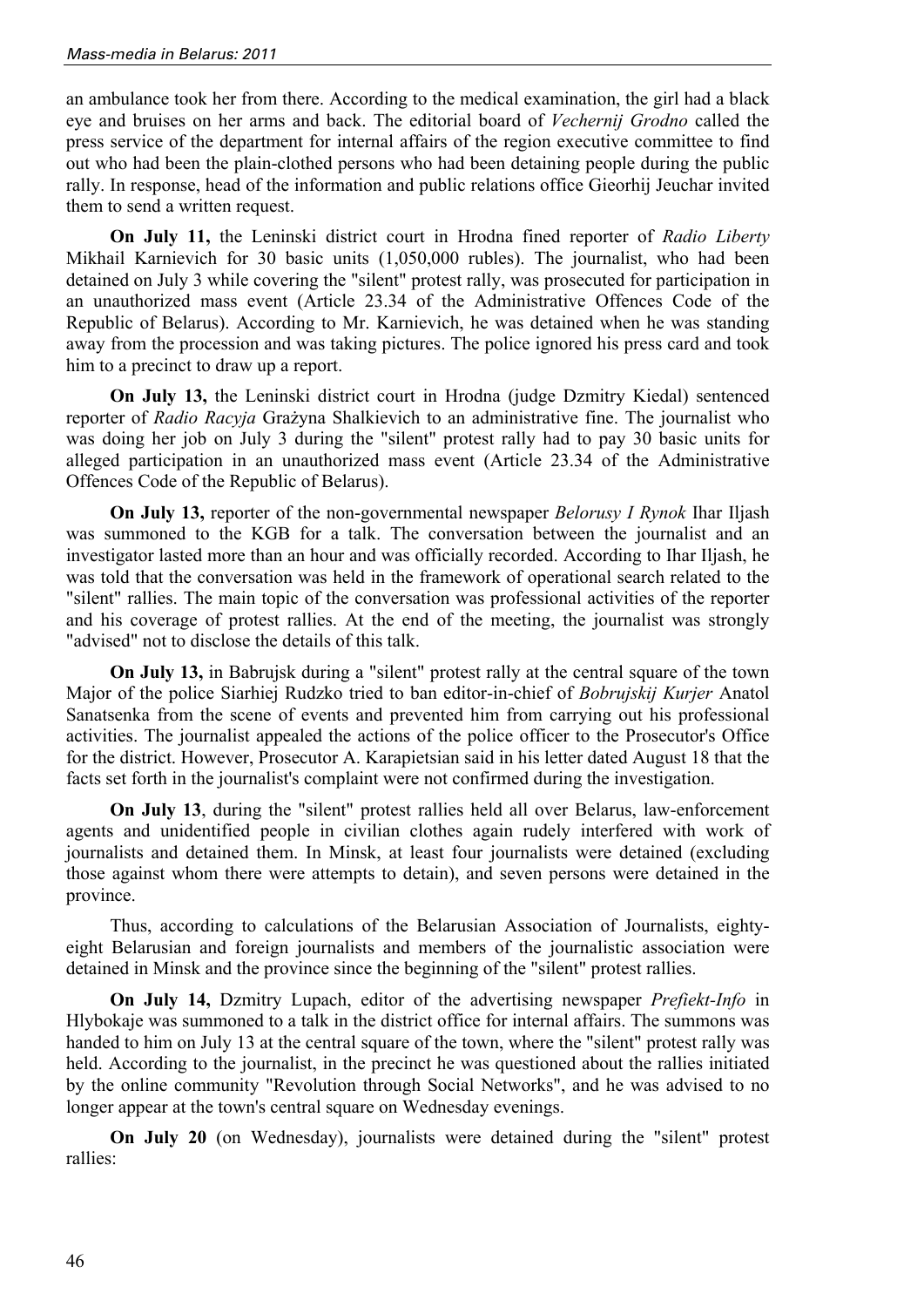an ambulance took her from there. According to the medical examination, the girl had a black eye and bruises on her arms and back. The editorial board of *Vechernij Grodno* called the press service of the department for internal affairs of the region executive committee to find out who had been the plain-clothed persons who had been detaining people during the public rally. In response, head of the information and public relations office Gieorhij Jeuchar invited them to send a written request.

**On July 11,** the Leninski district court in Hrodna fined reporter of *Radio Liberty* Mikhail Karnievich for 30 basic units (1,050,000 rubles). The journalist, who had been detained on July 3 while covering the "silent" protest rally, was prosecuted for participation in an unauthorized mass event (Article 23.34 of the Administrative Offences Code of the Republic of Belarus). According to Mr. Karnievich, he was detained when he was standing away from the procession and was taking pictures. The police ignored his press card and took him to a precinct to draw up a report.

**On July 13,** the Leninski district court in Hrodna (judge Dzmitry Kiedal) sentenced reporter of *Radio Racyja* Grażyna Shalkievich to an administrative fine. The journalist who was doing her job on July 3 during the "silent" protest rally had to pay 30 basic units for alleged participation in an unauthorized mass event (Article 23.34 of the Administrative Offences Code of the Republic of Belarus).

**On July 13,** reporter of the non-governmental newspaper *Belorusy I Rynok* Ihar Iljash was summoned to the KGB for a talk. The conversation between the journalist and an investigator lasted more than an hour and was officially recorded. According to Ihar Iljash, he was told that the conversation was held in the framework of operational search related to the "silent" rallies. The main topic of the conversation was professional activities of the reporter and his coverage of protest rallies. At the end of the meeting, the journalist was strongly "advised" not to disclose the details of this talk.

**On July 13,** in Babrujsk during a "silent" protest rally at the central square of the town Major of the police Siarhiej Rudzko tried to ban editor-in-chief of *Bobrujskij Kurjer* Anatol Sanatsenka from the scene of events and prevented him from carrying out his professional activities. The journalist appealed the actions of the police officer to the Prosecutor's Office for the district. However, Prosecutor A. Karapietsian said in his letter dated August 18 that the facts set forth in the journalist's complaint were not confirmed during the investigation.

**On July 13**, during the "silent" protest rallies held all over Belarus, law-enforcement agents and unidentified people in civilian clothes again rudely interfered with work of journalists and detained them. In Minsk, at least four journalists were detained (excluding those against whom there were attempts to detain), and seven persons were detained in the province.

Thus, according to calculations of the Belarusian Association of Journalists, eighty-eight Belarusian and foreign journalists and members of the journalistic association were detained in Minsk and the province since the beginning of the "silent" protest rallies.

**On July 14,** Dzmitry Lupach, editor of the advertising newspaper *Prefiekt-Info* in Hlybokaje was summoned to a talk in the district office for internal affairs. The summons was handed to him on July 13 at the central square of the town, where the "silent" protest rally was held. According to the journalist, in the precinct he was questioned about the rallies initiated by the online community "Revolution through Social Networks", and he was advised to no longer appear at the town's central square on Wednesday evenings.

**On July 20** (on Wednesday), journalists were detained during the "silent" protest rallies: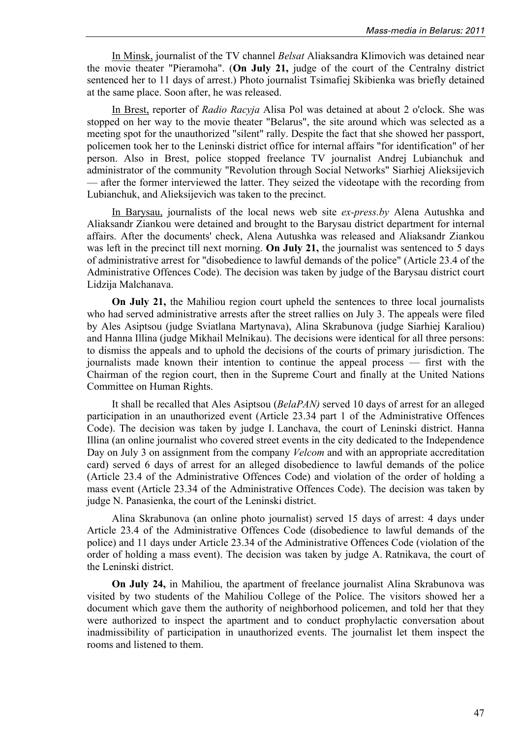In Minsk, journalist of the TV channel *Belsat* Aliaksandra Klimovich was detained near the movie theater "Pieramoha". (**On July 21,** judge of the court of the Centralny district sentenced her to 11 days of arrest.) Photo journalist Tsimafiej Skibienka was briefly detained at the same place. Soon after, he was released.

In Brest, reporter of *Radio Racyja* Alisa Pol was detained at about 2 o'clock. She was stopped on her way to the movie theater "Belarus", the site around which was selected as a meeting spot for the unauthorized "silent" rally. Despite the fact that she showed her passport, policemen took her to the Leninski district office for internal affairs "for identification" of her person. Also in Brest, police stopped freelance TV journalist Andrej Lubianchuk and administrator of the community "Revolution through Social Networks" Siarhiej Alieksijevich — after the former interviewed the latter. They seized the videotape with the recording from Lubianchuk, and Alieksijevich was taken to the precinct.

In Barysau, journalists of the local news web site *ex-press.by* Alena Autushka and Aliaksandr Ziankou were detained and brought to the Barysau district department for internal affairs. After the documents' check, Alena Autushka was released and Aliaksandr Ziankou was left in the precinct till next morning. **On July 21,** the journalist was sentenced to 5 days of administrative arrest for "disobedience to lawful demands of the police" (Article 23.4 of the Administrative Offences Code). The decision was taken by judge of the Barysau district court Lidzija Malchanava.

**On July 21,** the Mahiliou region court upheld the sentences to three local journalists who had served administrative arrests after the street rallies on July 3. The appeals were filed by Ales Asiptsou (judge Sviatlana Martynava), Alina Skrabunova (judge Siarhiej Karaliou) and Hanna Illina (judge Mikhail Melnikau). The decisions were identical for all three persons: to dismiss the appeals and to uphold the decisions of the courts of primary jurisdiction. The journalists made known their intention to continue the appeal process — first with the Chairman of the region court, then in the Supreme Court and finally at the United Nations Committee on Human Rights.

It shall be recalled that Ales Asiptsou (*BelaPAN)* served 10 days of arrest for an alleged participation in an unauthorized event (Article 23.34 part 1 of the Administrative Offences Code). The decision was taken by judge I. Lanchava, the court of Leninski district. Hanna Illina (an online journalist who covered street events in the city dedicated to the Independence Day on July 3 on assignment from the company *Velcom* and with an appropriate accreditation card) served 6 days of arrest for an alleged disobedience to lawful demands of the police (Article 23.4 of the Administrative Offences Code) and violation of the order of holding a mass event (Article 23.34 of the Administrative Offences Code). The decision was taken by judge N. Panasienka, the court of the Leninski district.

Alina Skrabunova (an online photo journalist) served 15 days of arrest: 4 days under Article 23.4 of the Administrative Offences Code (disobedience to lawful demands of the police) and 11 days under Article 23.34 of the Administrative Offences Code (violation of the order of holding a mass event). The decision was taken by judge A. Ratnikava, the court of the Leninski district.

**On July 24,** in Mahiliou, the apartment of freelance journalist Alina Skrabunova was visited by two students of the Mahiliou College of the Police. The visitors showed her a document which gave them the authority of neighborhood policemen, and told her that they were authorized to inspect the apartment and to conduct prophylactic conversation about inadmissibility of participation in unauthorized events. The journalist let them inspect the rooms and listened to them.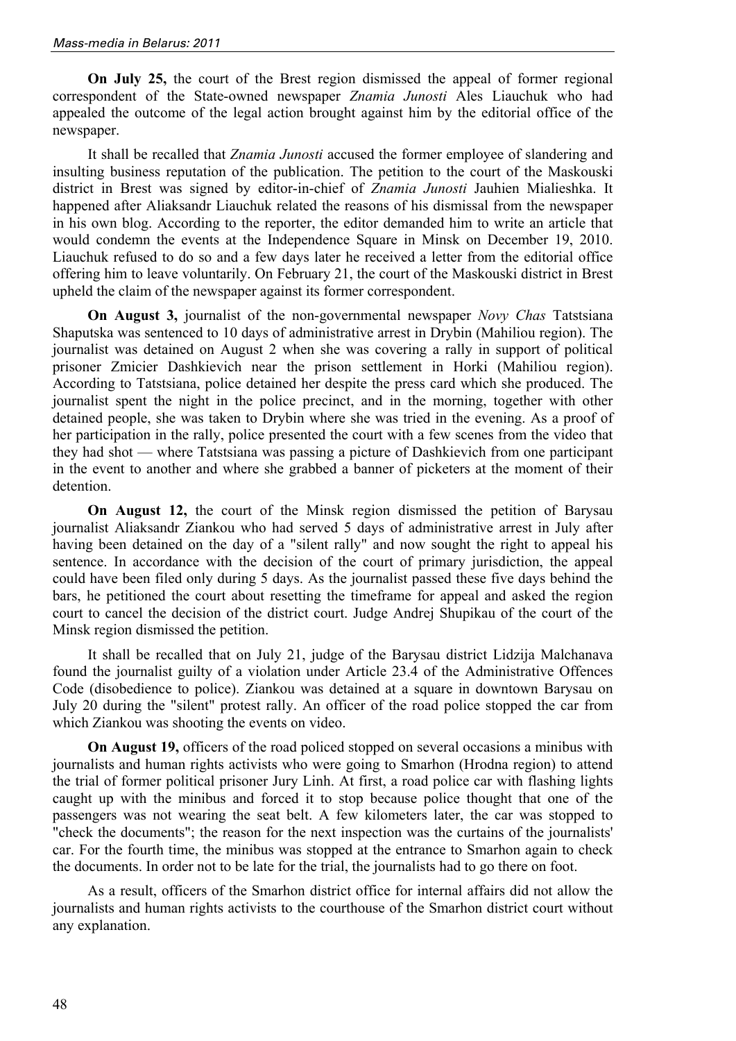**On July 25,** the court of the Brest region dismissed the appeal of former regional correspondent of the State-owned newspaper *Znamia Junosti* Ales Liauchuk who had appealed the outcome of the legal action brought against him by the editorial office of the newspaper.

It shall be recalled that *Znamia Junosti* accused the former employee of slandering and insulting business reputation of the publication. The petition to the court of the Maskouski district in Brest was signed by editor-in-chief of *Znamia Junosti* Jauhien Mialieshka. It happened after Aliaksandr Liauchuk related the reasons of his dismissal from the newspaper in his own blog. According to the reporter, the editor demanded him to write an article that would condemn the events at the Independence Square in Minsk on December 19, 2010. Liauchuk refused to do so and a few days later he received a letter from the editorial office offering him to leave voluntarily. On February 21, the court of the Maskouski district in Brest upheld the claim of the newspaper against its former correspondent.

**On August 3,** journalist of the non-governmental newspaper *Novy Chas* Tatstsiana Shaputska was sentenced to 10 days of administrative arrest in Drybin (Mahiliou region). The journalist was detained on August 2 when she was covering a rally in support of political prisoner Zmicier Dashkievich near the prison settlement in Horki (Mahiliou region). According to Tatstsiana, police detained her despite the press card which she produced. The journalist spent the night in the police precinct, and in the morning, together with other detained people, she was taken to Drybin where she was tried in the evening. As a proof of her participation in the rally, police presented the court with a few scenes from the video that they had shot — where Tatstsiana was passing a picture of Dashkievich from one participant in the event to another and where she grabbed a banner of picketers at the moment of their detention.

**On August 12,** the court of the Minsk region dismissed the petition of Barysau journalist Aliaksandr Ziankou who had served 5 days of administrative arrest in July after having been detained on the day of a "silent rally" and now sought the right to appeal his sentence. In accordance with the decision of the court of primary jurisdiction, the appeal could have been filed only during 5 days. As the journalist passed these five days behind the bars, he petitioned the court about resetting the timeframe for appeal and asked the region court to cancel the decision of the district court. Judge Andrej Shupikau of the court of the Minsk region dismissed the petition.

It shall be recalled that on July 21, judge of the Barysau district Lidzija Malchanava found the journalist guilty of a violation under Article 23.4 of the Administrative Offences Code (disobedience to police). Ziankou was detained at a square in downtown Barysau on July 20 during the "silent" protest rally. An officer of the road police stopped the car from which Ziankou was shooting the events on video.

**On August 19,** officers of the road policed stopped on several occasions a minibus with journalists and human rights activists who were going to Smarhon (Hrodna region) to attend the trial of former political prisoner Jury Linh. At first, a road police car with flashing lights caught up with the minibus and forced it to stop because police thought that one of the passengers was not wearing the seat belt. A few kilometers later, the car was stopped to "check the documents"; the reason for the next inspection was the curtains of the journalists' car. For the fourth time, the minibus was stopped at the entrance to Smarhon again to check the documents. In order not to be late for the trial, the journalists had to go there on foot.

As a result, officers of the Smarhon district office for internal affairs did not allow the journalists and human rights activists to the courthouse of the Smarhon district court without any explanation.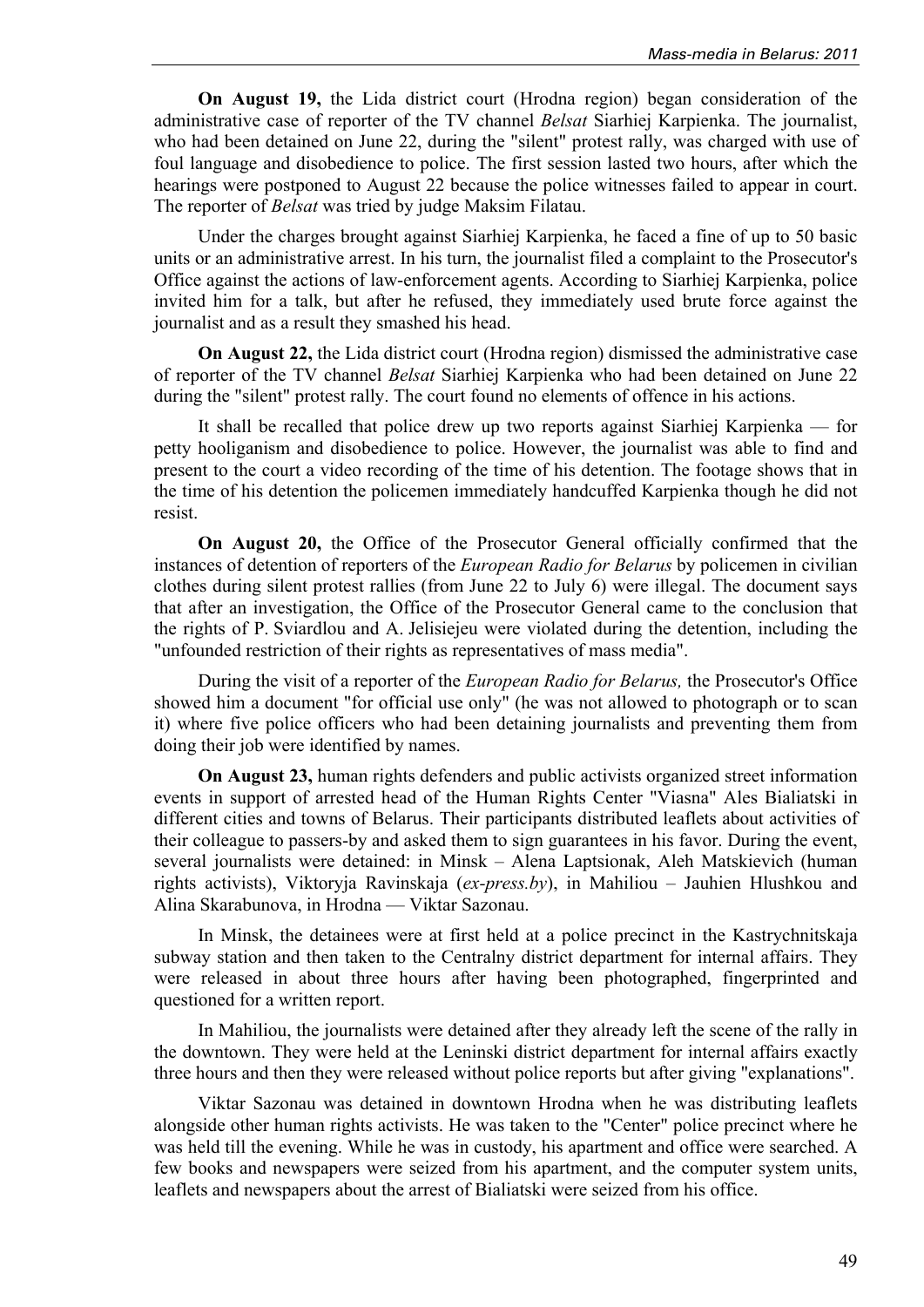**On August 19,** the Lida district court (Hrodna region) began consideration of the administrative case of reporter of the TV channel *Belsat* Siarhiej Karpienka. The journalist, who had been detained on June 22, during the "silent" protest rally, was charged with use of foul language and disobedience to police. The first session lasted two hours, after which the hearings were postponed to August 22 because the police witnesses failed to appear in court. The reporter of *Belsat* was tried by judge Maksim Filatau.

Under the charges brought against Siarhiej Karpienka, he faced a fine of up to 50 basic units or an administrative arrest. In his turn, the journalist filed a complaint to the Prosecutor's Office against the actions of law-enforcement agents. According to Siarhiej Karpienka, police invited him for a talk, but after he refused, they immediately used brute force against the journalist and as a result they smashed his head.

**On August 22,** the Lida district court (Hrodna region) dismissed the administrative case of reporter of the TV channel *Belsat* Siarhiej Karpienka who had been detained on June 22 during the "silent" protest rally. The court found no elements of offence in his actions.

It shall be recalled that police drew up two reports against Siarhiej Karpienka — for petty hooliganism and disobedience to police. However, the journalist was able to find and present to the court a video recording of the time of his detention. The footage shows that in the time of his detention the policemen immediately handcuffed Karpienka though he did not resist.

**On August 20,** the Office of the Prosecutor General officially confirmed that the instances of detention of reporters of the *European Radio for Belarus* by policemen in civilian clothes during silent protest rallies (from June 22 to July 6) were illegal. The document says that after an investigation, the Office of the Prosecutor General came to the conclusion that the rights of P. Sviardlou and A. Jelisiejeu were violated during the detention, including the "unfounded restriction of their rights as representatives of mass media".

During the visit of a reporter of the *European Radio for Belarus,* the Prosecutor's Office showed him a document "for official use only" (he was not allowed to photograph or to scan it) where five police officers who had been detaining journalists and preventing them from doing their job were identified by names.

**On August 23,** human rights defenders and public activists organized street information events in support of arrested head of the Human Rights Center "Viasna" Ales Bialiatski in different cities and towns of Belarus. Their participants distributed leaflets about activities of their colleague to passers-by and asked them to sign guarantees in his favor. During the event, several journalists were detained: in Minsk – Alena Laptsionak, Aleh Matskievich (human rights activists), Viktoryja Ravinskaja (*ex-press.by*), in Mahiliou – Jauhien Hlushkou and Alina Skarabunova, in Hrodna — Viktar Sazonau.

In Minsk, the detainees were at first held at a police precinct in the Kastrychnitskaja subway station and then taken to the Centralny district department for internal affairs. They were released in about three hours after having been photographed, fingerprinted and questioned for a written report.

In Mahiliou, the journalists were detained after they already left the scene of the rally in the downtown. They were held at the Leninski district department for internal affairs exactly three hours and then they were released without police reports but after giving "explanations".

Viktar Sazonau was detained in downtown Hrodna when he was distributing leaflets alongside other human rights activists. He was taken to the "Center" police precinct where he was held till the evening. While he was in custody, his apartment and office were searched. A few books and newspapers were seized from his apartment, and the computer system units, leaflets and newspapers about the arrest of Bialiatski were seized from his office.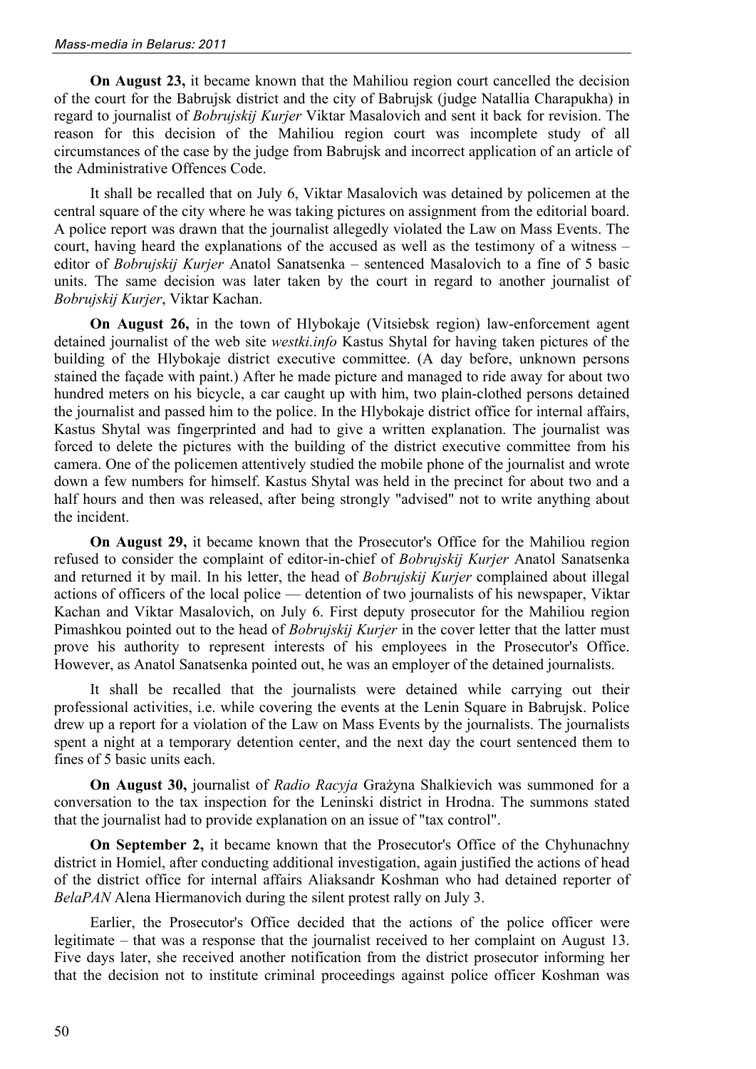**On August 23,** it became known that the Mahiliou region court cancelled the decision of the court for the Babrujsk district and the city of Babrujsk (judge Natallia Charapukha) in regard to journalist of *Bobrujskij Kurjer* Viktar Masalovich and sent it back for revision. The reason for this decision of the Mahiliou region court was incomplete study of all circumstances of the case by the judge from Babrujsk and incorrect application of an article of the Administrative Offences Code.

It shall be recalled that on July 6, Viktar Masalovich was detained by policemen at the central square of the city where he was taking pictures on assignment from the editorial board. A police report was drawn that the journalist allegedly violated the Law on Mass Events. The court, having heard the explanations of the accused as well as the testimony of a witness – editor of *Bobrujskij Kurjer* Anatol Sanatsenka – sentenced Masalovich to a fine of 5 basic units. The same decision was later taken by the court in regard to another journalist of *Bobrujskij Kurjer*, Viktar Kachan.

**On August 26,** in the town of Hlybokaje (Vitsiebsk region) law-enforcement agent detained journalist of the web site *westki.info* Kastus Shytal for having taken pictures of the building of the Hlybokaje district executive committee. (A day before, unknown persons stained the façade with paint.) After he made picture and managed to ride away for about two hundred meters on his bicycle, a car caught up with him, two plain-clothed persons detained the journalist and passed him to the police. In the Hlybokaje district office for internal affairs, Kastus Shytal was fingerprinted and had to give a written explanation. The journalist was forced to delete the pictures with the building of the district executive committee from his camera. One of the policemen attentively studied the mobile phone of the journalist and wrote down a few numbers for himself. Kastus Shytal was held in the precinct for about two and a half hours and then was released, after being strongly "advised" not to write anything about the incident.

**On August 29,** it became known that the Prosecutor's Office for the Mahiliou region refused to consider the complaint of editor-in-chief of *Bobrujskij Kurjer* Anatol Sanatsenka and returned it by mail. In his letter, the head of *Bobrujskij Kurjer* complained about illegal actions of officers of the local police — detention of two journalists of his newspaper, Viktar Kachan and Viktar Masalovich, on July 6. First deputy prosecutor for the Mahiliou region Pimashkou pointed out to the head of *Bobrujskij Kurjer* in the cover letter that the latter must prove his authority to represent interests of his employees in the Prosecutor's Office. However, as Anatol Sanatsenka pointed out, he was an employer of the detained journalists.

It shall be recalled that the journalists were detained while carrying out their professional activities, i.e. while covering the events at the Lenin Square in Babrujsk. Police drew up a report for a violation of the Law on Mass Events by the journalists. The journalists spent a night at a temporary detention center, and the next day the court sentenced them to fines of 5 basic units each.

**On August 30,** journalist of *Radio Racyja* Grażyna Shalkievich was summoned for a conversation to the tax inspection for the Leninski district in Hrodna. The summons stated that the journalist had to provide explanation on an issue of "tax control".

**On September 2,** it became known that the Prosecutor's Office of the Chyhunachny district in Homiel, after conducting additional investigation, again justified the actions of head of the district office for internal affairs Aliaksandr Koshman who had detained reporter of *BelaPAN* Alena Hiermanovich during the silent protest rally on July 3.

Earlier, the Prosecutor's Office decided that the actions of the police officer were legitimate – that was a response that the journalist received to her complaint on August 13. Five days later, she received another notification from the district prosecutor informing her that the decision not to institute criminal proceedings against police officer Koshman was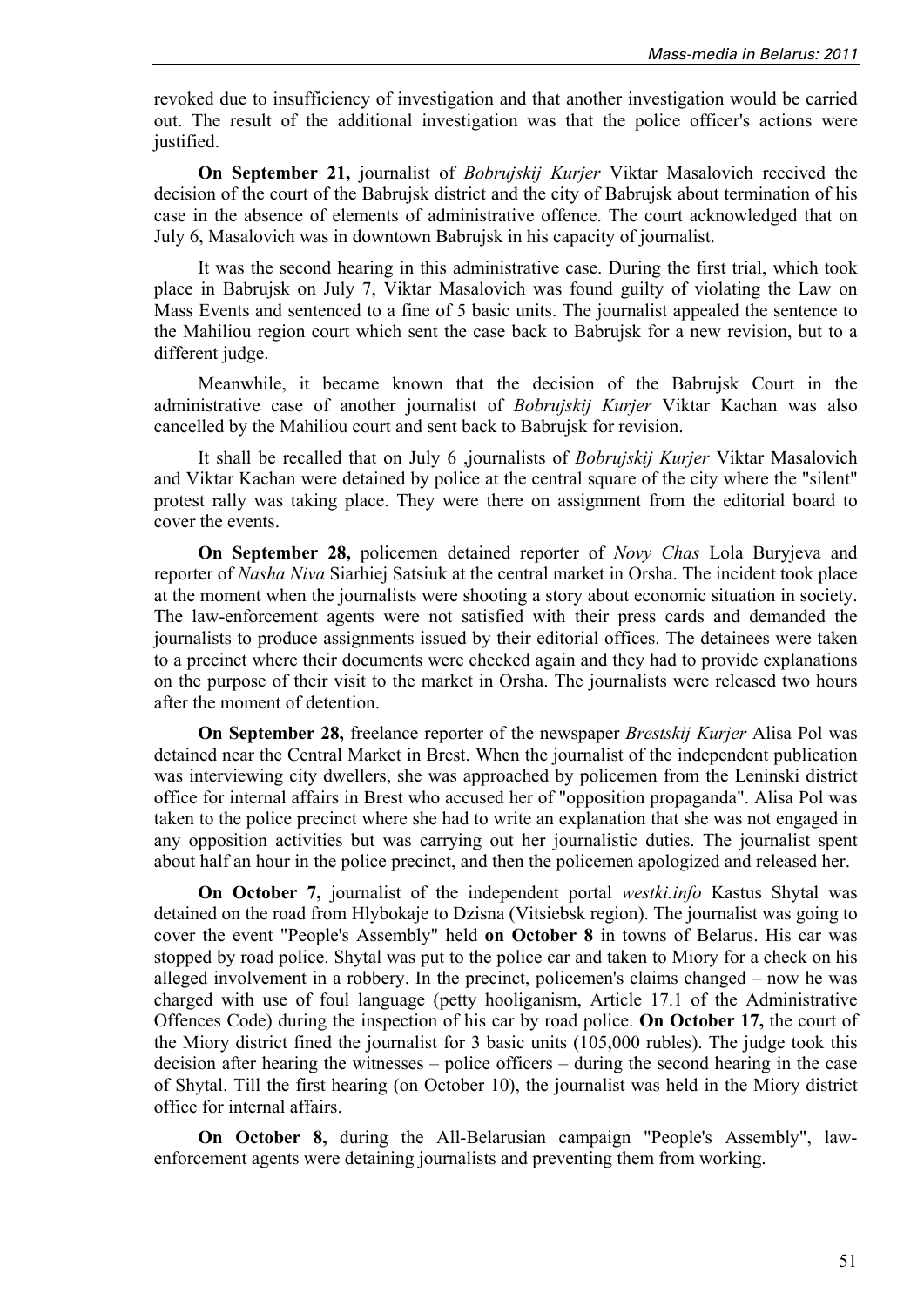revoked due to insufficiency of investigation and that another investigation would be carried out. The result of the additional investigation was that the police officer's actions were justified.

**On September 21,** journalist of *Bobrujskij Kurjer* Viktar Masalovich received the decision of the court of the Babrujsk district and the city of Babrujsk about termination of his case in the absence of elements of administrative offence. The court acknowledged that on July 6, Masalovich was in downtown Babrujsk in his capacity of journalist.

It was the second hearing in this administrative case. During the first trial, which took place in Babrujsk on July 7, Viktar Masalovich was found guilty of violating the Law on Mass Events and sentenced to a fine of 5 basic units. The journalist appealed the sentence to the Mahiliou region court which sent the case back to Babrujsk for a new revision, but to a different judge.

Meanwhile, it became known that the decision of the Babrujsk Court in the administrative case of another journalist of *Bobrujskij Kurjer* Viktar Kachan was also cancelled by the Mahiliou court and sent back to Babrujsk for revision.

It shall be recalled that on July 6 ,journalists of *Bobrujskij Kurjer* Viktar Masalovich and Viktar Kachan were detained by police at the central square of the city where the "silent" protest rally was taking place. They were there on assignment from the editorial board to cover the events.

**On September 28,** policemen detained reporter of *Novy Chas* Lola Buryjeva and reporter of *Nasha Niva* Siarhiej Satsiuk at the central market in Orsha. The incident took place at the moment when the journalists were shooting a story about economic situation in society. The law-enforcement agents were not satisfied with their press cards and demanded the journalists to produce assignments issued by their editorial offices. The detainees were taken to a precinct where their documents were checked again and they had to provide explanations on the purpose of their visit to the market in Orsha. The journalists were released two hours after the moment of detention.

**On September 28,** freelance reporter of the newspaper *Brestskij Kurjer* Alisa Pol was detained near the Central Market in Brest. When the journalist of the independent publication was interviewing city dwellers, she was approached by policemen from the Leninski district office for internal affairs in Brest who accused her of "opposition propaganda". Alisa Pol was taken to the police precinct where she had to write an explanation that she was not engaged in any opposition activities but was carrying out her journalistic duties. The journalist spent about half an hour in the police precinct, and then the policemen apologized and released her.

**On October 7,** journalist of the independent portal *westki.info* Kastus Shytal was detained on the road from Hlybokaje to Dzisna (Vitsiebsk region). The journalist was going to cover the event "People's Assembly" held **on October 8** in towns of Belarus. His car was stopped by road police. Shytal was put to the police car and taken to Miory for a check on his alleged involvement in a robbery. In the precinct, policemen's claims changed – now he was charged with use of foul language (petty hooliganism, Article 17.1 of the Administrative Offences Code) during the inspection of his car by road police. **On October 17,** the court of the Miory district fined the journalist for 3 basic units (105,000 rubles). The judge took this decision after hearing the witnesses – police officers – during the second hearing in the case of Shytal. Till the first hearing (on October 10), the journalist was held in the Miory district office for internal affairs.

**On October 8,** during the All-Belarusian campaign "People's Assembly", law-enforcement agents were detaining journalists and preventing them from working.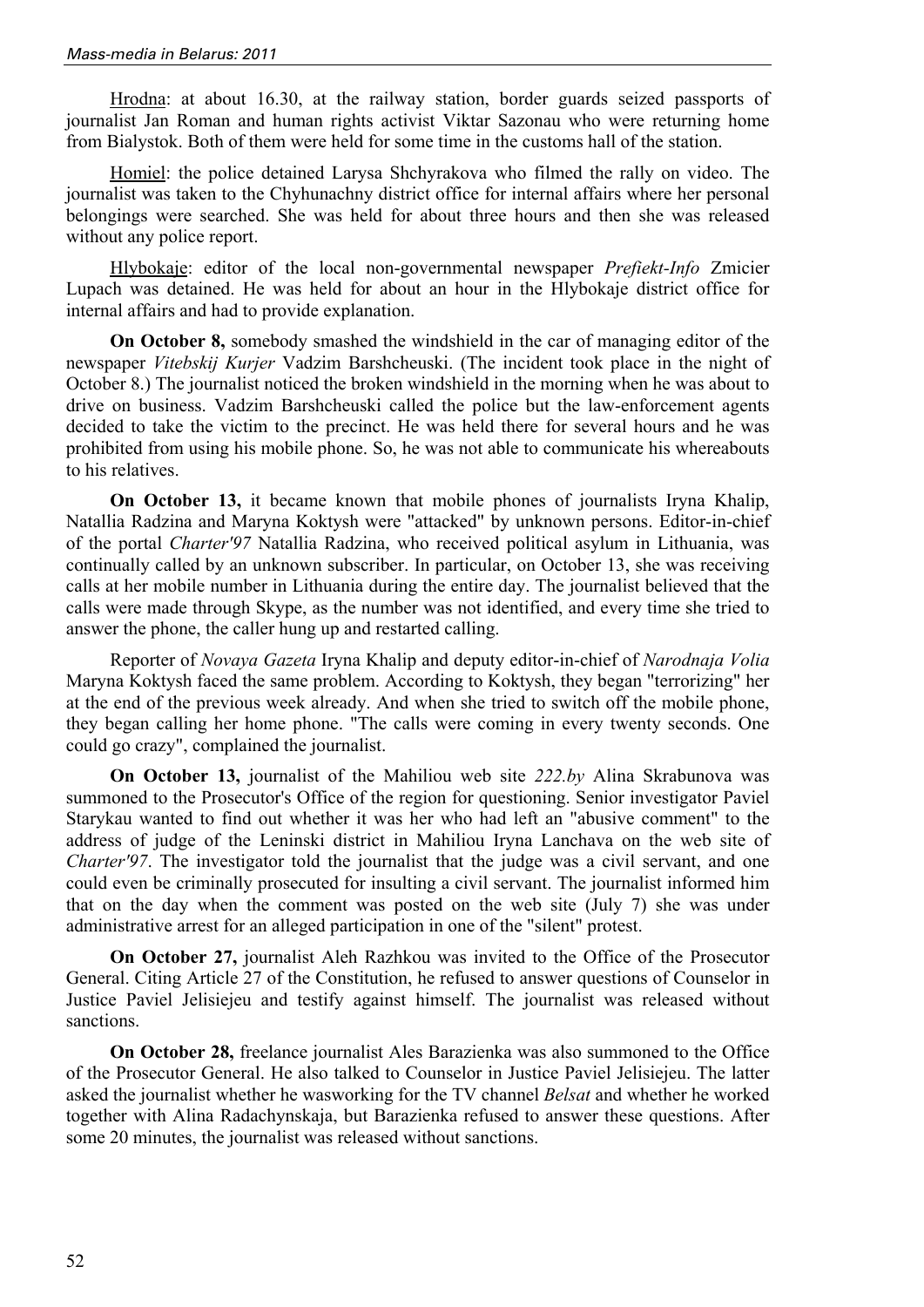Hrodna: at about 16.30, at the railway station, border guards seized passports of journalist Jan Roman and human rights activist Viktar Sazonau who were returning home from Bialystok. Both of them were held for some time in the customs hall of the station.

Homiel: the police detained Larysa Shchyrakova who filmed the rally on video. The journalist was taken to the Chyhunachny district office for internal affairs where her personal belongings were searched. She was held for about three hours and then she was released without any police report.

Hlybokaje: editor of the local non-governmental newspaper *Prefiekt-Info* Zmicier Lupach was detained. He was held for about an hour in the Hlybokaje district office for internal affairs and had to provide explanation.

**On October 8,** somebody smashed the windshield in the car of managing editor of the newspaper *Vitebskij Kurjer* Vadzim Barshcheuski. (The incident took place in the night of October 8.) The journalist noticed the broken windshield in the morning when he was about to drive on business. Vadzim Barshcheuski called the police but the law-enforcement agents decided to take the victim to the precinct. He was held there for several hours and he was prohibited from using his mobile phone. So, he was not able to communicate his whereabouts to his relatives.

**On October 13,** it became known that mobile phones of journalists Iryna Khalip, Natallia Radzina and Maryna Koktysh were "attacked" by unknown persons. Editor-in-chief of the portal *Charter'97* Natallia Radzina, who received political asylum in Lithuania, was continually called by an unknown subscriber. In particular, on October 13, she was receiving calls at her mobile number in Lithuania during the entire day. The journalist believed that the calls were made through Skype, as the number was not identified, and every time she tried to answer the phone, the caller hung up and restarted calling.

Reporter of *Novaya Gazeta* Iryna Khalip and deputy editor-in-chief of *Narodnaja Volia* Maryna Koktysh faced the same problem. According to Koktysh, they began "terrorizing" her at the end of the previous week already. And when she tried to switch off the mobile phone, they began calling her home phone. "The calls were coming in every twenty seconds. One could go crazy", complained the journalist.

**On October 13,** journalist of the Mahiliou web site *222.by* Alina Skrabunova was summoned to the Prosecutor's Office of the region for questioning. Senior investigator Paviel Starykau wanted to find out whether it was her who had left an "abusive comment" to the address of judge of the Leninski district in Mahiliou Iryna Lanchava on the web site of *Charter'97*. The investigator told the journalist that the judge was a civil servant, and one could even be criminally prosecuted for insulting a civil servant. The journalist informed him that on the day when the comment was posted on the web site (July 7) she was under administrative arrest for an alleged participation in one of the "silent" protest.

**On October 27,** journalist Aleh Razhkou was invited to the Office of the Prosecutor General. Citing Article 27 of the Constitution, he refused to answer questions of Counselor in Justice Paviel Jelisiejeu and testify against himself. The journalist was released without sanctions.

**On October 28,** freelance journalist Ales Barazienka was also summoned to the Office of the Prosecutor General. He also talked to Counselor in Justice Paviel Jelisiejeu. The latter asked the journalist whether he wasworking for the TV channel *Belsat* and whether he worked together with Alina Radachynskaja, but Barazienka refused to answer these questions. After some 20 minutes, the journalist was released without sanctions.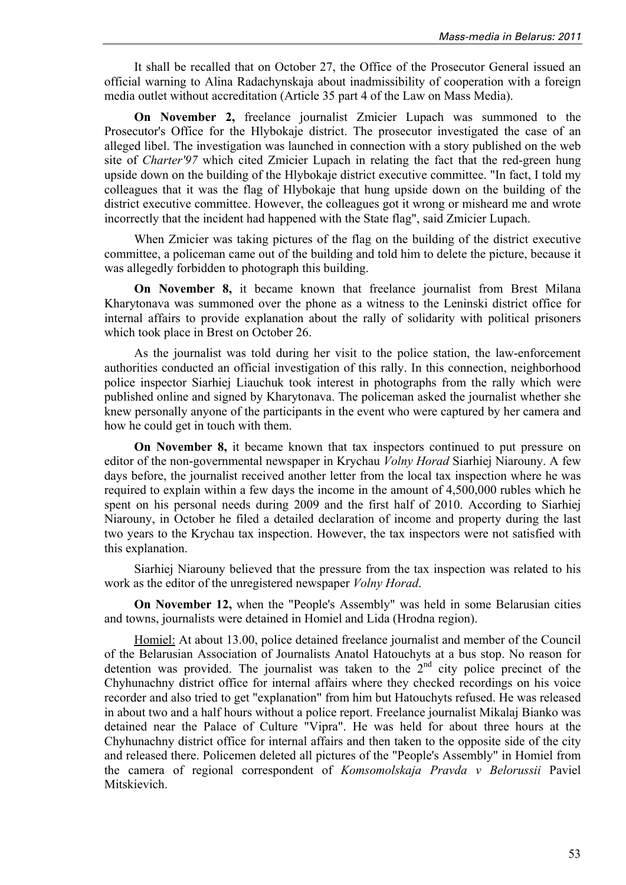It shall be recalled that on October 27, the Office of the Prosecutor General issued an official warning to Alina Radachynskaja about inadmissibility of cooperation with a foreign media outlet without accreditation (Article 35 part 4 of the Law on Mass Media).

**On November 2,** freelance journalist Zmicier Lupach was summoned to the Prosecutor's Office for the Hlybokaje district. The prosecutor investigated the case of an alleged libel. The investigation was launched in connection with a story published on the web site of *Charter'97* which cited Zmicier Lupach in relating the fact that the red-green hung upside down on the building of the Hlybokaje district executive committee. "In fact, I told my colleagues that it was the flag of Hlybokaje that hung upside down on the building of the district executive committee. However, the colleagues got it wrong or misheard me and wrote incorrectly that the incident had happened with the State flag", said Zmicier Lupach.

When Zmicier was taking pictures of the flag on the building of the district executive committee, a policeman came out of the building and told him to delete the picture, because it was allegedly forbidden to photograph this building.

**On November 8,** it became known that freelance journalist from Brest Milana Kharytonava was summoned over the phone as a witness to the Leninski district office for internal affairs to provide explanation about the rally of solidarity with political prisoners which took place in Brest on October 26.

As the journalist was told during her visit to the police station, the law-enforcement authorities conducted an official investigation of this rally. In this connection, neighborhood police inspector Siarhiej Liauchuk took interest in photographs from the rally which were published online and signed by Kharytonava. The policeman asked the journalist whether she knew personally anyone of the participants in the event who were captured by her camera and how he could get in touch with them.

**On November 8,** it became known that tax inspectors continued to put pressure on editor of the non-governmental newspaper in Krychau *Volny Horad* Siarhiej Niarouny. A few days before, the journalist received another letter from the local tax inspection where he was required to explain within a few days the income in the amount of 4,500,000 rubles which he spent on his personal needs during 2009 and the first half of 2010. According to Siarhiej Niarouny, in October he filed a detailed declaration of income and property during the last two years to the Krychau tax inspection. However, the tax inspectors were not satisfied with this explanation.

Siarhiej Niarouny believed that the pressure from the tax inspection was related to his work as the editor of the unregistered newspaper *Volny Horad*.

**On November 12,** when the "People's Assembly" was held in some Belarusian cities and towns, journalists were detained in Homiel and Lida (Hrodna region).

Homiel: At about 13.00, police detained freelance journalist and member of the Council of the Belarusian Association of Journalists Anatol Hatouchyts at a bus stop. No reason for detention was provided. The journalist was taken to the 2nd city police precinct of the Chyhunachny district office for internal affairs where they checked recordings on his voice recorder and also tried to get "explanation" from him but Hatouchyts refused. He was released in about two and a half hours without a police report. Freelance journalist Mikalaj Bianko was detained near the Palace of Culture "Vipra". He was held for about three hours at the Chyhunachny district office for internal affairs and then taken to the opposite side of the city and released there. Policemen deleted all pictures of the "People's Assembly" in Homiel from the camera of regional correspondent of *Komsomolskaja Pravda v Belorussii* Paviel Mitskievich.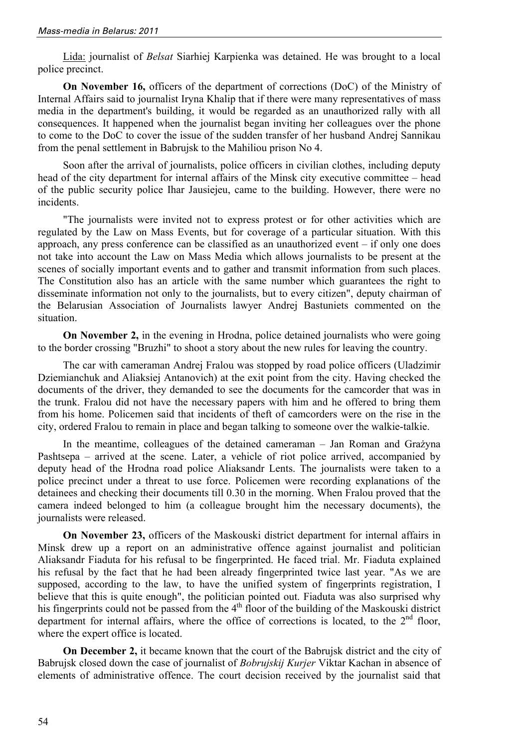Lida: journalist of *Belsat* Siarhiej Karpienka was detained. He was brought to a local police precinct.

**On November 16,** officers of the department of corrections (DoC) of the Ministry of Internal Affairs said to journalist Iryna Khalip that if there were many representatives of mass media in the department's building, it would be regarded as an unauthorized rally with all consequences. It happened when the journalist began inviting her colleagues over the phone to come to the DoC to cover the issue of the sudden transfer of her husband Andrej Sannikau from the penal settlement in Babrujsk to the Mahiliou prison No 4.

Soon after the arrival of journalists, police officers in civilian clothes, including deputy head of the city department for internal affairs of the Minsk city executive committee – head of the public security police Ihar Jausiejeu, came to the building. However, there were no incidents.

"The journalists were invited not to express protest or for other activities which are regulated by the Law on Mass Events, but for coverage of a particular situation. With this approach, any press conference can be classified as an unauthorized event – if only one does not take into account the Law on Mass Media which allows journalists to be present at the scenes of socially important events and to gather and transmit information from such places. The Constitution also has an article with the same number which guarantees the right to disseminate information not only to the journalists, but to every citizen", deputy chairman of the Belarusian Association of Journalists lawyer Andrej Bastuniets commented on the situation.

**On November 2,** in the evening in Hrodna, police detained journalists who were going to the border crossing "Bruzhi" to shoot a story about the new rules for leaving the country.

The car with cameraman Andrej Fralou was stopped by road police officers (Uladzimir Dziemianchuk and Aliaksiej Antanovich) at the exit point from the city. Having checked the documents of the driver, they demanded to see the documents for the camcorder that was in the trunk. Fralou did not have the necessary papers with him and he offered to bring them from his home. Policemen said that incidents of theft of camcorders were on the rise in the city, ordered Fralou to remain in place and began talking to someone over the walkie-talkie.

In the meantime, colleagues of the detained cameraman – Jan Roman and Grażyna Pashtsepa – arrived at the scene. Later, a vehicle of riot police arrived, accompanied by deputy head of the Hrodna road police Aliaksandr Lents. The journalists were taken to a police precinct under a threat to use force. Policemen were recording explanations of the detainees and checking their documents till 0.30 in the morning. When Fralou proved that the camera indeed belonged to him (a colleague brought him the necessary documents), the journalists were released.

**On November 23,** officers of the Maskouski district department for internal affairs in Minsk drew up a report on an administrative offence against journalist and politician Aliaksandr Fiaduta for his refusal to be fingerprinted. He faced trial. Mr. Fiaduta explained his refusal by the fact that he had been already fingerprinted twice last year. "As we are supposed, according to the law, to have the unified system of fingerprints registration, I believe that this is quite enough", the politician pointed out. Fiaduta was also surprised why his fingerprints could not be passed from the 4th floor of the building of the Maskouski district department for internal affairs, where the office of corrections is located, to the 2nd floor, where the expert office is located.

**On December 2,** it became known that the court of the Babrujsk district and the city of Babrujsk closed down the case of journalist of *Bobrujskij Kurjer* Viktar Kachan in absence of elements of administrative offence. The court decision received by the journalist said that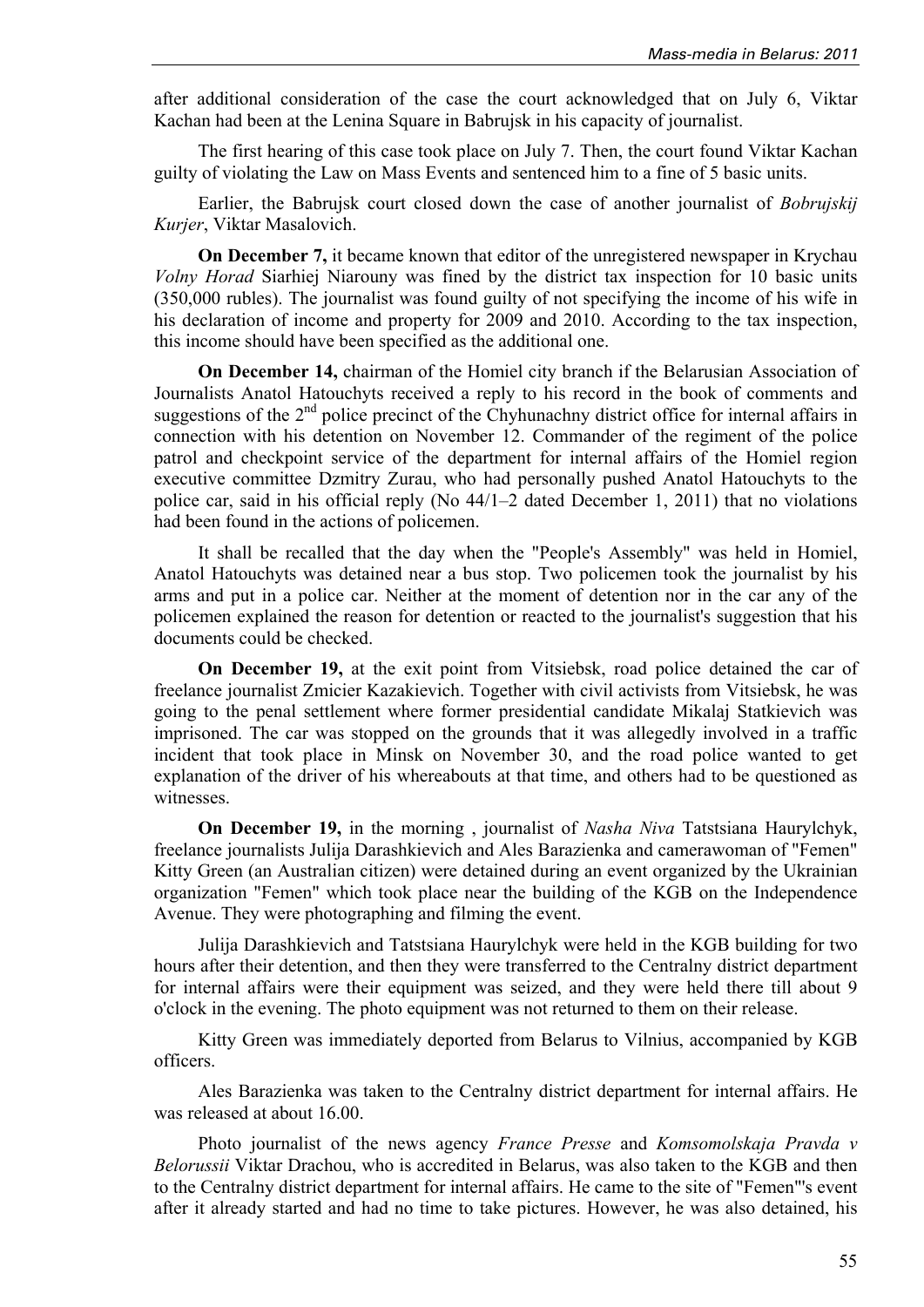after additional consideration of the case the court acknowledged that on July 6, Viktar Kachan had been at the Lenina Square in Babrujsk in his capacity of journalist.

The first hearing of this case took place on July 7. Then, the court found Viktar Kachan guilty of violating the Law on Mass Events and sentenced him to a fine of 5 basic units.

Earlier, the Babrujsk court closed down the case of another journalist of *Bobrujskij Kurjer*, Viktar Masalovich.

**On December 7,** it became known that editor of the unregistered newspaper in Krychau *Volny Horad* Siarhiej Niarouny was fined by the district tax inspection for 10 basic units (350,000 rubles). The journalist was found guilty of not specifying the income of his wife in his declaration of income and property for 2009 and 2010. According to the tax inspection, this income should have been specified as the additional one.

**On December 14,** chairman of the Homiel city branch if the Belarusian Association of Journalists Anatol Hatouchyts received a reply to his record in the book of comments and suggestions of the 2nd police precinct of the Chyhunachny district office for internal affairs in connection with his detention on November 12. Commander of the regiment of the police patrol and checkpoint service of the department for internal affairs of the Homiel region executive committee Dzmitry Zurau, who had personally pushed Anatol Hatouchyts to the police car, said in his official reply (No 44/1–2 dated December 1, 2011) that no violations had been found in the actions of policemen.

It shall be recalled that the day when the "People's Assembly" was held in Homiel, Anatol Hatouchyts was detained near a bus stop. Two policemen took the journalist by his arms and put in a police car. Neither at the moment of detention nor in the car any of the policemen explained the reason for detention or reacted to the journalist's suggestion that his documents could be checked.

**On December 19,** at the exit point from Vitsiebsk, road police detained the car of freelance journalist Zmicier Kazakievich. Together with civil activists from Vitsiebsk, he was going to the penal settlement where former presidential candidate Mikalaj Statkievich was imprisoned. The car was stopped on the grounds that it was allegedly involved in a traffic incident that took place in Minsk on November 30, and the road police wanted to get explanation of the driver of his whereabouts at that time, and others had to be questioned as witnesses.

**On December 19,** in the morning , journalist of *Nasha Niva* Tatstsiana Haurylchyk, freelance journalists Julija Darashkievich and Ales Barazienka and camerawoman of "Femen" Kitty Green (an Australian citizen) were detained during an event organized by the Ukrainian organization "Femen" which took place near the building of the KGB on the Independence Avenue. They were photographing and filming the event.

Julija Darashkievich and Tatstsiana Haurylchyk were held in the KGB building for two hours after their detention, and then they were transferred to the Centralny district department for internal affairs were their equipment was seized, and they were held there till about 9 o'clock in the evening. The photo equipment was not returned to them on their release.

Kitty Green was immediately deported from Belarus to Vilnius, accompanied by KGB officers.

Ales Barazienka was taken to the Centralny district department for internal affairs. He was released at about 16.00.

Photo journalist of the news agency *France Presse* and *Komsomolskaja Pravda v Belorussii* Viktar Drachou, who is accredited in Belarus, was also taken to the KGB and then to the Centralny district department for internal affairs. He came to the site of "Femen"'s event after it already started and had no time to take pictures. However, he was also detained, his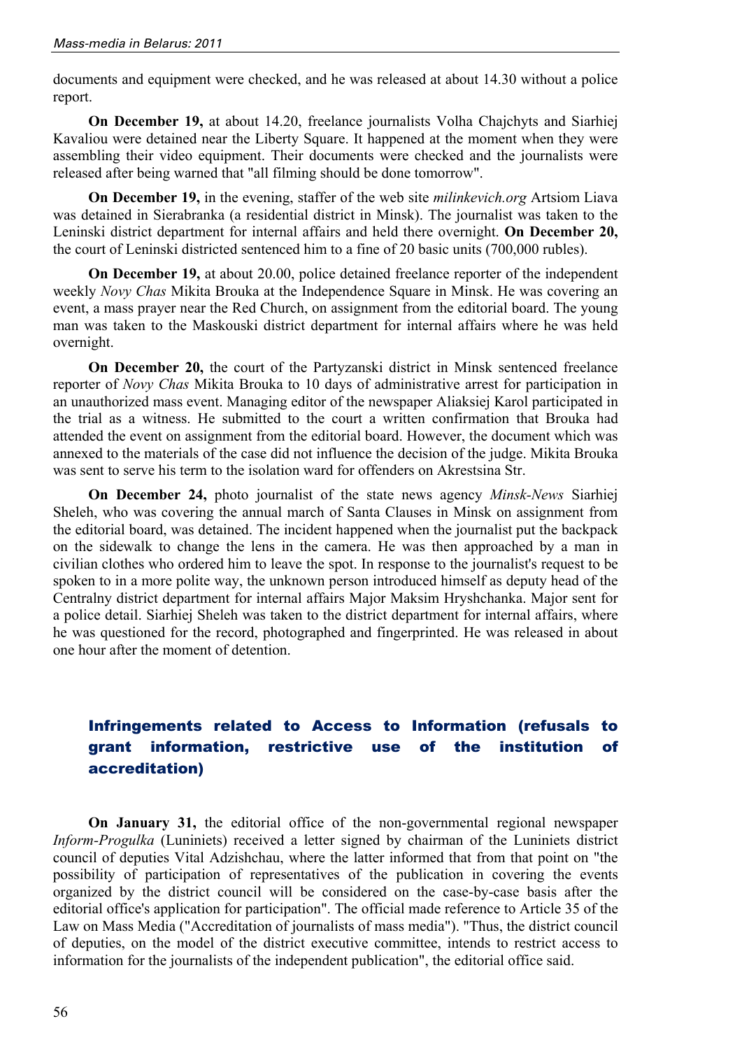documents and equipment were checked, and he was released at about 14.30 without a police report.

**On December 19,** at about 14.20, freelance journalists Volha Chajchyts and Siarhiej Kavaliou were detained near the Liberty Square. It happened at the moment when they were assembling their video equipment. Their documents were checked and the journalists were released after being warned that "all filming should be done tomorrow".

**On December 19,** in the evening, staffer of the web site *milinkevich.org* Artsiom Liava was detained in Sierabranka (a residential district in Minsk). The journalist was taken to the Leninski district department for internal affairs and held there overnight. **On December 20,** the court of Leninski districted sentenced him to a fine of 20 basic units (700,000 rubles).

**On December 19,** at about 20.00, police detained freelance reporter of the independent weekly *Novy Chas* Mikita Brouka at the Independence Square in Minsk. He was covering an event, a mass prayer near the Red Church, on assignment from the editorial board. The young man was taken to the Maskouski district department for internal affairs where he was held overnight.

**On December 20,** the court of the Partyzanski district in Minsk sentenced freelance reporter of *Novy Chas* Mikita Brouka to 10 days of administrative arrest for participation in an unauthorized mass event. Managing editor of the newspaper Aliaksiej Karol participated in the trial as a witness. He submitted to the court a written confirmation that Brouka had attended the event on assignment from the editorial board. However, the document which was annexed to the materials of the case did not influence the decision of the judge. Mikita Brouka was sent to serve his term to the isolation ward for offenders on Akrestsina Str.

**On December 24,** photo journalist of the state news agency *Minsk-News* Siarhiej Sheleh, who was covering the annual march of Santa Clauses in Minsk on assignment from the editorial board, was detained. The incident happened when the journalist put the backpack on the sidewalk to change the lens in the camera. He was then approached by a man in civilian clothes who ordered him to leave the spot. In response to the journalist's request to be spoken to in a more polite way, the unknown person introduced himself as deputy head of the Centralny district department for internal affairs Major Maksim Hryshchanka. Major sent for a police detail. Siarhiej Sheleh was taken to the district department for internal affairs, where he was questioned for the record, photographed and fingerprinted. He was released in about one hour after the moment of detention.

## Infringements related to Access to Information (refusals to grant information, restrictive use of the institution of accreditation)

**On January 31,** the editorial office of the non-governmental regional newspaper *Inform-Progulka* (Luniniets) received a letter signed by chairman of the Luniniets district council of deputies Vital Adzishchau, where the latter informed that from that point on "the possibility of participation of representatives of the publication in covering the events organized by the district council will be considered on the case-by-case basis after the editorial office's application for participation". The official made reference to Article 35 of the Law on Mass Media ("Accreditation of journalists of mass media"). "Thus, the district council of deputies, on the model of the district executive committee, intends to restrict access to information for the journalists of the independent publication", the editorial office said.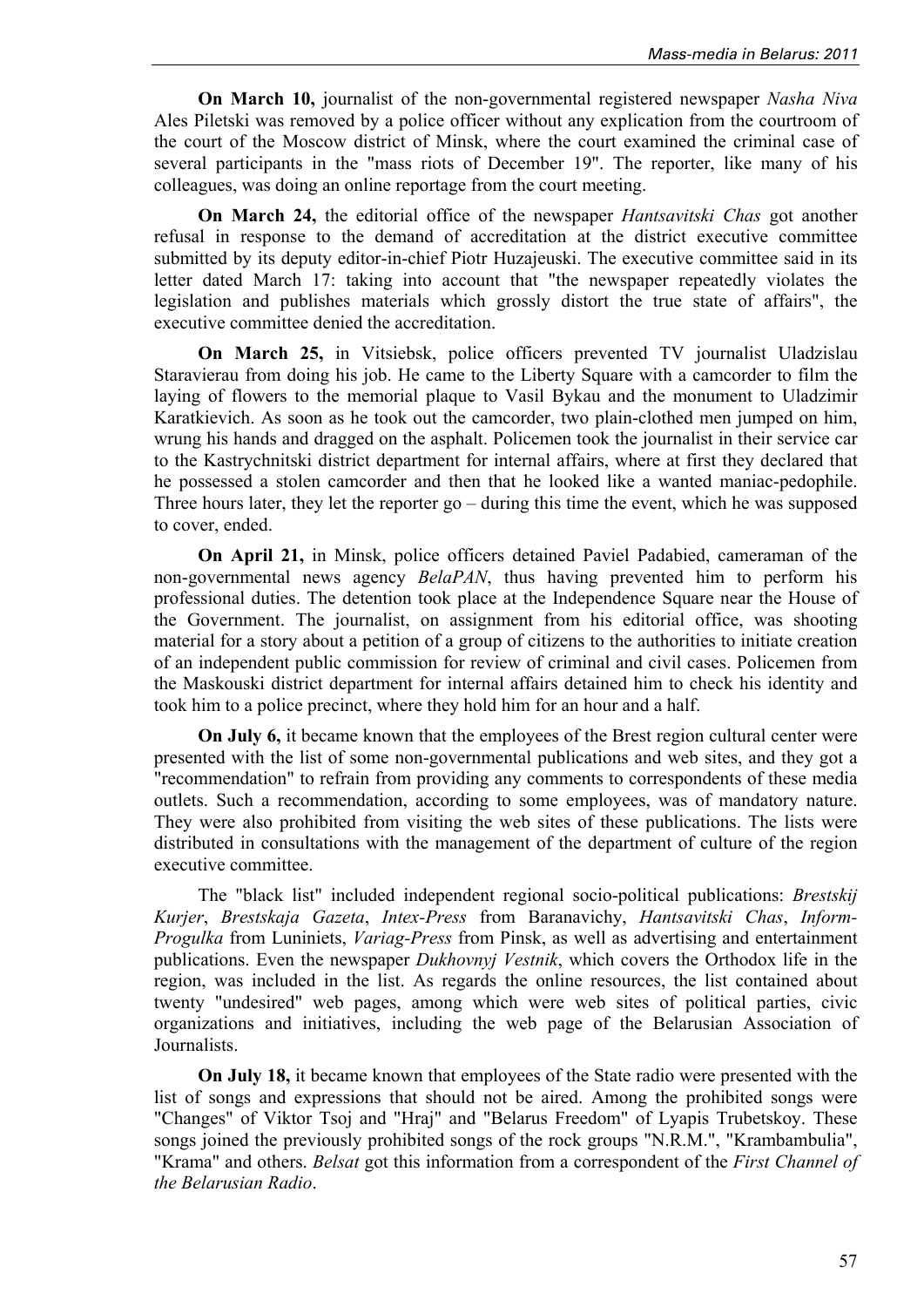**On March 10,** journalist of the non-governmental registered newspaper *Nasha Niva* Ales Piletski was removed by a police officer without any explication from the courtroom of the court of the Moscow district of Minsk, where the court examined the criminal case of several participants in the "mass riots of December 19". The reporter, like many of his colleagues, was doing an online reportage from the court meeting.

**On March 24,** the editorial office of the newspaper *Hantsavitski Chas* got another refusal in response to the demand of accreditation at the district executive committee submitted by its deputy editor-in-chief Piotr Huzajeuski. The executive committee said in its letter dated March 17: taking into account that "the newspaper repeatedly violates the legislation and publishes materials which grossly distort the true state of affairs", the executive committee denied the accreditation.

**On March 25,** in Vitsiebsk, police officers prevented TV journalist Uladzislau Staravierau from doing his job. He came to the Liberty Square with a camcorder to film the laying of flowers to the memorial plaque to Vasil Bykau and the monument to Uladzimir Karatkievich. As soon as he took out the camcorder, two plain-clothed men jumped on him, wrung his hands and dragged on the asphalt. Policemen took the journalist in their service car to the Kastrychnitski district department for internal affairs, where at first they declared that he possessed a stolen camcorder and then that he looked like a wanted maniac-pedophile. Three hours later, they let the reporter go – during this time the event, which he was supposed to cover, ended.

**On April 21,** in Minsk, police officers detained Paviel Padabied, cameraman of the non-governmental news agency *BelaPAN*, thus having prevented him to perform his professional duties. The detention took place at the Independence Square near the House of the Government. The journalist, on assignment from his editorial office, was shooting material for a story about a petition of a group of citizens to the authorities to initiate creation of an independent public commission for review of criminal and civil cases. Policemen from the Maskouski district department for internal affairs detained him to check his identity and took him to a police precinct, where they hold him for an hour and a half.

**On July 6,** it became known that the employees of the Brest region cultural center were presented with the list of some non-governmental publications and web sites, and they got a "recommendation" to refrain from providing any comments to correspondents of these media outlets. Such a recommendation, according to some employees, was of mandatory nature. They were also prohibited from visiting the web sites of these publications. The lists were distributed in consultations with the management of the department of culture of the region executive committee.

The "black list" included independent regional socio-political publications: *Brestskij Kurjer*, *Brestskaja Gazeta*, *Intex-Press* from Baranavichy, *Hantsavitski Chas*, *Inform-Progulka* from Luniniets, *Variag-Press* from Pinsk, as well as advertising and entertainment publications. Even the newspaper *Dukhovnyj Vestnik*, which covers the Orthodox life in the region, was included in the list. As regards the online resources, the list contained about twenty "undesired" web pages, among which were web sites of political parties, civic organizations and initiatives, including the web page of the Belarusian Association of Journalists.

**On July 18,** it became known that employees of the State radio were presented with the list of songs and expressions that should not be aired. Among the prohibited songs were "Changes" of Viktor Tsoj and "Hraj" and "Belarus Freedom" of Lyapis Trubetskoy. These songs joined the previously prohibited songs of the rock groups "N.R.M.", "Krambambulia", "Krama" and others. *Belsat* got this information from a correspondent of the *First Channel of the Belarusian Radio*.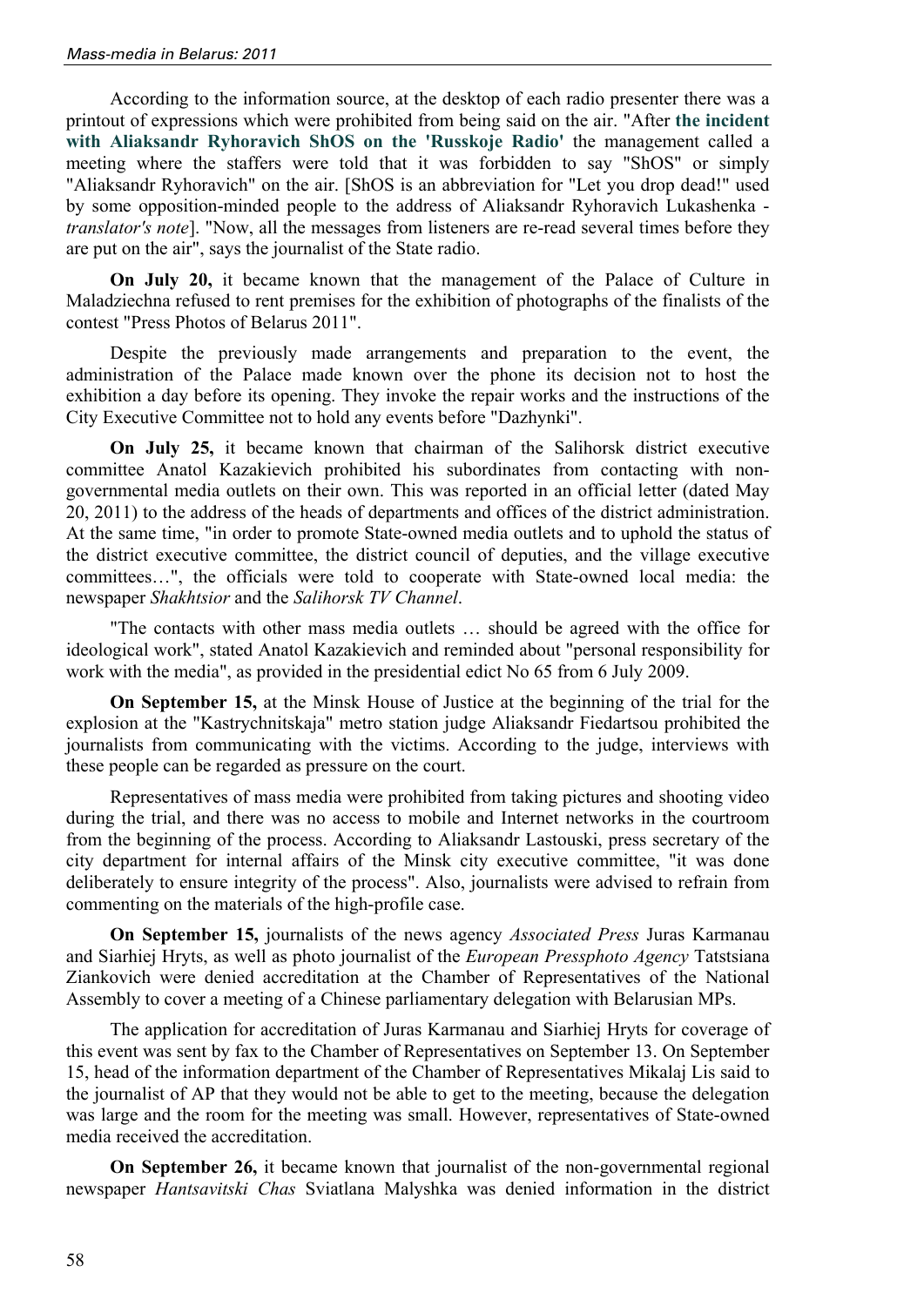According to the information source, at the desktop of each radio presenter there was a printout of expressions which were prohibited from being said on the air. "After **the incident with Aliaksandr Ryhoravich ShOS on the 'Russkoje Radio'** the management called a meeting where the staffers were told that it was forbidden to say "ShOS" or simply "Aliaksandr Ryhoravich" on the air. [ShOS is an abbreviation for "Let you drop dead!" used by some opposition-minded people to the address of Aliaksandr Ryhoravich Lukashenka - *translator's note*]. "Now, all the messages from listeners are re-read several times before they are put on the air", says the journalist of the State radio.

**On July 20,** it became known that the management of the Palace of Culture in Maladziechna refused to rent premises for the exhibition of photographs of the finalists of the contest "Press Photos of Belarus 2011".

Despite the previously made arrangements and preparation to the event, the administration of the Palace made known over the phone its decision not to host the exhibition a day before its opening. They invoke the repair works and the instructions of the City Executive Committee not to hold any events before "Dazhynki".

**On July 25,** it became known that chairman of the Salihorsk district executive committee Anatol Kazakievich prohibited his subordinates from contacting with non-governmental media outlets on their own. This was reported in an official letter (dated May 20, 2011) to the address of the heads of departments and offices of the district administration. At the same time, "in order to promote State-owned media outlets and to uphold the status of the district executive committee, the district council of deputies, and the village executive committees…", the officials were told to cooperate with State-owned local media: the newspaper *Shakhtsior* and the *Salihorsk TV Channel*.

"The contacts with other mass media outlets … should be agreed with the office for ideological work", stated Anatol Kazakievich and reminded about "personal responsibility for work with the media", as provided in the presidential edict No 65 from 6 July 2009.

**On September 15,** at the Minsk House of Justice at the beginning of the trial for the explosion at the "Kastrychnitskaja" metro station judge Aliaksandr Fiedartsou prohibited the journalists from communicating with the victims. According to the judge, interviews with these people can be regarded as pressure on the court.

Representatives of mass media were prohibited from taking pictures and shooting video during the trial, and there was no access to mobile and Internet networks in the courtroom from the beginning of the process. According to Aliaksandr Lastouski, press secretary of the city department for internal affairs of the Minsk city executive committee, "it was done deliberately to ensure integrity of the process". Also, journalists were advised to refrain from commenting on the materials of the high-profile case.

**On September 15,** journalists of the news agency *Associated Press* Juras Karmanau and Siarhiej Hryts, as well as photo journalist of the *European Pressphoto Agency* Tatstsiana Ziankovich were denied accreditation at the Chamber of Representatives of the National Assembly to cover a meeting of a Chinese parliamentary delegation with Belarusian MPs.

The application for accreditation of Juras Karmanau and Siarhiej Hryts for coverage of this event was sent by fax to the Chamber of Representatives on September 13. On September 15, head of the information department of the Chamber of Representatives Mikalaj Lis said to the journalist of AP that they would not be able to get to the meeting, because the delegation was large and the room for the meeting was small. However, representatives of State-owned media received the accreditation.

**On September 26,** it became known that journalist of the non-governmental regional newspaper *Hantsavitski Chas* Sviatlana Malyshka was denied information in the district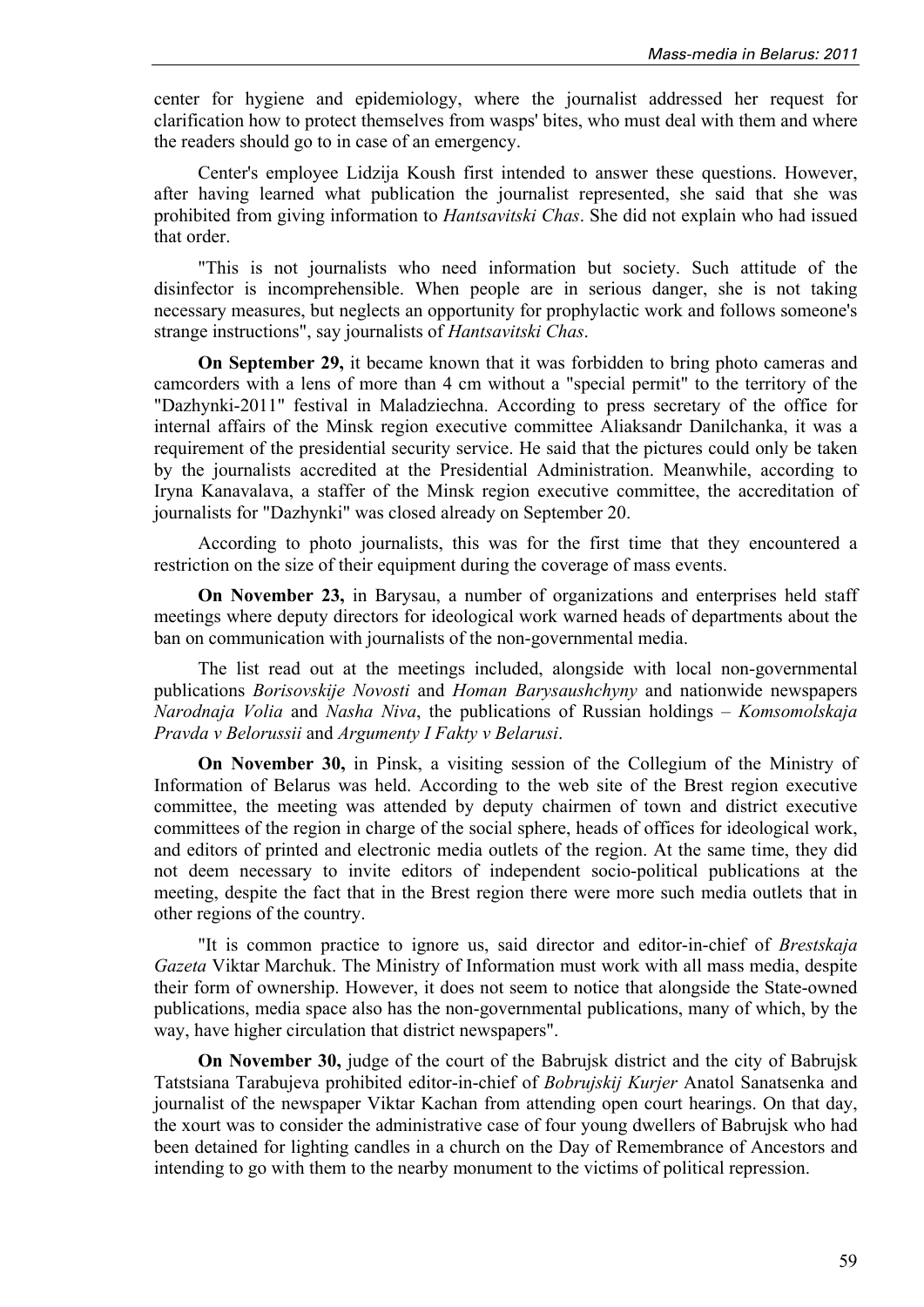center for hygiene and epidemiology, where the journalist addressed her request for clarification how to protect themselves from wasps' bites, who must deal with them and where the readers should go to in case of an emergency.

Center's employee Lidzija Koush first intended to answer these questions. However, after having learned what publication the journalist represented, she said that she was prohibited from giving information to *Hantsavitski Chas*. She did not explain who had issued that order.

"This is not journalists who need information but society. Such attitude of the disinfector is incomprehensible. When people are in serious danger, she is not taking necessary measures, but neglects an opportunity for prophylactic work and follows someone's strange instructions", say journalists of *Hantsavitski Chas*.

**On September 29,** it became known that it was forbidden to bring photo cameras and camcorders with a lens of more than 4 cm without a "special permit" to the territory of the "Dazhynki-2011" festival in Maladziechna. According to press secretary of the office for internal affairs of the Minsk region executive committee Aliaksandr Danilchanka, it was a requirement of the presidential security service. He said that the pictures could only be taken by the journalists accredited at the Presidential Administration. Meanwhile, according to Iryna Kanavalava, a staffer of the Minsk region executive committee, the accreditation of journalists for "Dazhynki" was closed already on September 20.

According to photo journalists, this was for the first time that they encountered a restriction on the size of their equipment during the coverage of mass events.

**On November 23,** in Barysau, a number of organizations and enterprises held staff meetings where deputy directors for ideological work warned heads of departments about the ban on communication with journalists of the non-governmental media.

The list read out at the meetings included, alongside with local non-governmental publications *Borisovskije Novosti* and *Homan Barysaushchyny* and nationwide newspapers *Narodnaja Volia* and *Nasha Niva*, the publications of Russian holdings – *Komsomolskaja Pravda v Belorussii* and *Argumenty I Fakty v Belarusi*.

**On November 30,** in Pinsk, a visiting session of the Collegium of the Ministry of Information of Belarus was held. According to the web site of the Brest region executive committee, the meeting was attended by deputy chairmen of town and district executive committees of the region in charge of the social sphere, heads of offices for ideological work, and editors of printed and electronic media outlets of the region. At the same time, they did not deem necessary to invite editors of independent socio-political publications at the meeting, despite the fact that in the Brest region there were more such media outlets that in other regions of the country.

"It is common practice to ignore us, said director and editor-in-chief of *Brestskaja Gazeta* Viktar Marchuk. The Ministry of Information must work with all mass media, despite their form of ownership. However, it does not seem to notice that alongside the State-owned publications, media space also has the non-governmental publications, many of which, by the way, have higher circulation that district newspapers".

**On November 30,** judge of the court of the Babrujsk district and the city of Babrujsk Tatstsiana Tarabujeva prohibited editor-in-chief of *Bobrujskij Kurjer* Anatol Sanatsenka and journalist of the newspaper Viktar Kachan from attending open court hearings. On that day, the xourt was to consider the administrative case of four young dwellers of Babrujsk who had been detained for lighting candles in a church on the Day of Remembrance of Ancestors and intending to go with them to the nearby monument to the victims of political repression.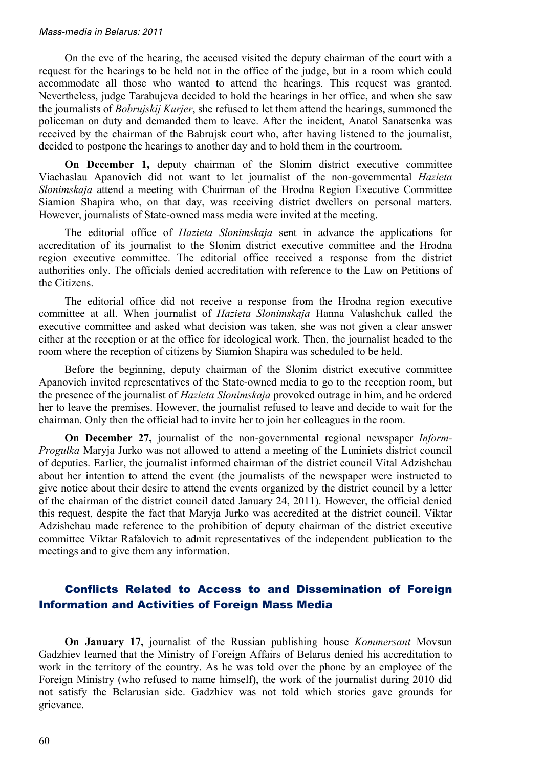On the eve of the hearing, the accused visited the deputy chairman of the court with a request for the hearings to be held not in the office of the judge, but in a room which could accommodate all those who wanted to attend the hearings. This request was granted. Nevertheless, judge Tarabujeva decided to hold the hearings in her office, and when she saw the journalists of *Bobrujskij Kurjer*, she refused to let them attend the hearings, summoned the policeman on duty and demanded them to leave. After the incident, Anatol Sanatsenka was received by the chairman of the Babrujsk court who, after having listened to the journalist, decided to postpone the hearings to another day and to hold them in the courtroom.

**On December 1,** deputy chairman of the Slonim district executive committee Viachaslau Apanovich did not want to let journalist of the non-governmental *Hazieta Slonimskaja* attend a meeting with Chairman of the Hrodna Region Executive Committee Siamion Shapira who, on that day, was receiving district dwellers on personal matters. However, journalists of State-owned mass media were invited at the meeting.

The editorial office of *Hazieta Slonimskaja* sent in advance the applications for accreditation of its journalist to the Slonim district executive committee and the Hrodna region executive committee. The editorial office received a response from the district authorities only. The officials denied accreditation with reference to the Law on Petitions of the Citizens.

The editorial office did not receive a response from the Hrodna region executive committee at all. When journalist of *Hazieta Slonimskaja* Hanna Valashchuk called the executive committee and asked what decision was taken, she was not given a clear answer either at the reception or at the office for ideological work. Then, the journalist headed to the room where the reception of citizens by Siamion Shapira was scheduled to be held.

Before the beginning, deputy chairman of the Slonim district executive committee Apanovich invited representatives of the State-owned media to go to the reception room, but the presence of the journalist of *Hazieta Slonimskaja* provoked outrage in him, and he ordered her to leave the premises. However, the journalist refused to leave and decide to wait for the chairman. Only then the official had to invite her to join her colleagues in the room.

**On December 27,** journalist of the non-governmental regional newspaper *Inform-Progulka* Maryja Jurko was not allowed to attend a meeting of the Luniniets district council of deputies. Earlier, the journalist informed chairman of the district council Vital Adzishchau about her intention to attend the event (the journalists of the newspaper were instructed to give notice about their desire to attend the events organized by the district council by a letter of the chairman of the district council dated January 24, 2011). However, the official denied this request, despite the fact that Maryja Jurko was accredited at the district council. Viktar Adzishchau made reference to the prohibition of deputy chairman of the district executive committee Viktar Rafalovich to admit representatives of the independent publication to the meetings and to give them any information.

## Conflicts Related to Access to and Dissemination of Foreign Information and Activities of Foreign Mass Media

**On January 17,** journalist of the Russian publishing house *Kommersant* Movsun Gadzhiev learned that the Ministry of Foreign Affairs of Belarus denied his accreditation to work in the territory of the country. As he was told over the phone by an employee of the Foreign Ministry (who refused to name himself), the work of the journalist during 2010 did not satisfy the Belarusian side. Gadzhiev was not told which stories gave grounds for grievance.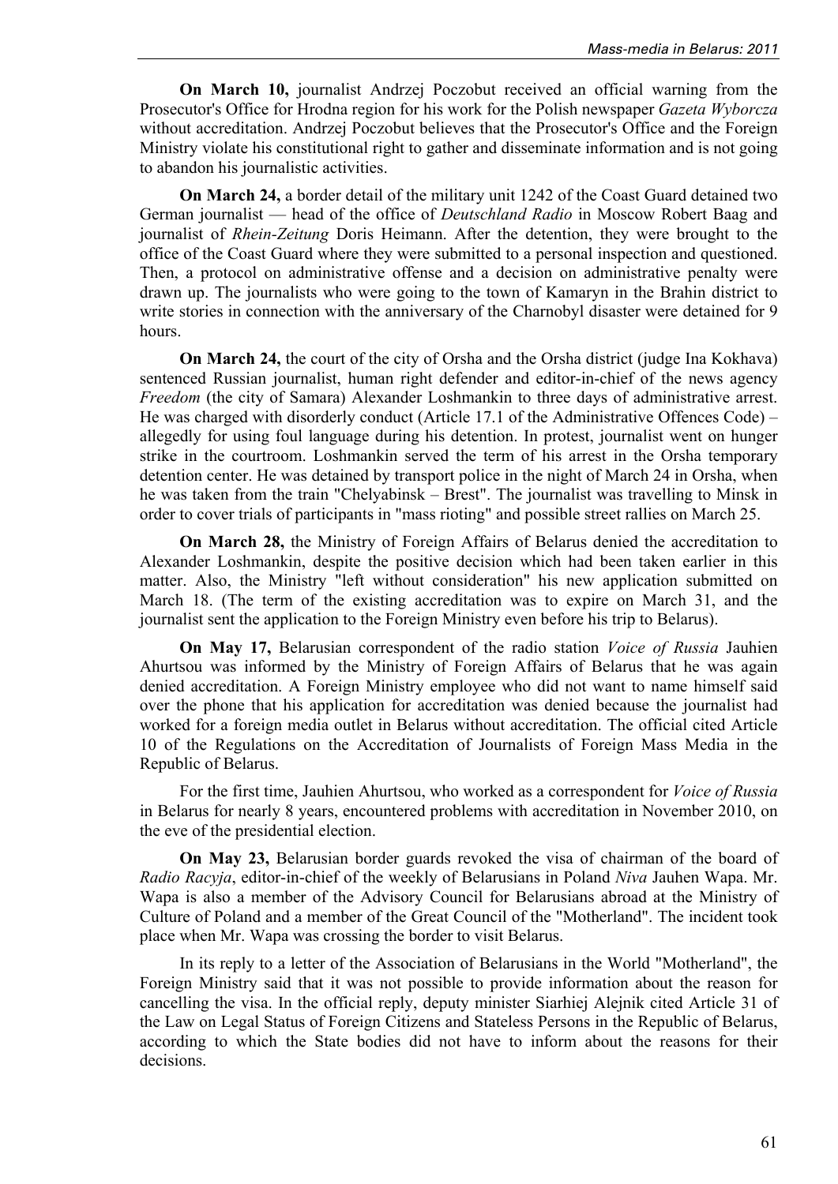**On March 10,** journalist Andrzej Poczobut received an official warning from the Prosecutor's Office for Hrodna region for his work for the Polish newspaper *Gazeta Wyborcza* without accreditation. Andrzej Poczobut believes that the Prosecutor's Office and the Foreign Ministry violate his constitutional right to gather and disseminate information and is not going to abandon his journalistic activities.

**On March 24,** a border detail of the military unit 1242 of the Coast Guard detained two German journalist — head of the office of *Deutschland Radio* in Moscow Robert Baag and journalist of *Rhein-Zeitung* Doris Heimann. After the detention, they were brought to the office of the Coast Guard where they were submitted to a personal inspection and questioned. Then, a protocol on administrative offense and a decision on administrative penalty were drawn up. The journalists who were going to the town of Kamaryn in the Brahin district to write stories in connection with the anniversary of the Charnobyl disaster were detained for 9 hours.

**On March 24,** the court of the city of Orsha and the Orsha district (judge Ina Kokhava) sentenced Russian journalist, human right defender and editor-in-chief of the news agency *Freedom* (the city of Samara) Alexander Loshmankin to three days of administrative arrest. He was charged with disorderly conduct (Article 17.1 of the Administrative Offences Code) – allegedly for using foul language during his detention. In protest, journalist went on hunger strike in the courtroom. Loshmankin served the term of his arrest in the Orsha temporary detention center. He was detained by transport police in the night of March 24 in Orsha, when he was taken from the train "Chelyabinsk – Brest". The journalist was travelling to Minsk in order to cover trials of participants in "mass rioting" and possible street rallies on March 25.

**On March 28,** the Ministry of Foreign Affairs of Belarus denied the accreditation to Alexander Loshmankin, despite the positive decision which had been taken earlier in this matter. Also, the Ministry "left without consideration" his new application submitted on March 18. (The term of the existing accreditation was to expire on March 31, and the journalist sent the application to the Foreign Ministry even before his trip to Belarus).

**On May 17,** Belarusian correspondent of the radio station *Voice of Russia* Jauhien Ahurtsou was informed by the Ministry of Foreign Affairs of Belarus that he was again denied accreditation. A Foreign Ministry employee who did not want to name himself said over the phone that his application for accreditation was denied because the journalist had worked for a foreign media outlet in Belarus without accreditation. The official cited Article 10 of the Regulations on the Accreditation of Journalists of Foreign Mass Media in the Republic of Belarus.

For the first time, Jauhien Ahurtsou, who worked as a correspondent for *Voice of Russia* in Belarus for nearly 8 years, encountered problems with accreditation in November 2010, on the eve of the presidential election.

**On May 23,** Belarusian border guards revoked the visa of chairman of the board of *Radio Racyja*, editor-in-chief of the weekly of Belarusians in Poland *Niva* Jauhen Wapa. Mr. Wapa is also a member of the Advisory Council for Belarusians abroad at the Ministry of Culture of Poland and a member of the Great Council of the "Motherland". The incident took place when Mr. Wapa was crossing the border to visit Belarus.

In its reply to a letter of the Association of Belarusians in the World "Motherland", the Foreign Ministry said that it was not possible to provide information about the reason for cancelling the visa. In the official reply, deputy minister Siarhiej Alejnik cited Article 31 of the Law on Legal Status of Foreign Citizens and Stateless Persons in the Republic of Belarus, according to which the State bodies did not have to inform about the reasons for their decisions.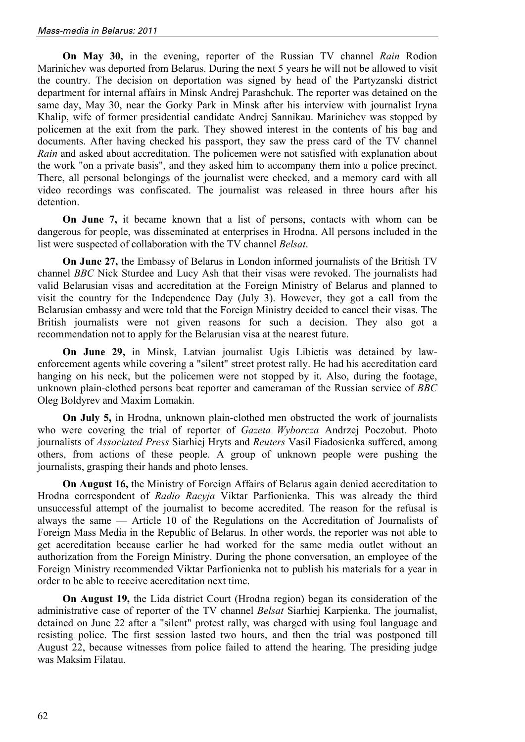**On May 30,** in the evening, reporter of the Russian TV channel *Rain* Rodion Marinichev was deported from Belarus. During the next 5 years he will not be allowed to visit the country. The decision on deportation was signed by head of the Partyzanski district department for internal affairs in Minsk Andrej Parashchuk. The reporter was detained on the same day, May 30, near the Gorky Park in Minsk after his interview with journalist Iryna Khalip, wife of former presidential candidate Andrej Sannikau. Marinichev was stopped by policemen at the exit from the park. They showed interest in the contents of his bag and documents. After having checked his passport, they saw the press card of the TV channel *Rain* and asked about accreditation. The policemen were not satisfied with explanation about the work "on a private basis", and they asked him to accompany them into a police precinct. There, all personal belongings of the journalist were checked, and a memory card with all video recordings was confiscated. The journalist was released in three hours after his detention.

**On June 7,** it became known that a list of persons, contacts with whom can be dangerous for people, was disseminated at enterprises in Hrodna. All persons included in the list were suspected of collaboration with the TV channel *Belsat*.

**On June 27,** the Embassy of Belarus in London informed journalists of the British TV channel *BBC* Nick Sturdee and Lucy Ash that their visas were revoked. The journalists had valid Belarusian visas and accreditation at the Foreign Ministry of Belarus and planned to visit the country for the Independence Day (July 3). However, they got a call from the Belarusian embassy and were told that the Foreign Ministry decided to cancel their visas. The British journalists were not given reasons for such a decision. They also got a recommendation not to apply for the Belarusian visa at the nearest future.

**On June 29,** in Minsk, Latvian journalist Ugis Libietis was detained by law-enforcement agents while covering a "silent" street protest rally. He had his accreditation card hanging on his neck, but the policemen were not stopped by it. Also, during the footage, unknown plain-clothed persons beat reporter and cameraman of the Russian service of *BBC* Oleg Boldyrev and Maxim Lomakin.

**On July 5,** in Hrodna, unknown plain-clothed men obstructed the work of journalists who were covering the trial of reporter of *Gazeta Wyborcza* Andrzej Poczobut. Photo journalists of *Associated Press* Siarhiej Hryts and *Reuters* Vasil Fiadosienka suffered, among others, from actions of these people. A group of unknown people were pushing the journalists, grasping their hands and photo lenses.

**On August 16,** the Ministry of Foreign Affairs of Belarus again denied accreditation to Hrodna correspondent of *Radio Racyja* Viktar Parfionienka. This was already the third unsuccessful attempt of the journalist to become accredited. The reason for the refusal is always the same — Article 10 of the Regulations on the Accreditation of Journalists of Foreign Mass Media in the Republic of Belarus. In other words, the reporter was not able to get accreditation because earlier he had worked for the same media outlet without an authorization from the Foreign Ministry. During the phone conversation, an employee of the Foreign Ministry recommended Viktar Parfionienka not to publish his materials for a year in order to be able to receive accreditation next time.

**On August 19,** the Lida district Court (Hrodna region) began its consideration of the administrative case of reporter of the TV channel *Belsat* Siarhiej Karpienka. The journalist, detained on June 22 after a "silent" protest rally, was charged with using foul language and resisting police. The first session lasted two hours, and then the trial was postponed till August 22, because witnesses from police failed to attend the hearing. The presiding judge was Maksim Filatau.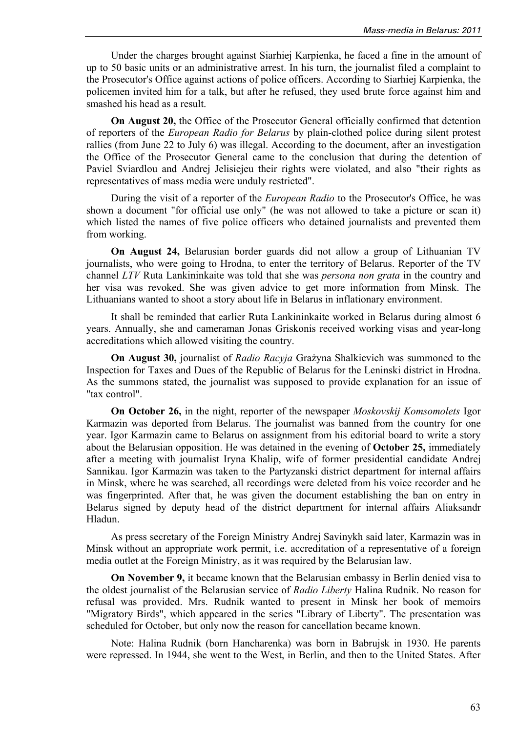Under the charges brought against Siarhiej Karpienka, he faced a fine in the amount of up to 50 basic units or an administrative arrest. In his turn, the journalist filed a complaint to the Prosecutor's Office against actions of police officers. According to Siarhiej Karpienka, the policemen invited him for a talk, but after he refused, they used brute force against him and smashed his head as a result.

**On August 20,** the Office of the Prosecutor General officially confirmed that detention of reporters of the *European Radio for Belarus* by plain-clothed police during silent protest rallies (from June 22 to July 6) was illegal. According to the document, after an investigation the Office of the Prosecutor General came to the conclusion that during the detention of Paviel Sviardlou and Andrej Jelisiejeu their rights were violated, and also "their rights as representatives of mass media were unduly restricted".

During the visit of a reporter of the *European Radio* to the Prosecutor's Office, he was shown a document "for official use only" (he was not allowed to take a picture or scan it) which listed the names of five police officers who detained journalists and prevented them from working.

**On August 24,** Belarusian border guards did not allow a group of Lithuanian TV journalists, who were going to Hrodna, to enter the territory of Belarus. Reporter of the TV channel *LTV* Ruta Lankininkaite was told that she was *persona non grata* in the country and her visa was revoked. She was given advice to get more information from Minsk. The Lithuanians wanted to shoot a story about life in Belarus in inflationary environment.

It shall be reminded that earlier Ruta Lankininkaite worked in Belarus during almost 6 years. Annually, she and cameraman Jonas Griskonis received working visas and year-long accreditations which allowed visiting the country.

**On August 30,** journalist of *Radio Racyja* Grażyna Shalkievich was summoned to the Inspection for Taxes and Dues of the Republic of Belarus for the Leninski district in Hrodna. As the summons stated, the journalist was supposed to provide explanation for an issue of "tax control".

**On October 26,** in the night, reporter of the newspaper *Moskovskij Komsomolets* Igor Karmazin was deported from Belarus. The journalist was banned from the country for one year. Igor Karmazin came to Belarus on assignment from his editorial board to write a story about the Belarusian opposition. He was detained in the evening of **October 25,** immediately after a meeting with journalist Iryna Khalip, wife of former presidential candidate Andrej Sannikau. Igor Karmazin was taken to the Partyzanski district department for internal affairs in Minsk, where he was searched, all recordings were deleted from his voice recorder and he was fingerprinted. After that, he was given the document establishing the ban on entry in Belarus signed by deputy head of the district department for internal affairs Aliaksandr Hladun.

As press secretary of the Foreign Ministry Andrej Savinykh said later, Karmazin was in Minsk without an appropriate work permit, i.e. accreditation of a representative of a foreign media outlet at the Foreign Ministry, as it was required by the Belarusian law.

**On November 9,** it became known that the Belarusian embassy in Berlin denied visa to the oldest journalist of the Belarusian service of *Radio Liberty* Halina Rudnik. No reason for refusal was provided. Mrs. Rudnik wanted to present in Minsk her book of memoirs "Migratory Birds", which appeared in the series "Library of Liberty". The presentation was scheduled for October, but only now the reason for cancellation became known.

Note: Halina Rudnik (born Hancharenka) was born in Babrujsk in 1930. He parents were repressed. In 1944, she went to the West, in Berlin, and then to the United States. After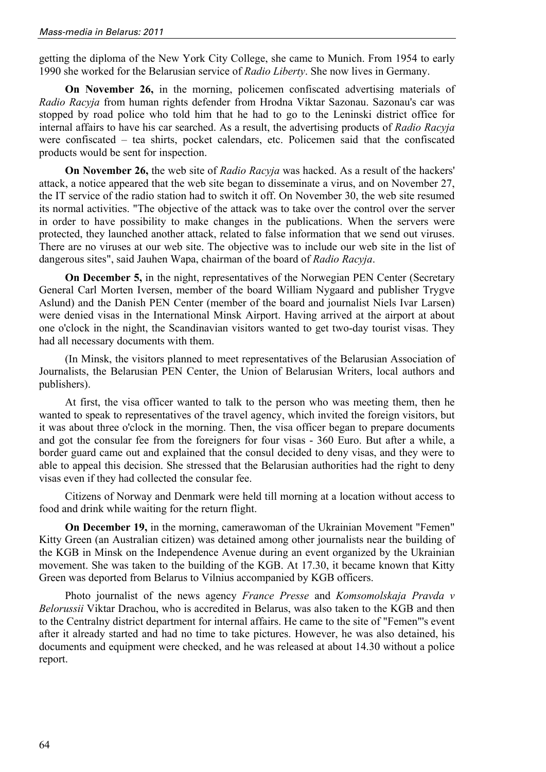getting the diploma of the New York City College, she came to Munich. From 1954 to early 1990 she worked for the Belarusian service of *Radio Liberty*. She now lives in Germany.

**On November 26,** in the morning, policemen confiscated advertising materials of *Radio Racyja* from human rights defender from Hrodna Viktar Sazonau. Sazonau's car was stopped by road police who told him that he had to go to the Leninski district office for internal affairs to have his car searched. As a result, the advertising products of *Radio Racyja* were confiscated – tea shirts, pocket calendars, etc. Policemen said that the confiscated products would be sent for inspection.

**On November 26,** the web site of *Radio Racyja* was hacked. As a result of the hackers' attack, a notice appeared that the web site began to disseminate a virus, and on November 27, the IT service of the radio station had to switch it off. On November 30, the web site resumed its normal activities. "The objective of the attack was to take over the control over the server in order to have possibility to make changes in the publications. When the servers were protected, they launched another attack, related to false information that we send out viruses. There are no viruses at our web site. The objective was to include our web site in the list of dangerous sites", said Jauhen Wapa, chairman of the board of *Radio Racyja*.

**On December 5,** in the night, representatives of the Norwegian PEN Center (Secretary General Carl Morten Iversen, member of the board William Nygaard and publisher Trygve Aslund) and the Danish PEN Center (member of the board and journalist Niels Ivar Larsen) were denied visas in the International Minsk Airport. Having arrived at the airport at about one o'clock in the night, the Scandinavian visitors wanted to get two-day tourist visas. They had all necessary documents with them.

(In Minsk, the visitors planned to meet representatives of the Belarusian Association of Journalists, the Belarusian PEN Center, the Union of Belarusian Writers, local authors and publishers).

At first, the visa officer wanted to talk to the person who was meeting them, then he wanted to speak to representatives of the travel agency, which invited the foreign visitors, but it was about three o'clock in the morning. Then, the visa officer began to prepare documents and got the consular fee from the foreigners for four visas - 360 Euro. But after a while, a border guard came out and explained that the consul decided to deny visas, and they were to able to appeal this decision. She stressed that the Belarusian authorities had the right to deny visas even if they had collected the consular fee.

Citizens of Norway and Denmark were held till morning at a location without access to food and drink while waiting for the return flight.

**On December 19,** in the morning, camerawoman of the Ukrainian Movement "Femen" Kitty Green (an Australian citizen) was detained among other journalists near the building of the KGB in Minsk on the Independence Avenue during an event organized by the Ukrainian movement. She was taken to the building of the KGB. At 17.30, it became known that Kitty Green was deported from Belarus to Vilnius accompanied by KGB officers.

Photo journalist of the news agency *France Presse* and *Komsomolskaja Pravda v Belorussii* Viktar Drachou, who is accredited in Belarus, was also taken to the KGB and then to the Centralny district department for internal affairs. He came to the site of "Femen"'s event after it already started and had no time to take pictures. However, he was also detained, his documents and equipment were checked, and he was released at about 14.30 without a police report.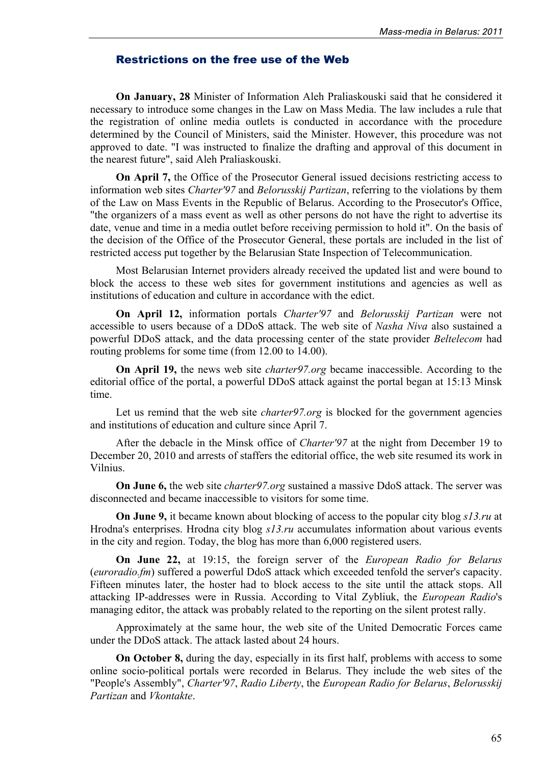## Restrictions on the free use of the Web

**On January, 28** Minister of Information Aleh Praliaskouski said that he considered it necessary to introduce some changes in the Law on Mass Media. The law includes a rule that the registration of online media outlets is conducted in accordance with the procedure determined by the Council of Ministers, said the Minister. However, this procedure was not approved to date. "I was instructed to finalize the drafting and approval of this document in the nearest future", said Aleh Praliaskouski.

**On April 7,** the Office of the Prosecutor General issued decisions restricting access to information web sites *Charter'97* and *Belorusskij Partizan*, referring to the violations by them of the Law on Mass Events in the Republic of Belarus. According to the Prosecutor's Office, "the organizers of a mass event as well as other persons do not have the right to advertise its date, venue and time in a media outlet before receiving permission to hold it". On the basis of the decision of the Office of the Prosecutor General, these portals are included in the list of restricted access put together by the Belarusian State Inspection of Telecommunication.

Most Belarusian Internet providers already received the updated list and were bound to block the access to these web sites for government institutions and agencies as well as institutions of education and culture in accordance with the edict.

**On April 12,** information portals *Charter'97* and *Belorusskij Partizan* were not accessible to users because of a DDoS attack. The web site of *Nasha Niva* also sustained a powerful DDoS attack, and the data processing center of the state provider *Beltelecom* had routing problems for some time (from 12.00 to 14.00).

**On April 19,** the news web site *charter97.org* became inaccessible. According to the editorial office of the portal, a powerful DDoS attack against the portal began at 15:13 Minsk time.

Let us remind that the web site *charter97.org* is blocked for the government agencies and institutions of education and culture since April 7.

After the debacle in the Minsk office of *Charter'97* at the night from December 19 to December 20, 2010 and arrests of staffers the editorial office, the web site resumed its work in Vilnius.

**On June 6,** the web site *charter97.org* sustained a massive DdoS attack. The server was disconnected and became inaccessible to visitors for some time.

**On June 9,** it became known about blocking of access to the popular city blog *s13.ru* at Hrodna's enterprises. Hrodna city blog *s13.ru* accumulates information about various events in the city and region. Today, the blog has more than 6,000 registered users.

**On June 22,** at 19:15, the foreign server of the *European Radio for Belarus* (*euroradio.fm*) suffered a powerful DdoS attack which exceeded tenfold the server's capacity. Fifteen minutes later, the hoster had to block access to the site until the attack stops. All attacking IP-addresses were in Russia. According to Vital Zybliuk, the *European Radio*'s managing editor, the attack was probably related to the reporting on the silent protest rally.

Approximately at the same hour, the web site of the United Democratic Forces came under the DDoS attack. The attack lasted about 24 hours.

**On October 8,** during the day, especially in its first half, problems with access to some online socio-political portals were recorded in Belarus. They include the web sites of the "People's Assembly", *Charter'97*, *Radio Liberty*, the *European Radio for Belarus*, *Belorusskij Partizan* and *Vkontakte*.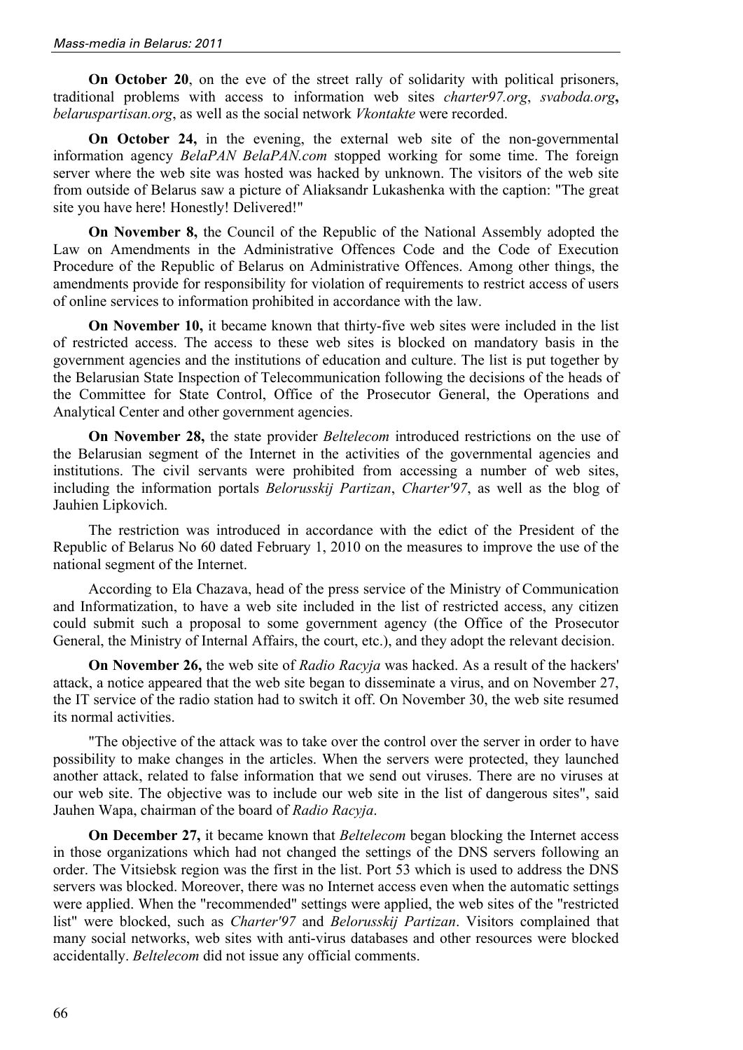**On October 20**, on the eve of the street rally of solidarity with political prisoners, traditional problems with access to information web sites *charter97.org*, *svaboda.org***,** *belaruspartisan.org*, as well as the social network *Vkontakte* were recorded.

**On October 24,** in the evening, the external web site of the non-governmental information agency *BelaPAN BelaPAN.com* stopped working for some time. The foreign server where the web site was hosted was hacked by unknown. The visitors of the web site from outside of Belarus saw a picture of Aliaksandr Lukashenka with the caption: "The great site you have here! Honestly! Delivered!"

**On November 8,** the Council of the Republic of the National Assembly adopted the Law on Amendments in the Administrative Offences Code and the Code of Execution Procedure of the Republic of Belarus on Administrative Offences. Among other things, the amendments provide for responsibility for violation of requirements to restrict access of users of online services to information prohibited in accordance with the law.

**On November 10,** it became known that thirty-five web sites were included in the list of restricted access. The access to these web sites is blocked on mandatory basis in the government agencies and the institutions of education and culture. The list is put together by the Belarusian State Inspection of Telecommunication following the decisions of the heads of the Committee for State Control, Office of the Prosecutor General, the Operations and Analytical Center and other government agencies.

**On November 28,** the state provider *Beltelecom* introduced restrictions on the use of the Belarusian segment of the Internet in the activities of the governmental agencies and institutions. The civil servants were prohibited from accessing a number of web sites, including the information portals *Belorusskij Partizan*, *Charter'97*, as well as the blog of Jauhien Lipkovich.

The restriction was introduced in accordance with the edict of the President of the Republic of Belarus No 60 dated February 1, 2010 on the measures to improve the use of the national segment of the Internet.

According to Ela Chazava, head of the press service of the Ministry of Communication and Informatization, to have a web site included in the list of restricted access, any citizen could submit such a proposal to some government agency (the Office of the Prosecutor General, the Ministry of Internal Affairs, the court, etc.), and they adopt the relevant decision.

**On November 26,** the web site of *Radio Racyja* was hacked. As a result of the hackers' attack, a notice appeared that the web site began to disseminate a virus, and on November 27, the IT service of the radio station had to switch it off. On November 30, the web site resumed its normal activities.

"The objective of the attack was to take over the control over the server in order to have possibility to make changes in the articles. When the servers were protected, they launched another attack, related to false information that we send out viruses. There are no viruses at our web site. The objective was to include our web site in the list of dangerous sites", said Jauhen Wapa, chairman of the board of *Radio Racyja*.

**On December 27,** it became known that *Beltelecom* began blocking the Internet access in those organizations which had not changed the settings of the DNS servers following an order. The Vitsiebsk region was the first in the list. Port 53 which is used to address the DNS servers was blocked. Moreover, there was no Internet access even when the automatic settings were applied. When the "recommended" settings were applied, the web sites of the "restricted list" were blocked, such as *Charter'97* and *Belorusskij Partizan*. Visitors complained that many social networks, web sites with anti-virus databases and other resources were blocked accidentally. *Beltelecom* did not issue any official comments.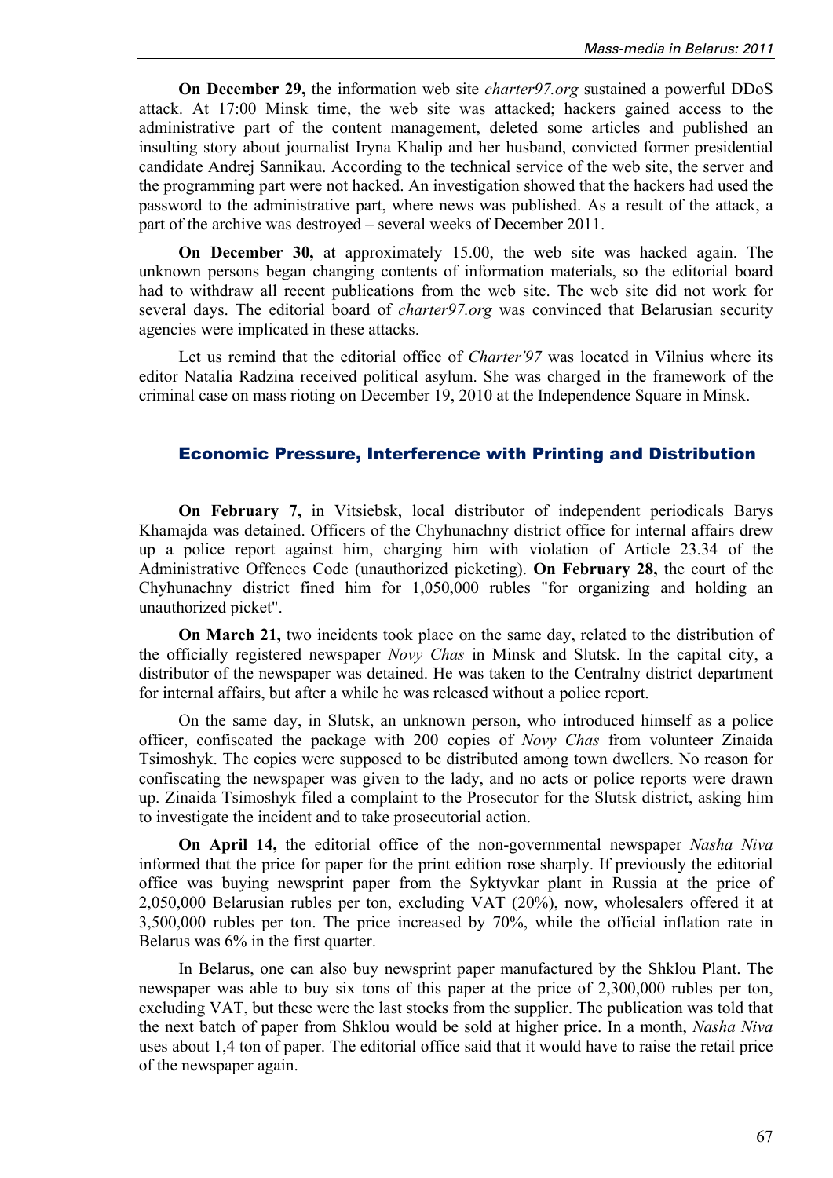**On December 29,** the information web site *charter97.org* sustained a powerful DDoS attack. At 17:00 Minsk time, the web site was attacked; hackers gained access to the administrative part of the content management, deleted some articles and published an insulting story about journalist Iryna Khalip and her husband, convicted former presidential candidate Andrej Sannikau. According to the technical service of the web site, the server and the programming part were not hacked. An investigation showed that the hackers had used the password to the administrative part, where news was published. As a result of the attack, a part of the archive was destroyed – several weeks of December 2011.

**On December 30,** at approximately 15.00, the web site was hacked again. The unknown persons began changing contents of information materials, so the editorial board had to withdraw all recent publications from the web site. The web site did not work for several days. The editorial board of *charter97.org* was convinced that Belarusian security agencies were implicated in these attacks.

Let us remind that the editorial office of *Charter'97* was located in Vilnius where its editor Natalia Radzina received political asylum. She was charged in the framework of the criminal case on mass rioting on December 19, 2010 at the Independence Square in Minsk.

## Economic Pressure, Interference with Printing and Distribution

**On February 7,** in Vitsiebsk, local distributor of independent periodicals Barys Khamajda was detained. Officers of the Chyhunachny district office for internal affairs drew up a police report against him, charging him with violation of Article 23.34 of the Administrative Offences Code (unauthorized picketing). **On February 28,** the court of the Chyhunachny district fined him for 1,050,000 rubles "for organizing and holding an unauthorized picket".

**On March 21,** two incidents took place on the same day, related to the distribution of the officially registered newspaper *Novy Chas* in Minsk and Slutsk. In the capital city, a distributor of the newspaper was detained. He was taken to the Centralny district department for internal affairs, but after a while he was released without a police report.

On the same day, in Slutsk, an unknown person, who introduced himself as a police officer, confiscated the package with 200 copies of *Novy Chas* from volunteer Zinaida Tsimoshyk. The copies were supposed to be distributed among town dwellers. No reason for confiscating the newspaper was given to the lady, and no acts or police reports were drawn up. Zinaida Tsimoshyk filed a complaint to the Prosecutor for the Slutsk district, asking him to investigate the incident and to take prosecutorial action.

**On April 14,** the editorial office of the non-governmental newspaper *Nasha Niva* informed that the price for paper for the print edition rose sharply. If previously the editorial office was buying newsprint paper from the Syktyvkar plant in Russia at the price of 2,050,000 Belarusian rubles per ton, excluding VAT (20%), now, wholesalers offered it at 3,500,000 rubles per ton. The price increased by 70%, while the official inflation rate in Belarus was 6% in the first quarter.

In Belarus, one can also buy newsprint paper manufactured by the Shklou Plant. The newspaper was able to buy six tons of this paper at the price of 2,300,000 rubles per ton, excluding VAT, but these were the last stocks from the supplier. The publication was told that the next batch of paper from Shklou would be sold at higher price. In a month, *Nasha Niva* uses about 1,4 ton of paper. The editorial office said that it would have to raise the retail price of the newspaper again.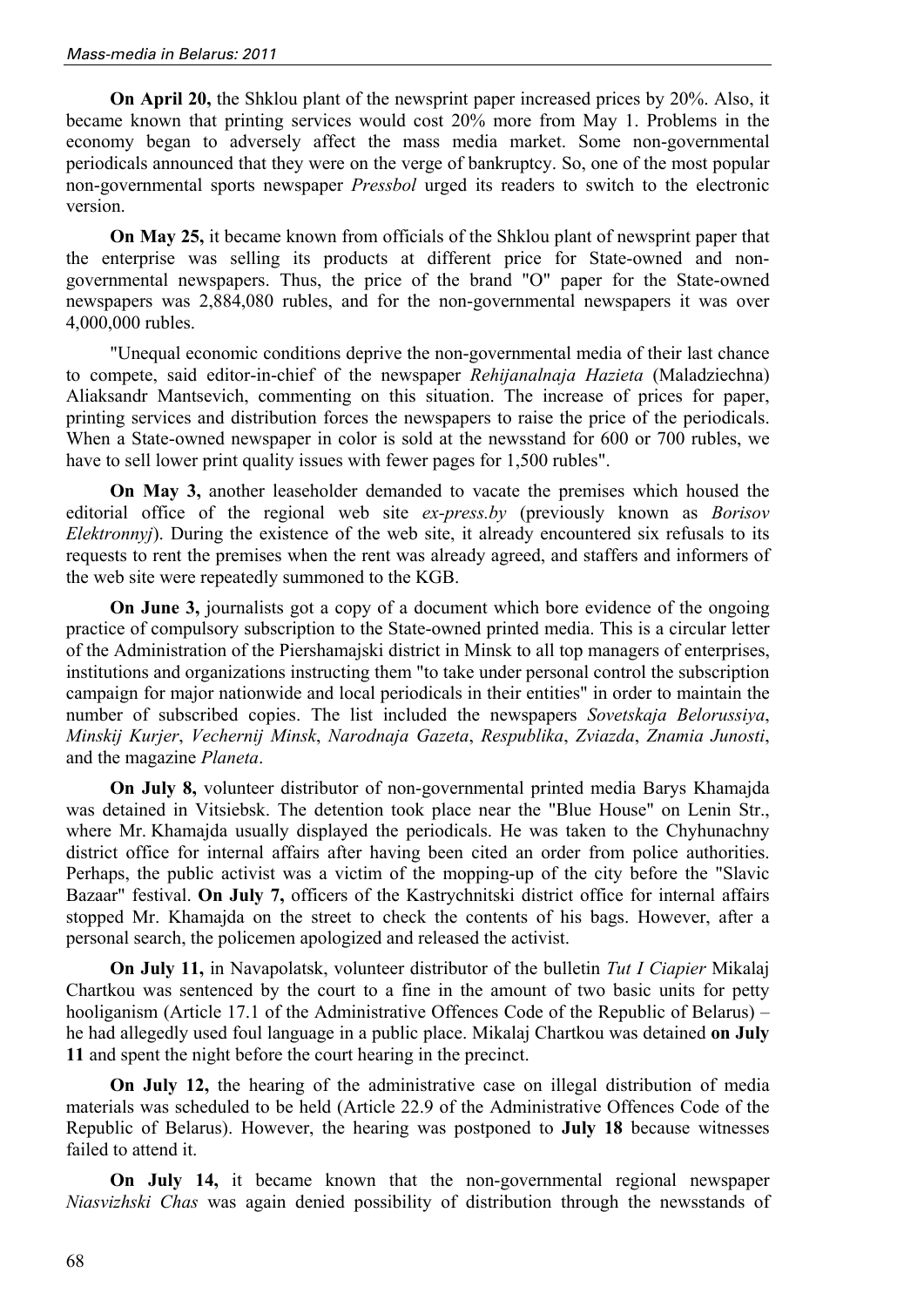**On April 20,** the Shklou plant of the newsprint paper increased prices by 20%. Also, it became known that printing services would cost 20% more from May 1. Problems in the economy began to adversely affect the mass media market. Some non-governmental periodicals announced that they were on the verge of bankruptcy. So, one of the most popular non-governmental sports newspaper *Pressbol* urged its readers to switch to the electronic version.

**On May 25,** it became known from officials of the Shklou plant of newsprint paper that the enterprise was selling its products at different price for State-owned and non-governmental newspapers. Thus, the price of the brand "O" paper for the State-owned newspapers was 2,884,080 rubles, and for the non-governmental newspapers it was over 4,000,000 rubles.

"Unequal economic conditions deprive the non-governmental media of their last chance to compete, said editor-in-chief of the newspaper *Rehijanalnaja Hazieta* (Maladziechna) Aliaksandr Mantsevich, commenting on this situation. The increase of prices for paper, printing services and distribution forces the newspapers to raise the price of the periodicals. When a State-owned newspaper in color is sold at the newsstand for 600 or 700 rubles, we have to sell lower print quality issues with fewer pages for 1,500 rubles".

**On May 3,** another leaseholder demanded to vacate the premises which housed the editorial office of the regional web site *ex-press.by* (previously known as *Borisov Elektronnyj*). During the existence of the web site, it already encountered six refusals to its requests to rent the premises when the rent was already agreed, and staffers and informers of the web site were repeatedly summoned to the KGB.

**On June 3,** journalists got a copy of a document which bore evidence of the ongoing practice of compulsory subscription to the State-owned printed media. This is a circular letter of the Administration of the Piershamajski district in Minsk to all top managers of enterprises, institutions and organizations instructing them "to take under personal control the subscription campaign for major nationwide and local periodicals in their entities" in order to maintain the number of subscribed copies. The list included the newspapers *Sovetskaja Belorussiya*, *Minskij Kurjer*, *Vechernij Minsk*, *Narodnaja Gazeta*, *Respublika*, *Zviazda*, *Znamia Junosti*, and the magazine *Planeta*.

**On July 8,** volunteer distributor of non-governmental printed media Barys Khamajda was detained in Vitsiebsk. The detention took place near the "Blue House" on Lenin Str., where Mr. Khamajda usually displayed the periodicals. He was taken to the Chyhunachny district office for internal affairs after having been cited an order from police authorities. Perhaps, the public activist was a victim of the mopping-up of the city before the "Slavic Bazaar" festival. **On July 7,** officers of the Kastrychnitski district office for internal affairs stopped Mr. Khamajda on the street to check the contents of his bags. However, after a personal search, the policemen apologized and released the activist.

**On July 11,** in Navapolatsk, volunteer distributor of the bulletin *Tut I Ciapier* Mikalaj Chartkou was sentenced by the court to a fine in the amount of two basic units for petty hooliganism (Article 17.1 of the Administrative Offences Code of the Republic of Belarus) – he had allegedly used foul language in a public place. Mikalaj Chartkou was detained **on July 11** and spent the night before the court hearing in the precinct.

**On July 12,** the hearing of the administrative case on illegal distribution of media materials was scheduled to be held (Article 22.9 of the Administrative Offences Code of the Republic of Belarus). However, the hearing was postponed to **July 18** because witnesses failed to attend it.

**On July 14,** it became known that the non-governmental regional newspaper *Niasvizhski Chas* was again denied possibility of distribution through the newsstands of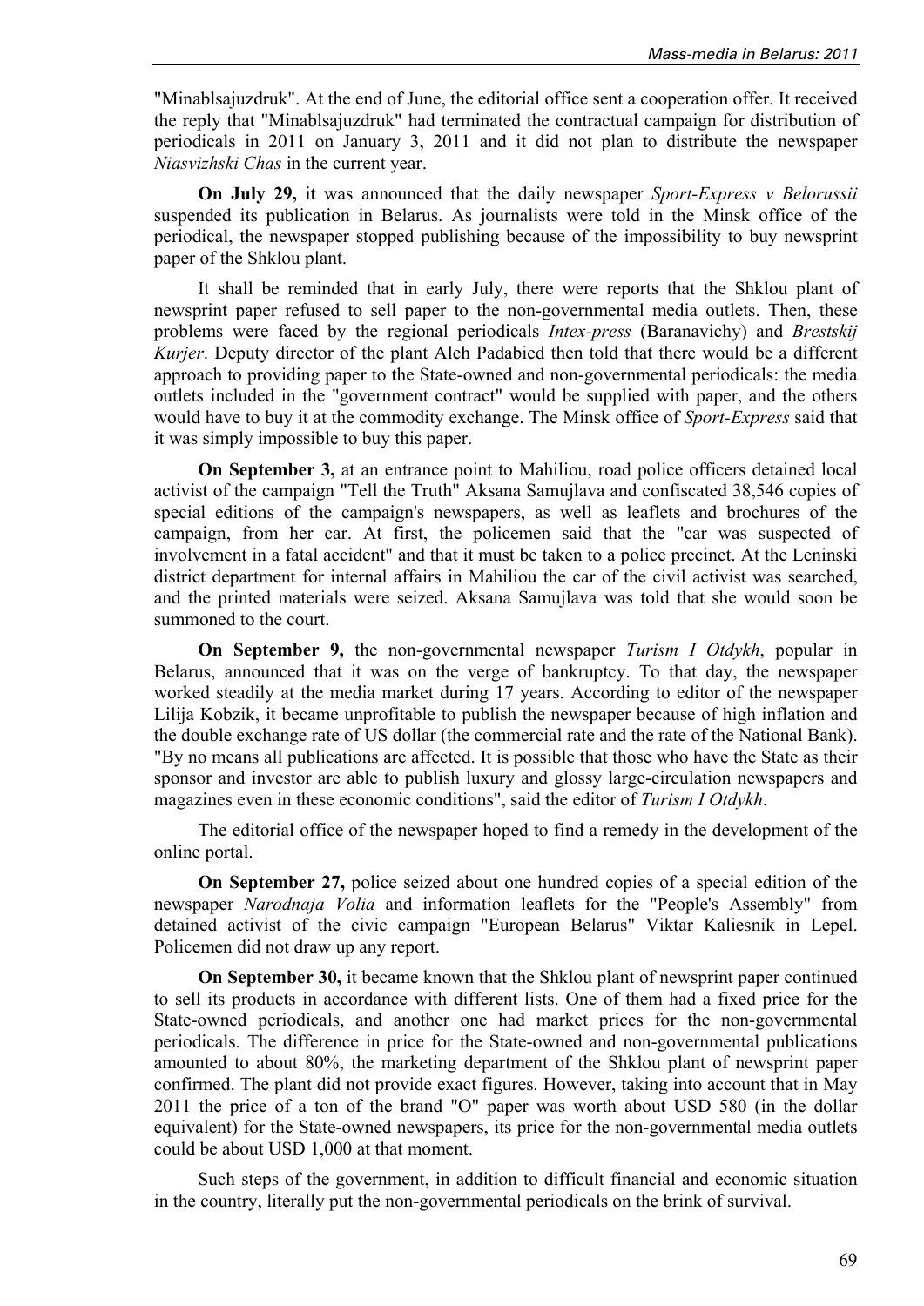"Minablsajuzdruk". At the end of June, the editorial office sent a cooperation offer. It received the reply that "Minablsajuzdruk" had terminated the contractual campaign for distribution of periodicals in 2011 on January 3, 2011 and it did not plan to distribute the newspaper *Niasvizhski Chas* in the current year.

**On July 29,** it was announced that the daily newspaper *Sport-Express v Belorussii* suspended its publication in Belarus. As journalists were told in the Minsk office of the periodical, the newspaper stopped publishing because of the impossibility to buy newsprint paper of the Shklou plant.

It shall be reminded that in early July, there were reports that the Shklou plant of newsprint paper refused to sell paper to the non-governmental media outlets. Then, these problems were faced by the regional periodicals *Intex-press* (Baranavichy) and *Brestskij Kurjer*. Deputy director of the plant Aleh Padabied then told that there would be a different approach to providing paper to the State-owned and non-governmental periodicals: the media outlets included in the "government contract" would be supplied with paper, and the others would have to buy it at the commodity exchange. The Minsk office of *Sport-Express* said that it was simply impossible to buy this paper.

**On September 3,** at an entrance point to Mahiliou, road police officers detained local activist of the campaign "Tell the Truth" Aksana Samujlava and confiscated 38,546 copies of special editions of the campaign's newspapers, as well as leaflets and brochures of the campaign, from her car. At first, the policemen said that the "car was suspected of involvement in a fatal accident" and that it must be taken to a police precinct. At the Leninski district department for internal affairs in Mahiliou the car of the civil activist was searched, and the printed materials were seized. Aksana Samujlava was told that she would soon be summoned to the court.

**On September 9,** the non-governmental newspaper *Turism I Otdykh*, popular in Belarus, announced that it was on the verge of bankruptcy. To that day, the newspaper worked steadily at the media market during 17 years. According to editor of the newspaper Lilija Kobzik, it became unprofitable to publish the newspaper because of high inflation and the double exchange rate of US dollar (the commercial rate and the rate of the National Bank). "By no means all publications are affected. It is possible that those who have the State as their sponsor and investor are able to publish luxury and glossy large-circulation newspapers and magazines even in these economic conditions", said the editor of *Turism I Otdykh*.

The editorial office of the newspaper hoped to find a remedy in the development of the online portal.

**On September 27,** police seized about one hundred copies of a special edition of the newspaper *Narodnaja Volia* and information leaflets for the "People's Assembly" from detained activist of the civic campaign "European Belarus" Viktar Kaliesnik in Lepel. Policemen did not draw up any report.

**On September 30,** it became known that the Shklou plant of newsprint paper continued to sell its products in accordance with different lists. One of them had a fixed price for the State-owned periodicals, and another one had market prices for the non-governmental periodicals. The difference in price for the State-owned and non-governmental publications amounted to about 80%, the marketing department of the Shklou plant of newsprint paper confirmed. The plant did not provide exact figures. However, taking into account that in May 2011 the price of a ton of the brand "O" paper was worth about USD 580 (in the dollar equivalent) for the State-owned newspapers, its price for the non-governmental media outlets could be about USD 1,000 at that moment.

Such steps of the government, in addition to difficult financial and economic situation in the country, literally put the non-governmental periodicals on the brink of survival.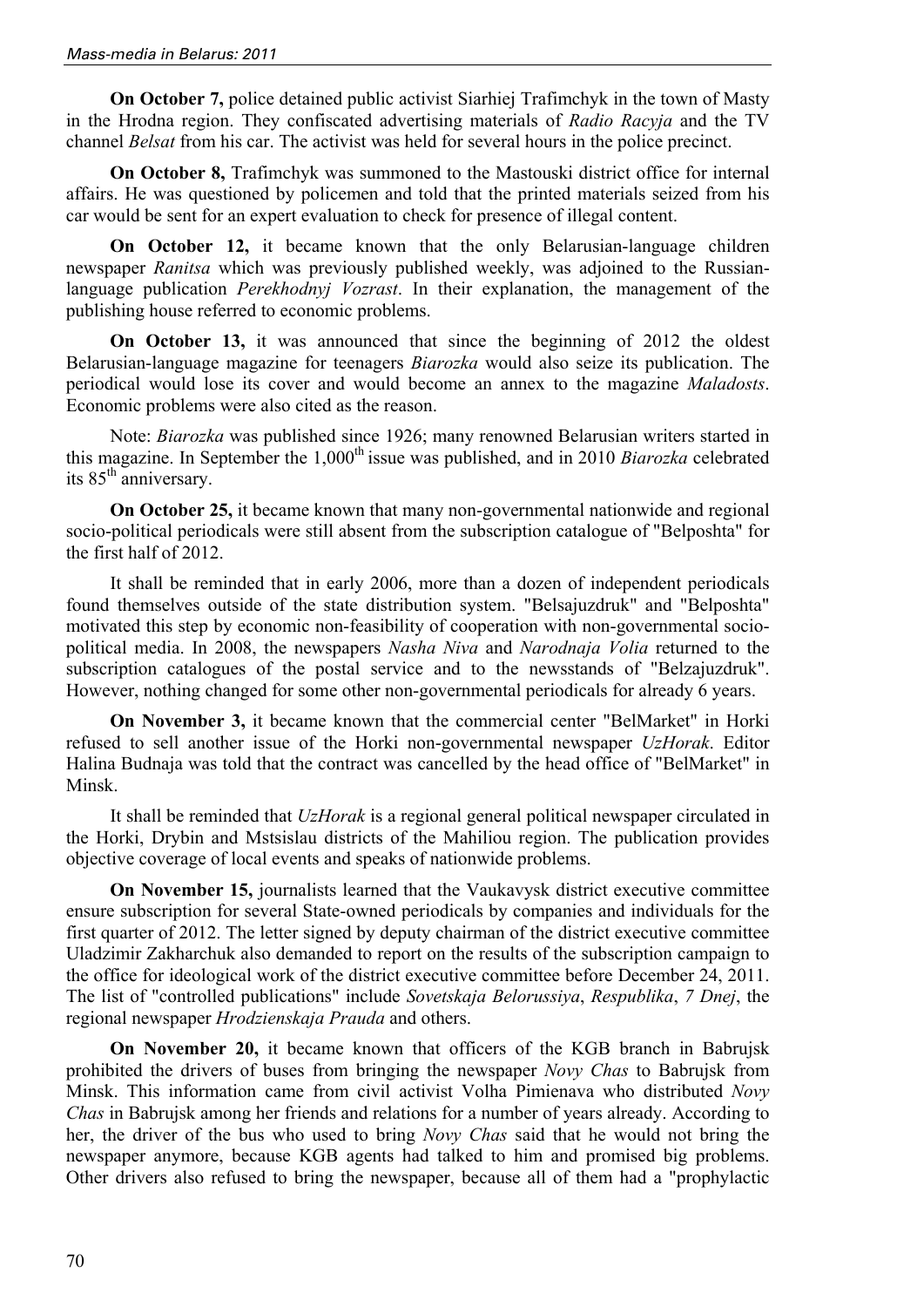**On October 7,** police detained public activist Siarhiej Trafimchyk in the town of Masty in the Hrodna region. They confiscated advertising materials of *Radio Racyja* and the TV channel *Belsat* from his car. The activist was held for several hours in the police precinct.

**On October 8,** Trafimchyk was summoned to the Mastouski district office for internal affairs. He was questioned by policemen and told that the printed materials seized from his car would be sent for an expert evaluation to check for presence of illegal content.

**On October 12,** it became known that the only Belarusian-language children newspaper *Ranitsa* which was previously published weekly, was adjoined to the Russian-language publication *Perekhodnyj Vozrast*. In their explanation, the management of the publishing house referred to economic problems.

**On October 13,** it was announced that since the beginning of 2012 the oldest Belarusian-language magazine for teenagers *Biarozka* would also seize its publication. The periodical would lose its cover and would become an annex to the magazine *Maladosts*. Economic problems were also cited as the reason.

Note: *Biarozka* was published since 1926; many renowned Belarusian writers started in this magazine. In September the 1,000th issue was published, and in 2010 *Biarozka* celebrated its 85th anniversary.

**On October 25,** it became known that many non-governmental nationwide and regional socio-political periodicals were still absent from the subscription catalogue of "Belposhta" for the first half of 2012.

It shall be reminded that in early 2006, more than a dozen of independent periodicals found themselves outside of the state distribution system. "Belsajuzdruk" and "Belposhta" motivated this step by economic non-feasibility of cooperation with non-governmental socio-political media. In 2008, the newspapers *Nasha Niva* and *Narodnaja Volia* returned to the subscription catalogues of the postal service and to the newsstands of "Belzajuzdruk". However, nothing changed for some other non-governmental periodicals for already 6 years.

**On November 3,** it became known that the commercial center "BelMarket" in Horki refused to sell another issue of the Horki non-governmental newspaper *UzHorak*. Editor Halina Budnaja was told that the contract was cancelled by the head office of "BelMarket" in Minsk.

It shall be reminded that *UzHorak* is a regional general political newspaper circulated in the Horki, Drybin and Mstsislau districts of the Mahiliou region. The publication provides objective coverage of local events and speaks of nationwide problems.

**On November 15,** journalists learned that the Vaukavysk district executive committee ensure subscription for several State-owned periodicals by companies and individuals for the first quarter of 2012. The letter signed by deputy chairman of the district executive committee Uladzimir Zakharchuk also demanded to report on the results of the subscription campaign to the office for ideological work of the district executive committee before December 24, 2011. The list of "controlled publications" include *Sovetskaja Belorussiya*, *Respublika*, *7 Dnej*, the regional newspaper *Hrodzienskaja Prauda* and others.

**On November 20,** it became known that officers of the KGB branch in Babrujsk prohibited the drivers of buses from bringing the newspaper *Novy Chas* to Babrujsk from Minsk. This information came from civil activist Volha Pimienava who distributed *Novy Chas* in Babrujsk among her friends and relations for a number of years already. According to her, the driver of the bus who used to bring *Novy Chas* said that he would not bring the newspaper anymore, because KGB agents had talked to him and promised big problems. Other drivers also refused to bring the newspaper, because all of them had a "prophylactic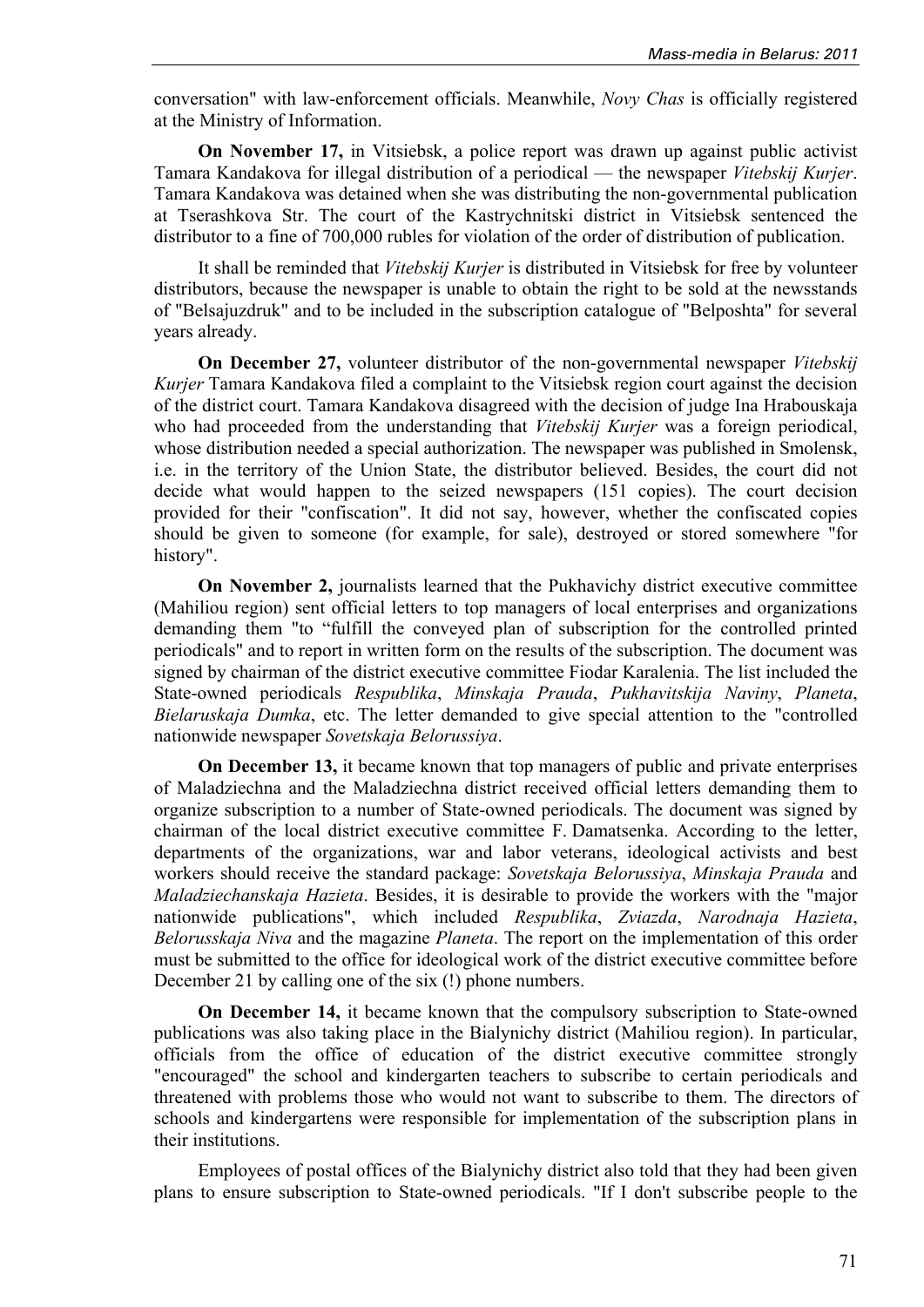conversation" with law-enforcement officials. Meanwhile, *Novy Chas* is officially registered at the Ministry of Information.

**On November 17,** in Vitsiebsk, a police report was drawn up against public activist Tamara Kandakova for illegal distribution of a periodical — the newspaper *Vitebskij Kurjer*. Tamara Kandakova was detained when she was distributing the non-governmental publication at Tserashkova Str. The court of the Kastrychnitski district in Vitsiebsk sentenced the distributor to a fine of 700,000 rubles for violation of the order of distribution of publication.

It shall be reminded that *Vitebskij Kurjer* is distributed in Vitsiebsk for free by volunteer distributors, because the newspaper is unable to obtain the right to be sold at the newsstands of "Belsajuzdruk" and to be included in the subscription catalogue of "Belposhta" for several years already.

**On December 27,** volunteer distributor of the non-governmental newspaper *Vitebskij Kurjer* Tamara Kandakova filed a complaint to the Vitsiebsk region court against the decision of the district court. Tamara Kandakova disagreed with the decision of judge Ina Hrabouskaja who had proceeded from the understanding that *Vitebskij Kurjer* was a foreign periodical, whose distribution needed a special authorization. The newspaper was published in Smolensk, i.e. in the territory of the Union State, the distributor believed. Besides, the court did not decide what would happen to the seized newspapers (151 copies). The court decision provided for their "confiscation". It did not say, however, whether the confiscated copies should be given to someone (for example, for sale), destroyed or stored somewhere "for history".

**On November 2,** journalists learned that the Pukhavichy district executive committee (Mahiliou region) sent official letters to top managers of local enterprises and organizations demanding them "to “fulfill the conveyed plan of subscription for the controlled printed periodicals" and to report in written form on the results of the subscription. The document was signed by chairman of the district executive committee Fiodar Karalenia. The list included the State-owned periodicals *Respublika*, *Minskaja Prauda*, *Pukhavitskija Naviny*, *Planeta*, *Bielaruskaja Dumka*, etc. The letter demanded to give special attention to the "controlled nationwide newspaper *Sovetskaja Belorussiya*.

**On December 13,** it became known that top managers of public and private enterprises of Maladziechna and the Maladziechna district received official letters demanding them to organize subscription to a number of State-owned periodicals. The document was signed by chairman of the local district executive committee F. Damatsenka. According to the letter, departments of the organizations, war and labor veterans, ideological activists and best workers should receive the standard package: *Sovetskaja Belorussiya*, *Minskaja Prauda* and *Maladziechanskaja Hazieta*. Besides, it is desirable to provide the workers with the "major nationwide publications", which included *Respublika*, *Zviazda*, *Narodnaja Hazieta*, *Belorusskaja Niva* and the magazine *Planeta*. The report on the implementation of this order must be submitted to the office for ideological work of the district executive committee before December 21 by calling one of the six (!) phone numbers.

**On December 14,** it became known that the compulsory subscription to State-owned publications was also taking place in the Bialynichy district (Mahiliou region). In particular, officials from the office of education of the district executive committee strongly "encouraged" the school and kindergarten teachers to subscribe to certain periodicals and threatened with problems those who would not want to subscribe to them. The directors of schools and kindergartens were responsible for implementation of the subscription plans in their institutions.

Employees of postal offices of the Bialynichy district also told that they had been given plans to ensure subscription to State-owned periodicals. "If I don't subscribe people to the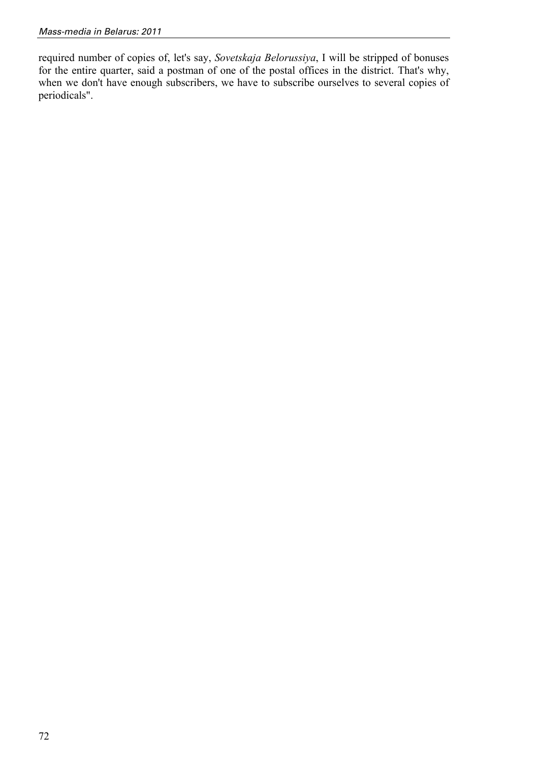required number of copies of, let's say, *Sovetskaja Belorussiya*, I will be stripped of bonuses for the entire quarter, said a postman of one of the postal offices in the district. That's why, when we don't have enough subscribers, we have to subscribe ourselves to several copies of periodicals".